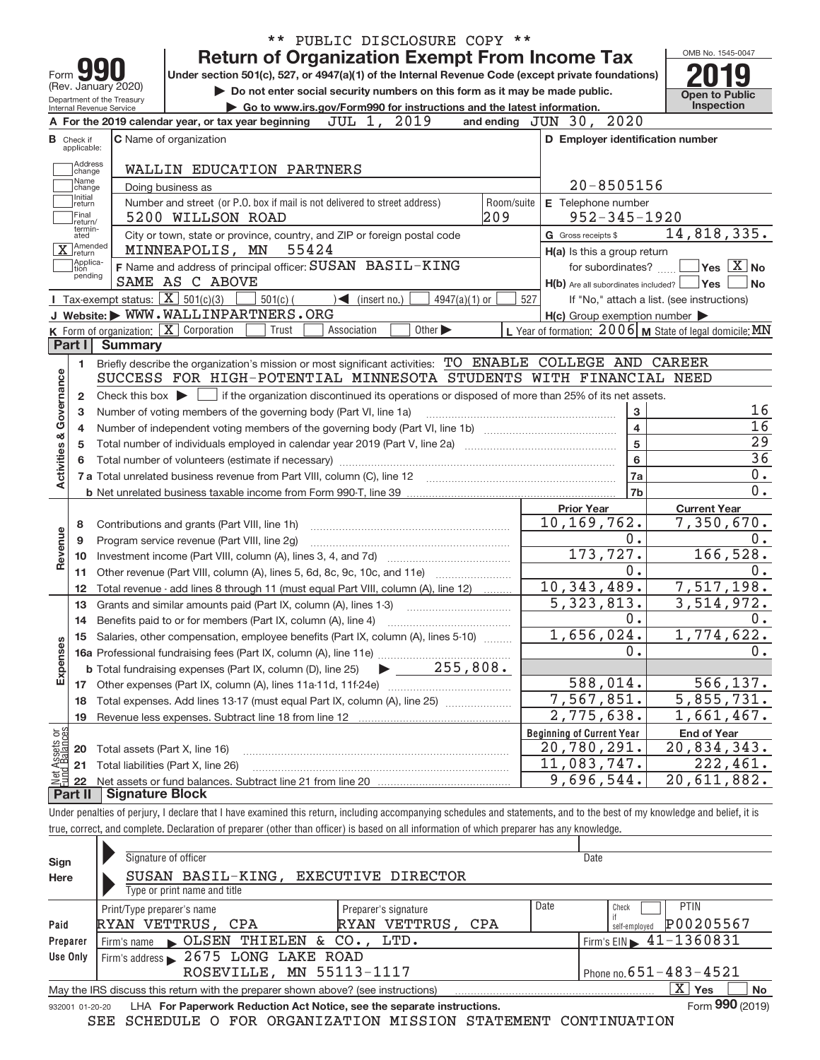** PUBLIC DISCLOSURE COPY **

# Form 990 — Return of Organization Exempt From Income Tax

(Rev. January 2020)

Under section 501(c), 527, or 4947(a)(1) of the Internal Revenue Code (except private foundations)

▶ Do not enter social security numbers on this form as it may be made public.

▶ Go to www.irs.gov/Form990 for instructions and the latest information.

Department of the Treasury Internal Revenue Service

OMB No. 1545-0047

**2019**

Open to Public Inspection

**A** For the 2019 calendar year, or tax year beginning JUL 1, 2019 and ending JUN 30, 2020

**B** Check if applicable:
- Address change
- Name change
- Initial return
- Final return/terminated
- [X] Amended return
- Application pending

**C** Name of organization: WALLIN EDUCATION PARTNERS

Doing business as

Number and street (or P.O. box if mail is not delivered to street address): 5200 WILLSON ROAD — Room/suite: 209

City or town, state or province, country, and ZIP or foreign postal code: MINNEAPOLIS, MN 55424

**D** Employer identification number: 20-8505156

**E** Telephone number: 952-345-1920

**G** Gross receipts $ 14,818,335.

**F** Name and address of principal officer: SUSAN BASIL-KING, SAME AS C ABOVE

**H(a)** Is this a group return for subordinates? [ ] Yes [X] No

**H(b)** Are all subordinates included? [ ] Yes [ ] No — If "No," attach a list. (see instructions)

**H(c)** Group exemption number ▶

**I** Tax-exempt status: [X] 501(c)(3) [ ] 501(c) ( ) ◀ (insert no.) [ ] 4947(a)(1) or [ ] 527

**J** Website: ▶ WWW.WALLINPARTNERS.ORG

**K** Form of organization: [X] Corporation [ ] Trust [ ] Association [ ] Other ▶

**L** Year of formation: 2006 **M** State of legal domicile: MN

## Part I Summary

### Activities & Governance

1. Briefly describe the organization's mission or most significant activities: TO ENABLE COLLEGE AND CAREER SUCCESS FOR HIGH-POTENTIAL MINNESOTA STUDENTS WITH FINANCIAL NEED

| Line | Description | | Value |
|---|---|---|---|
| 2 | Check this box ▶ [ ] if the organization discontinued its operations or disposed of more than 25% of its net assets. | | |
| 3 | Number of voting members of the governing body (Part VI, line 1a) | 3 | 16 |
| 4 | Number of independent voting members of the governing body (Part VI, line 1b) | 4 | 16 |
| 5 | Total number of individuals employed in calendar year 2019 (Part V, line 2a) | 5 | 29 |
| 6 | Total number of volunteers (estimate if necessary) | 6 | 36 |
| 7a | Total unrelated business revenue from Part VIII, column (C), line 12 | 7a | 0. |
| 7b | Net unrelated business taxable income from Form 990-T, line 39 | 7b | 0. |

### Revenue, Expenses, Net Assets

| Line | Description | Prior Year | Current Year |
|---|---|---|---|
| 8 | Contributions and grants (Part VIII, line 1h) | 10,169,762. | 7,350,670. |
| 9 | Program service revenue (Part VIII, line 2g) | 0. | 0. |
| 10 | Investment income (Part VIII, column (A), lines 3, 4, and 7d) | 173,727. | 166,528. |
| 11 | Other revenue (Part VIII, column (A), lines 5, 6d, 8c, 9c, 10c, and 11e) | 0. | 0. |
| 12 | Total revenue - add lines 8 through 11 (must equal Part VIII, column (A), line 12) | 10,343,489. | 7,517,198. |
| 13 | Grants and similar amounts paid (Part IX, column (A), lines 1-3) | 5,323,813. | 3,514,972. |
| 14 | Benefits paid to or for members (Part IX, column (A), line 4) | 0. | 0. |
| 15 | Salaries, other compensation, employee benefits (Part IX, column (A), lines 5-10) | 1,656,024. | 1,774,622. |
| 16a | Professional fundraising fees (Part IX, column (A), line 11e) | 0. | 0. |
| b | Total fundraising expenses (Part IX, column (D), line 25) ▶ 255,808. | | |
| 17 | Other expenses (Part IX, column (A), lines 11a-11d, 11f-24e) | 588,014. | 566,137. |
| 18 | Total expenses. Add lines 13-17 (must equal Part IX, column (A), line 25) | 7,567,851. | 5,855,731. |
| 19 | Revenue less expenses. Subtract line 18 from line 12 | 2,775,638. | 1,661,467. |

| Line | Description | Beginning of Current Year | End of Year |
|---|---|---|---|
| 20 | Total assets (Part X, line 16) | 20,780,291. | 20,834,343. |
| 21 | Total liabilities (Part X, line 26) | 11,083,747. | 222,461. |
| 22 | Net assets or fund balances. Subtract line 21 from line 20 | 9,696,544. | 20,611,882. |

## Part II Signature Block

Under penalties of perjury, I declare that I have examined this return, including accompanying schedules and statements, and to the best of my knowledge and belief, it is true, correct, and complete. Declaration of preparer (other than officer) is based on all information of which preparer has any knowledge.

**Sign Here**

Signature of officer — Date

SUSAN BASIL-KING, EXECUTIVE DIRECTOR

Type or print name and title

**Paid Preparer Use Only**

| Print/Type preparer's name | Preparer's signature | Date | Check if self-employed | PTIN |
|---|---|---|---|---|
| RYAN VETTRUS, CPA | RYAN VETTRUS, CPA | | [ ] | P00205567 |

Firm's name ▶ OLSEN THIELEN & CO., LTD. — Firm's EIN ▶ 41-1360831

Firm's address ▶ 2675 LONG LAKE ROAD, ROSEVILLE, MN 55113-1117 — Phone no. 651-483-4521

May the IRS discuss this return with the preparer shown above? (see instructions) [X] Yes [ ] No

932001 01-20-20 LHA For Paperwork Reduction Act Notice, see the separate instructions. Form **990** (2019)

SEE SCHEDULE O FOR ORGANIZATION MISSION STATEMENT CONTINUATION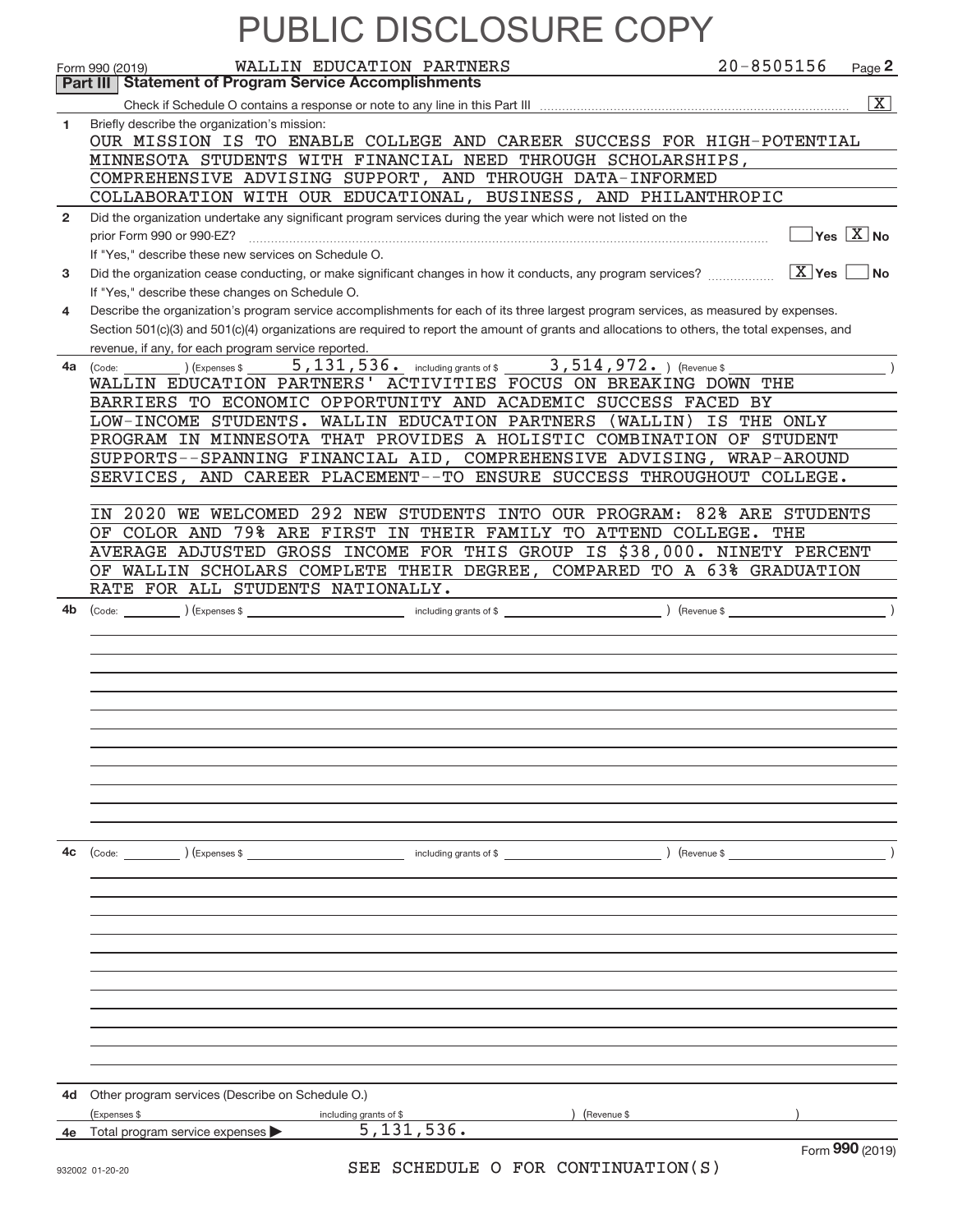# PUBLIC DISCLOSURE COPY

Form 990 (2019) WALLIN EDUCATION PARTNERS 20-8505156 Page **2**

## Part III | Statement of Program Service Accomplishments

Check if Schedule O contains a response or note to any line in this Part III ..... [X]

**1** Briefly describe the organization's mission:

OUR MISSION IS TO ENABLE COLLEGE AND CAREER SUCCESS FOR HIGH-POTENTIAL MINNESOTA STUDENTS WITH FINANCIAL NEED THROUGH SCHOLARSHIPS, COMPREHENSIVE ADVISING SUPPORT, AND THROUGH DATA-INFORMED COLLABORATION WITH OUR EDUCATIONAL, BUSINESS, AND PHILANTHROPIC

**2** Did the organization undertake any significant program services during the year which were not listed on the prior Form 990 or 990-EZ? ..... [ ] Yes [X] No

If "Yes," describe these new services on Schedule O.

**3** Did the organization cease conducting, or make significant changes in how it conducts, any program services? ..... [X] Yes [ ] No

If "Yes," describe these changes on Schedule O.

**4** Describe the organization's program service accomplishments for each of its three largest program services, as measured by expenses. Section 501(c)(3) and 501(c)(4) organizations are required to report the amount of grants and allocations to others, the total expenses, and revenue, if any, for each program service reported.

**4a** (Code: ) (Expenses $ 5,131,536. including grants of $ 3,514,972. ) (Revenue $ )

WALLIN EDUCATION PARTNERS' ACTIVITIES FOCUS ON BREAKING DOWN THE BARRIERS TO ECONOMIC OPPORTUNITY AND ACADEMIC SUCCESS FACED BY LOW-INCOME STUDENTS. WALLIN EDUCATION PARTNERS (WALLIN) IS THE ONLY PROGRAM IN MINNESOTA THAT PROVIDES A HOLISTIC COMBINATION OF STUDENT SUPPORTS--SPANNING FINANCIAL AID, COMPREHENSIVE ADVISING, WRAP-AROUND SERVICES, AND CAREER PLACEMENT--TO ENSURE SUCCESS THROUGHOUT COLLEGE.

IN 2020 WE WELCOMED 292 NEW STUDENTS INTO OUR PROGRAM: 82% ARE STUDENTS OF COLOR AND 79% ARE FIRST IN THEIR FAMILY TO ATTEND COLLEGE. THE AVERAGE ADJUSTED GROSS INCOME FOR THIS GROUP IS $38,000. NINETY PERCENT OF WALLIN SCHOLARS COMPLETE THEIR DEGREE, COMPARED TO A 63% GRADUATION RATE FOR ALL STUDENTS NATIONALLY.

**4b** (Code: ) (Expenses $ including grants of $ ) (Revenue $ )

**4c** (Code: ) (Expenses $ including grants of $ ) (Revenue $ )

**4d** Other program services (Describe on Schedule O.)

(Expenses $ including grants of $ ) (Revenue $ )

**4e** Total program service expenses ▶ 5,131,536.

Form **990** (2019)

932002 01-20-20

SEE SCHEDULE O FOR CONTINUATION(S)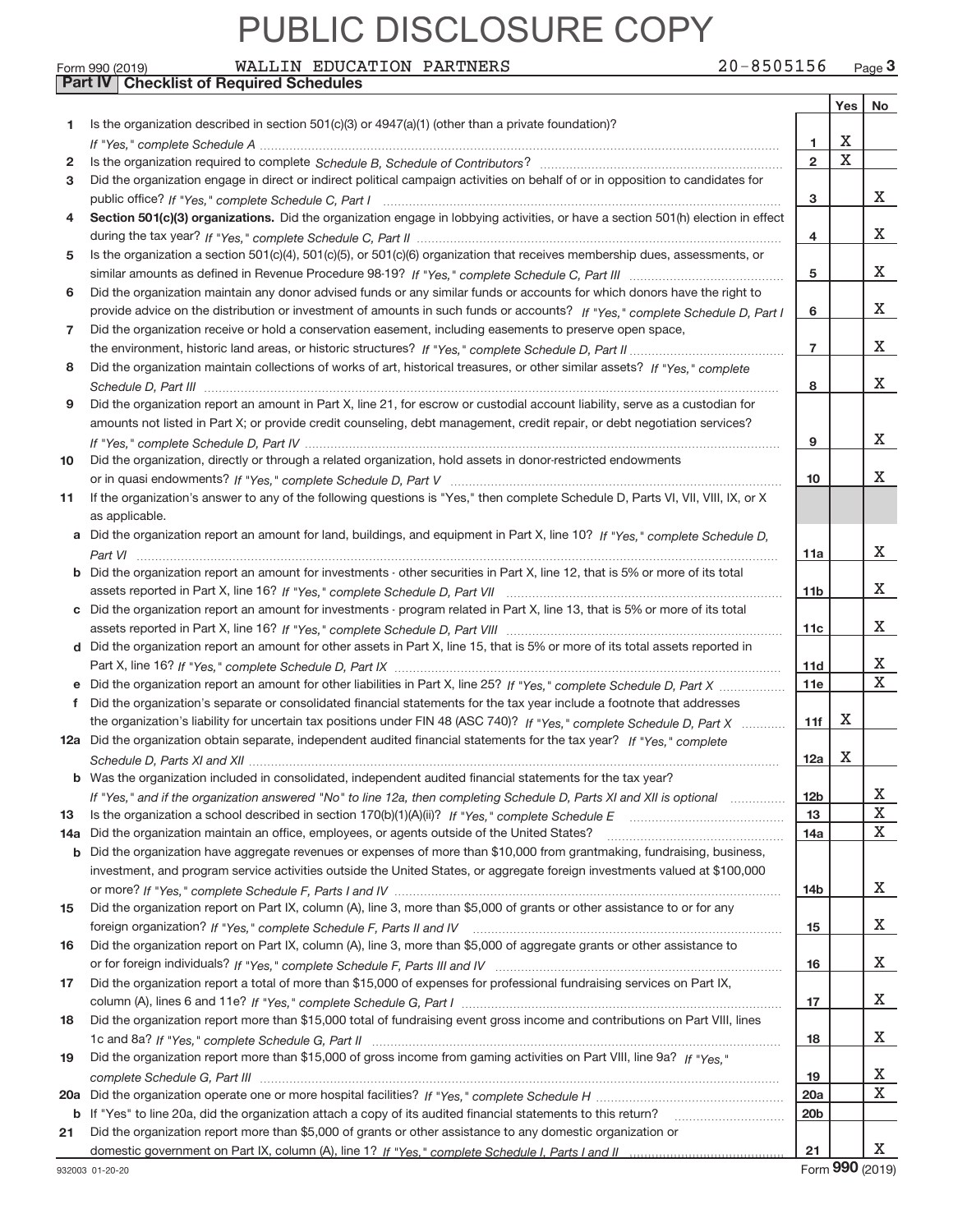PUBLIC DISCLOSURE COPY

Form 990 (2019) WALLIN EDUCATION PARTNERS 20-8505156 Page **3**

**Part IV | Checklist of Required Schedules**

| | | | Yes | No |
|---|---|---|---|---|
| **1** | Is the organization described in section 501(c)(3) or 4947(a)(1) (other than a private foundation)? *If "Yes," complete Schedule A* | **1** | X | |
| **2** | Is the organization required to complete *Schedule B, Schedule of Contributors*? | **2** | X | |
| **3** | Did the organization engage in direct or indirect political campaign activities on behalf of or in opposition to candidates for public office? *If "Yes," complete Schedule C, Part I* | **3** | | X |
| **4** | **Section 501(c)(3) organizations.** Did the organization engage in lobbying activities, or have a section 501(h) election in effect during the tax year? *If "Yes," complete Schedule C, Part II* | **4** | | X |
| **5** | Is the organization a section 501(c)(4), 501(c)(5), or 501(c)(6) organization that receives membership dues, assessments, or similar amounts as defined in Revenue Procedure 98-19? *If "Yes," complete Schedule C, Part III* | **5** | | X |
| **6** | Did the organization maintain any donor advised funds or any similar funds or accounts for which donors have the right to provide advice on the distribution or investment of amounts in such funds or accounts? *If "Yes," complete Schedule D, Part I* | **6** | | X |
| **7** | Did the organization receive or hold a conservation easement, including easements to preserve open space, the environment, historic land areas, or historic structures? *If "Yes," complete Schedule D, Part II* | **7** | | X |
| **8** | Did the organization maintain collections of works of art, historical treasures, or other similar assets? *If "Yes," complete Schedule D, Part III* | **8** | | X |
| **9** | Did the organization report an amount in Part X, line 21, for escrow or custodial account liability, serve as a custodian for amounts not listed in Part X; or provide credit counseling, debt management, credit repair, or debt negotiation services? *If "Yes," complete Schedule D, Part IV* | **9** | | X |
| **10** | Did the organization, directly or through a related organization, hold assets in donor-restricted endowments or in quasi endowments? *If "Yes," complete Schedule D, Part V* | **10** | | X |
| **11** | If the organization's answer to any of the following questions is "Yes," then complete Schedule D, Parts VI, VII, VIII, IX, or X as applicable. | | | |
| **a** | Did the organization report an amount for land, buildings, and equipment in Part X, line 10? *If "Yes," complete Schedule D, Part VI* | **11a** | | X |
| **b** | Did the organization report an amount for investments - other securities in Part X, line 12, that is 5% or more of its total assets reported in Part X, line 16? *If "Yes," complete Schedule D, Part VII* | **11b** | | X |
| **c** | Did the organization report an amount for investments - program related in Part X, line 13, that is 5% or more of its total assets reported in Part X, line 16? *If "Yes," complete Schedule D, Part VIII* | **11c** | | X |
| **d** | Did the organization report an amount for other assets in Part X, line 15, that is 5% or more of its total assets reported in Part X, line 16? *If "Yes," complete Schedule D, Part IX* | **11d** | | X |
| **e** | Did the organization report an amount for other liabilities in Part X, line 25? *If "Yes," complete Schedule D, Part X* | **11e** | | X |
| **f** | Did the organization's separate or consolidated financial statements for the tax year include a footnote that addresses the organization's liability for uncertain tax positions under FIN 48 (ASC 740)? *If "Yes," complete Schedule D, Part X* | **11f** | X | |
| **12a** | Did the organization obtain separate, independent audited financial statements for the tax year? *If "Yes," complete Schedule D, Parts XI and XII* | **12a** | X | |
| **b** | Was the organization included in consolidated, independent audited financial statements for the tax year? *If "Yes," and if the organization answered "No" to line 12a, then completing Schedule D, Parts XI and XII is optional* | **12b** | | X |
| **13** | Is the organization a school described in section 170(b)(1)(A)(ii)? *If "Yes," complete Schedule E* | **13** | | X |
| **14a** | Did the organization maintain an office, employees, or agents outside of the United States? | **14a** | | X |
| **b** | Did the organization have aggregate revenues or expenses of more than $10,000 from grantmaking, fundraising, business, investment, and program service activities outside the United States, or aggregate foreign investments valued at $100,000 or more? *If "Yes," complete Schedule F, Parts I and IV* | **14b** | | X |
| **15** | Did the organization report on Part IX, column (A), line 3, more than $5,000 of grants or other assistance to or for any foreign organization? *If "Yes," complete Schedule F, Parts II and IV* | **15** | | X |
| **16** | Did the organization report on Part IX, column (A), line 3, more than $5,000 of aggregate grants or other assistance to or for foreign individuals? *If "Yes," complete Schedule F, Parts III and IV* | **16** | | X |
| **17** | Did the organization report a total of more than $15,000 of expenses for professional fundraising services on Part IX, column (A), lines 6 and 11e? *If "Yes," complete Schedule G, Part I* | **17** | | X |
| **18** | Did the organization report more than $15,000 total of fundraising event gross income and contributions on Part VIII, lines 1c and 8a? *If "Yes," complete Schedule G, Part II* | **18** | | X |
| **19** | Did the organization report more than $15,000 of gross income from gaming activities on Part VIII, line 9a? *If "Yes," complete Schedule G, Part III* | **19** | | X |
| **20a** | Did the organization operate one or more hospital facilities? *If "Yes," complete Schedule H* | **20a** | | X |
| **b** | If "Yes" to line 20a, did the organization attach a copy of its audited financial statements to this return? | **20b** | | |
| **21** | Did the organization report more than $5,000 of grants or other assistance to any domestic organization or domestic government on Part IX, column (A), line 1? *If "Yes," complete Schedule I, Parts I and II* | **21** | | X |

932003 01-20-20 Form **990** (2019)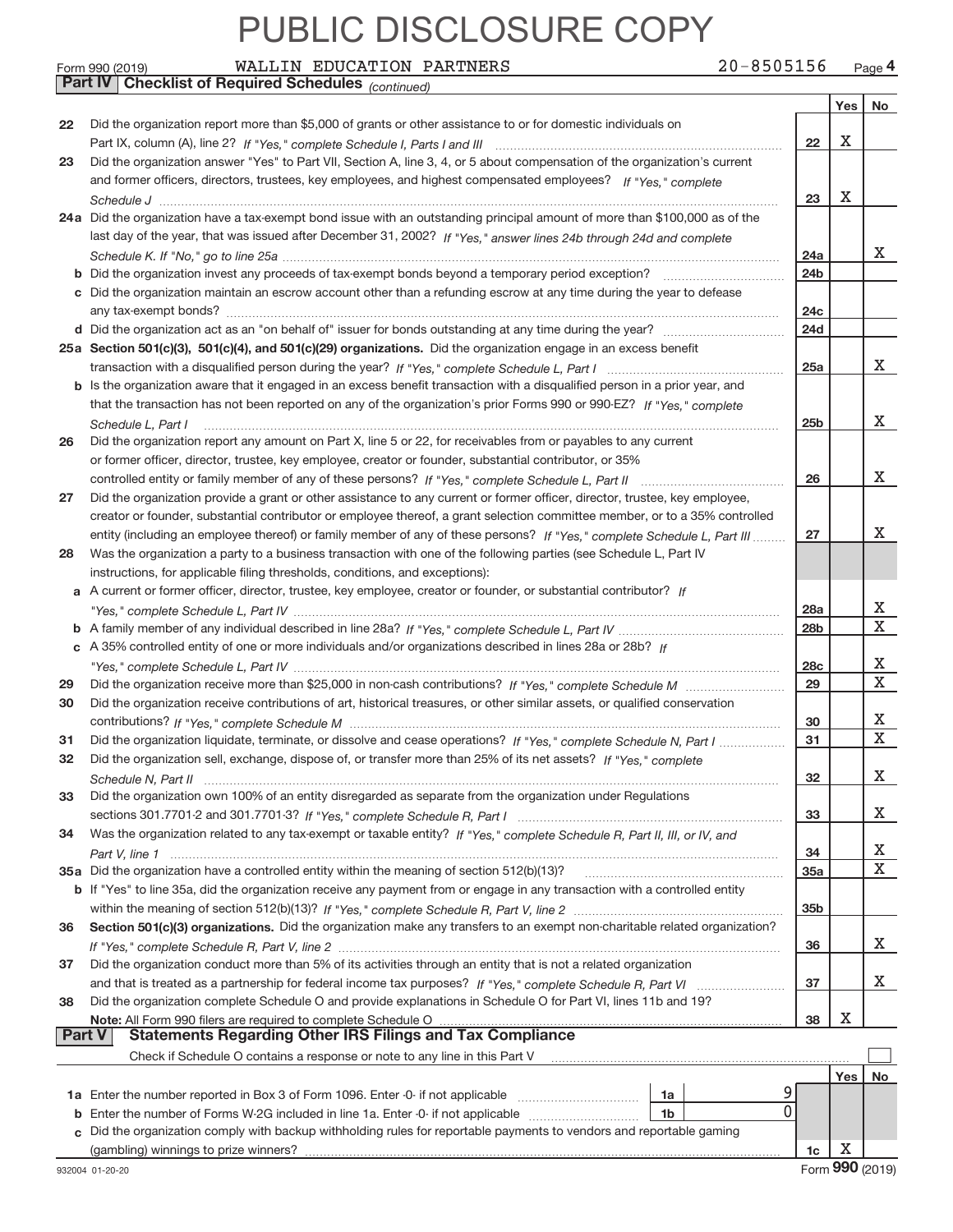# PUBLIC DISCLOSURE COPY

Form 990 (2019) WALLIN EDUCATION PARTNERS 20-8505156 Page 4

**Part IV Checklist of Required Schedules** *(continued)*

| | | | Yes | No |
|---|---|---|---|---|
| 22 | Did the organization report more than $5,000 of grants or other assistance to or for domestic individuals on Part IX, column (A), line 2? *If "Yes," complete Schedule I, Parts I and III* | 22 | X | |
| 23 | Did the organization answer "Yes" to Part VII, Section A, line 3, 4, or 5 about compensation of the organization's current and former officers, directors, trustees, key employees, and highest compensated employees? *If "Yes," complete Schedule J* | 23 | X | |
| 24a | Did the organization have a tax-exempt bond issue with an outstanding principal amount of more than $100,000 as of the last day of the year, that was issued after December 31, 2002? *If "Yes," answer lines 24b through 24d and complete Schedule K. If "No," go to line 25a* | 24a | | X |
| b | Did the organization invest any proceeds of tax-exempt bonds beyond a temporary period exception? | 24b | | |
| c | Did the organization maintain an escrow account other than a refunding escrow at any time during the year to defease any tax-exempt bonds? | 24c | | |
| d | Did the organization act as an "on behalf of" issuer for bonds outstanding at any time during the year? | 24d | | |
| 25a | **Section 501(c)(3), 501(c)(4), and 501(c)(29) organizations.** Did the organization engage in an excess benefit transaction with a disqualified person during the year? *If "Yes," complete Schedule L, Part I* | 25a | | X |
| b | Is the organization aware that it engaged in an excess benefit transaction with a disqualified person in a prior year, and that the transaction has not been reported on any of the organization's prior Forms 990 or 990-EZ? *If "Yes," complete Schedule L, Part I* | 25b | | X |
| 26 | Did the organization report any amount on Part X, line 5 or 22, for receivables from or payables to any current or former officer, director, trustee, key employee, creator or founder, substantial contributor, or 35% controlled entity or family member of any of these persons? *If "Yes," complete Schedule L, Part II* | 26 | | X |
| 27 | Did the organization provide a grant or other assistance to any current or former officer, director, trustee, key employee, creator or founder, substantial contributor or employee thereof, a grant selection committee member, or to a 35% controlled entity (including an employee thereof) or family member of any of these persons? *If "Yes," complete Schedule L, Part III* | 27 | | X |
| 28 | Was the organization a party to a business transaction with one of the following parties (see Schedule L, Part IV instructions, for applicable filing thresholds, conditions, and exceptions): | | | |
| a | A current or former officer, director, trustee, key employee, creator or founder, or substantial contributor? *If "Yes," complete Schedule L, Part IV* | 28a | | X |
| b | A family member of any individual described in line 28a? *If "Yes," complete Schedule L, Part IV* | 28b | | X |
| c | A 35% controlled entity of one or more individuals and/or organizations described in lines 28a or 28b? *If "Yes," complete Schedule L, Part IV* | 28c | | X |
| 29 | Did the organization receive more than $25,000 in non-cash contributions? *If "Yes," complete Schedule M* | 29 | | X |
| 30 | Did the organization receive contributions of art, historical treasures, or other similar assets, or qualified conservation contributions? *If "Yes," complete Schedule M* | 30 | | X |
| 31 | Did the organization liquidate, terminate, or dissolve and cease operations? *If "Yes," complete Schedule N, Part I* | 31 | | X |
| 32 | Did the organization sell, exchange, dispose of, or transfer more than 25% of its net assets? *If "Yes," complete Schedule N, Part II* | 32 | | X |
| 33 | Did the organization own 100% of an entity disregarded as separate from the organization under Regulations sections 301.7701-2 and 301.7701-3? *If "Yes," complete Schedule R, Part I* | 33 | | X |
| 34 | Was the organization related to any tax-exempt or taxable entity? *If "Yes," complete Schedule R, Part II, III, or IV, and Part V, line 1* | 34 | | X |
| 35a | Did the organization have a controlled entity within the meaning of section 512(b)(13)? | 35a | | X |
| b | If "Yes" to line 35a, did the organization receive any payment from or engage in any transaction with a controlled entity within the meaning of section 512(b)(13)? *If "Yes," complete Schedule R, Part V, line 2* | 35b | | |
| 36 | **Section 501(c)(3) organizations.** Did the organization make any transfers to an exempt non-charitable related organization? *If "Yes," complete Schedule R, Part V, line 2* | 36 | | X |
| 37 | Did the organization conduct more than 5% of its activities through an entity that is not a related organization and that is treated as a partnership for federal income tax purposes? *If "Yes," complete Schedule R, Part VI* | 37 | | X |
| 38 | Did the organization complete Schedule O and provide explanations in Schedule O for Part VI, lines 11b and 19? **Note:** All Form 990 filers are required to complete Schedule O | 38 | X | |

**Part V Statements Regarding Other IRS Filings and Tax Compliance**

Check if Schedule O contains a response or note to any line in this Part V ☐

| | | | | | Yes | No |
|---|---|---|---|---|---|---|
| 1a | Enter the number reported in Box 3 of Form 1096. Enter -0- if not applicable | 1a | 9 | | | |
| b | Enter the number of Forms W-2G included in line 1a. Enter -0- if not applicable | 1b | 0 | | | |
| c | Did the organization comply with backup withholding rules for reportable payments to vendors and reportable gaming (gambling) winnings to prize winners? | | | 1c | X | |

932004 01-20-20 Form **990** (2019)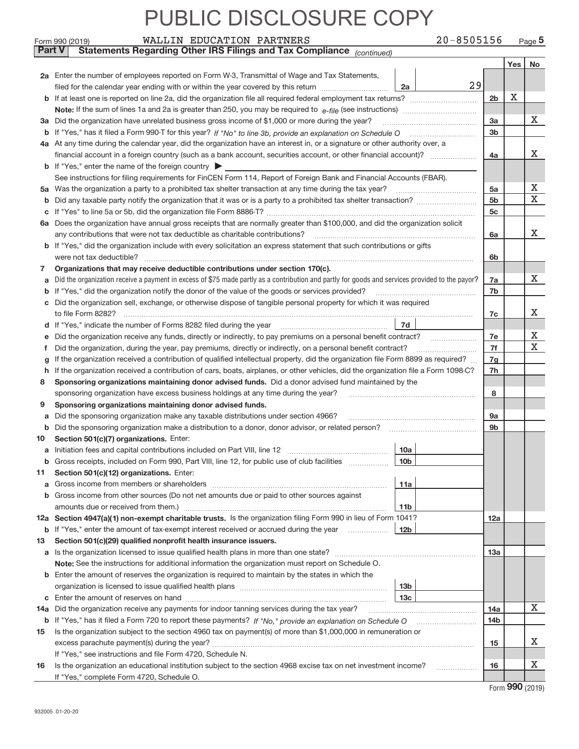# PUBLIC DISCLOSURE COPY

Form 990 (2019) WALLIN EDUCATION PARTNERS 20-8505156 Page 5

**Part V Statements Regarding Other IRS Filings and Tax Compliance** *(continued)*

| | | | | Yes | No |
|---|---|---|---|---|---|
| **2a** | Enter the number of employees reported on Form W-3, Transmittal of Wage and Tax Statements, filed for the calendar year ending with or within the year covered by this return | 2a 29 | | | |
| **b** | If at least one is reported on line 2a, did the organization file all required federal employment tax returns? | | 2b | X | |
| | **Note:** If the sum of lines 1a and 2a is greater than 250, you may be required to *e-file* (see instructions) | | | | |
| **3a** | Did the organization have unrelated business gross income of $1,000 or more during the year? | | 3a | | X |
| **b** | If "Yes," has it filed a Form 990-T for this year? *If "No" to line 3b, provide an explanation on Schedule O* | | 3b | | |
| **4a** | At any time during the calendar year, did the organization have an interest in, or a signature or other authority over, a financial account in a foreign country (such as a bank account, securities account, or other financial account)? | | 4a | | X |
| **b** | If "Yes," enter the name of the foreign country ▶ | | | | |
| | See instructions for filing requirements for FinCEN Form 114, Report of Foreign Bank and Financial Accounts (FBAR). | | | | |
| **5a** | Was the organization a party to a prohibited tax shelter transaction at any time during the tax year? | | 5a | | X |
| **b** | Did any taxable party notify the organization that it was or is a party to a prohibited tax shelter transaction? | | 5b | | X |
| **c** | If "Yes" to line 5a or 5b, did the organization file Form 8886-T? | | 5c | | |
| **6a** | Does the organization have annual gross receipts that are normally greater than $100,000, and did the organization solicit any contributions that were not tax deductible as charitable contributions? | | 6a | | X |
| **b** | If "Yes," did the organization include with every solicitation an express statement that such contributions or gifts were not tax deductible? | | 6b | | |
| **7** | **Organizations that may receive deductible contributions under section 170(c).** | | | | |
| **a** | Did the organization receive a payment in excess of $75 made partly as a contribution and partly for goods and services provided to the payor? | | 7a | | X |
| **b** | If "Yes," did the organization notify the donor of the value of the goods or services provided? | | 7b | | |
| **c** | Did the organization sell, exchange, or otherwise dispose of tangible personal property for which it was required to file Form 8282? | | 7c | | X |
| **d** | If "Yes," indicate the number of Forms 8282 filed during the year | 7d | | | |
| **e** | Did the organization receive any funds, directly or indirectly, to pay premiums on a personal benefit contract? | | 7e | | X |
| **f** | Did the organization, during the year, pay premiums, directly or indirectly, on a personal benefit contract? | | 7f | | X |
| **g** | If the organization received a contribution of qualified intellectual property, did the organization file Form 8899 as required? | | 7g | | |
| **h** | If the organization received a contribution of cars, boats, airplanes, or other vehicles, did the organization file a Form 1098-C? | | 7h | | |
| **8** | **Sponsoring organizations maintaining donor advised funds.** Did a donor advised fund maintained by the sponsoring organization have excess business holdings at any time during the year? | | 8 | | |
| **9** | **Sponsoring organizations maintaining donor advised funds.** | | | | |
| **a** | Did the sponsoring organization make any taxable distributions under section 4966? | | 9a | | |
| **b** | Did the sponsoring organization make a distribution to a donor, donor advisor, or related person? | | 9b | | |
| **10** | **Section 501(c)(7) organizations.** Enter: | | | | |
| **a** | Initiation fees and capital contributions included on Part VIII, line 12 | 10a | | | |
| **b** | Gross receipts, included on Form 990, Part VIII, line 12, for public use of club facilities | 10b | | | |
| **11** | **Section 501(c)(12) organizations.** Enter: | | | | |
| **a** | Gross income from members or shareholders | 11a | | | |
| **b** | Gross income from other sources (Do not net amounts due or paid to other sources against amounts due or received from them.) | 11b | | | |
| **12a** | **Section 4947(a)(1) non-exempt charitable trusts.** Is the organization filing Form 990 in lieu of Form 1041? | | 12a | | |
| **b** | If "Yes," enter the amount of tax-exempt interest received or accrued during the year | 12b | | | |
| **13** | **Section 501(c)(29) qualified nonprofit health insurance issuers.** | | | | |
| **a** | Is the organization licensed to issue qualified health plans in more than one state? | | 13a | | |
| | **Note:** See the instructions for additional information the organization must report on Schedule O. | | | | |
| **b** | Enter the amount of reserves the organization is required to maintain by the states in which the organization is licensed to issue qualified health plans | 13b | | | |
| **c** | Enter the amount of reserves on hand | 13c | | | |
| **14a** | Did the organization receive any payments for indoor tanning services during the tax year? | | 14a | | X |
| **b** | If "Yes," has it filed a Form 720 to report these payments? *If "No," provide an explanation on Schedule O* | | 14b | | |
| **15** | Is the organization subject to the section 4960 tax on payment(s) of more than $1,000,000 in remuneration or excess parachute payment(s) during the year? | | 15 | | X |
| | If "Yes," see instructions and file Form 4720, Schedule N. | | | | |
| **16** | Is the organization an educational institution subject to the section 4968 excise tax on net investment income? | | 16 | | X |
| | If "Yes," complete Form 4720, Schedule O. | | | | |

Form **990** (2019)

932005 01-20-20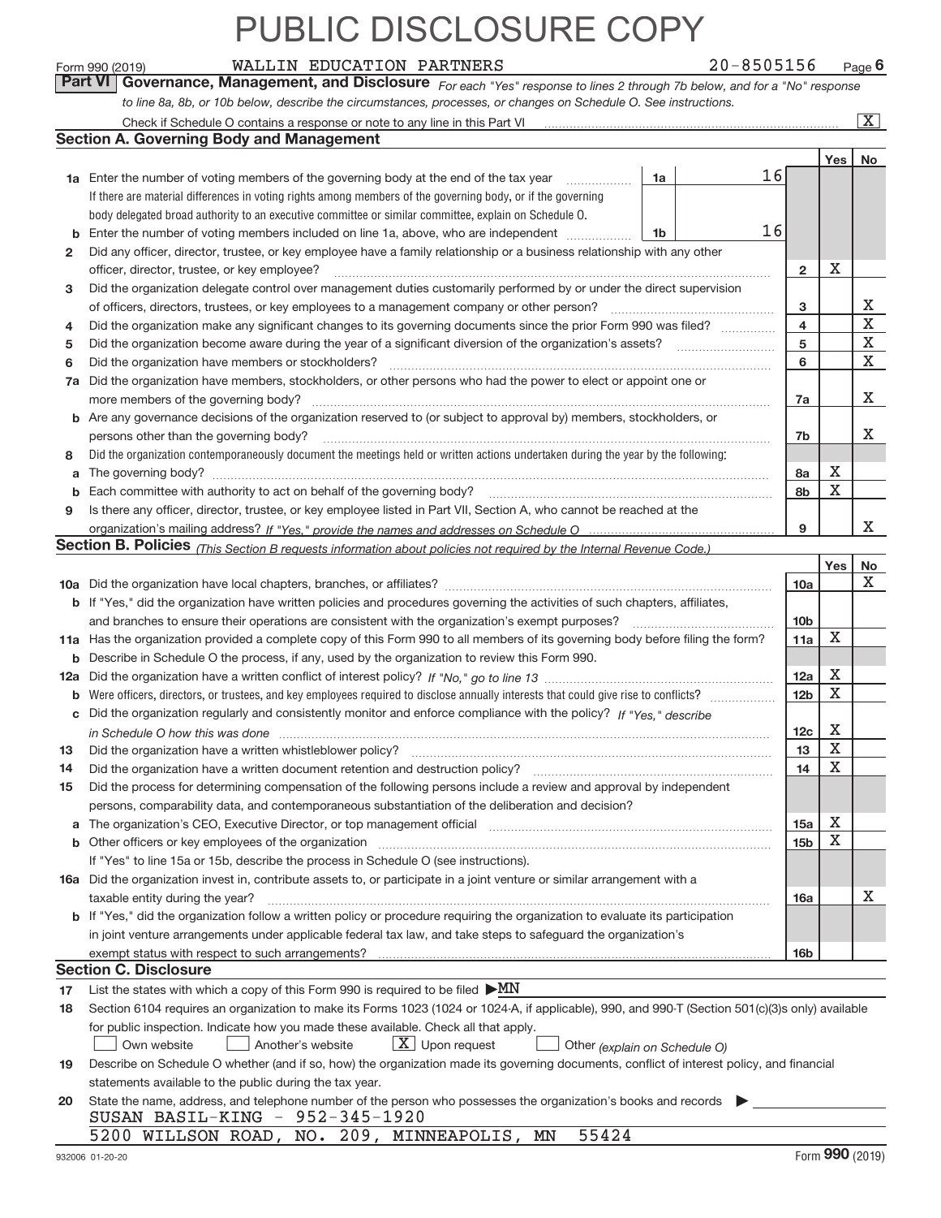PUBLIC DISCLOSURE COPY

Form 990 (2019) WALLIN EDUCATION PARTNERS 20-8505156 Page 6

**Part VI Governance, Management, and Disclosure** *For each "Yes" response to lines 2 through 7b below, and for a "No" response to line 8a, 8b, or 10b below, describe the circumstances, processes, or changes on Schedule O. See instructions.*

Check if Schedule O contains a response or note to any line in this Part VI [X]

## Section A. Governing Body and Management

| | | | | Yes | No |
|---|---|---|---|---|---|
| 1a | Enter the number of voting members of the governing body at the end of the tax year. If there are material differences in voting rights among members of the governing body, or if the governing body delegated broad authority to an executive committee or similar committee, explain on Schedule O. | 1a | 16 | | |
| b | Enter the number of voting members included on line 1a, above, who are independent | 1b | 16 | | |
| 2 | Did any officer, director, trustee, or key employee have a family relationship or a business relationship with any other officer, director, trustee, or key employee? | 2 | | X | |
| 3 | Did the organization delegate control over management duties customarily performed by or under the direct supervision of officers, directors, trustees, or key employees to a management company or other person? | 3 | | | X |
| 4 | Did the organization make any significant changes to its governing documents since the prior Form 990 was filed? | 4 | | | X |
| 5 | Did the organization become aware during the year of a significant diversion of the organization's assets? | 5 | | | X |
| 6 | Did the organization have members or stockholders? | 6 | | | X |
| 7a | Did the organization have members, stockholders, or other persons who had the power to elect or appoint one or more members of the governing body? | 7a | | | X |
| b | Are any governance decisions of the organization reserved to (or subject to approval by) members, stockholders, or persons other than the governing body? | 7b | | | X |
| 8 | Did the organization contemporaneously document the meetings held or written actions undertaken during the year by the following: | | | | |
| a | The governing body? | 8a | | X | |
| b | Each committee with authority to act on behalf of the governing body? | 8b | | X | |
| 9 | Is there any officer, director, trustee, or key employee listed in Part VII, Section A, who cannot be reached at the organization's mailing address? *If "Yes," provide the names and addresses on Schedule O* | 9 | | | X |

## Section B. Policies *(This Section B requests information about policies not required by the Internal Revenue Code.)*

| | | | Yes | No |
|---|---|---|---|---|
| 10a | Did the organization have local chapters, branches, or affiliates? | 10a | | X |
| b | If "Yes," did the organization have written policies and procedures governing the activities of such chapters, affiliates, and branches to ensure their operations are consistent with the organization's exempt purposes? | 10b | | |
| 11a | Has the organization provided a complete copy of this Form 990 to all members of its governing body before filing the form? | 11a | X | |
| b | Describe in Schedule O the process, if any, used by the organization to review this Form 990. | | | |
| 12a | Did the organization have a written conflict of interest policy? *If "No," go to line 13* | 12a | X | |
| b | Were officers, directors, or trustees, and key employees required to disclose annually interests that could give rise to conflicts? | 12b | X | |
| c | Did the organization regularly and consistently monitor and enforce compliance with the policy? *If "Yes," describe in Schedule O how this was done* | 12c | X | |
| 13 | Did the organization have a written whistleblower policy? | 13 | X | |
| 14 | Did the organization have a written document retention and destruction policy? | 14 | X | |
| 15 | Did the process for determining compensation of the following persons include a review and approval by independent persons, comparability data, and contemporaneous substantiation of the deliberation and decision? | | | |
| a | The organization's CEO, Executive Director, or top management official | 15a | X | |
| b | Other officers or key employees of the organization | 15b | X | |
| | If "Yes" to line 15a or 15b, describe the process in Schedule O (see instructions). | | | |
| 16a | Did the organization invest in, contribute assets to, or participate in a joint venture or similar arrangement with a taxable entity during the year? | 16a | | X |
| b | If "Yes," did the organization follow a written policy or procedure requiring the organization to evaluate its participation in joint venture arrangements under applicable federal tax law, and take steps to safeguard the organization's exempt status with respect to such arrangements? | 16b | | |

## Section C. Disclosure

17 List the states with which a copy of this Form 990 is required to be filed ▶MN

18 Section 6104 requires an organization to make its Forms 1023 (1024 or 1024-A, if applicable), 990, and 990-T (Section 501(c)(3)s only) available for public inspection. Indicate how you made these available. Check all that apply.

[ ] Own website [ ] Another's website [X] Upon request [ ] Other *(explain on Schedule O)*

19 Describe on Schedule O whether (and if so, how) the organization made its governing documents, conflict of interest policy, and financial statements available to the public during the tax year.

20 State the name, address, and telephone number of the person who possesses the organization's books and records ▶

SUSAN BASIL-KING - 952-345-1920

5200 WILLSON ROAD, NO. 209, MINNEAPOLIS, MN 55424

932006 01-20-20 Form **990** (2019)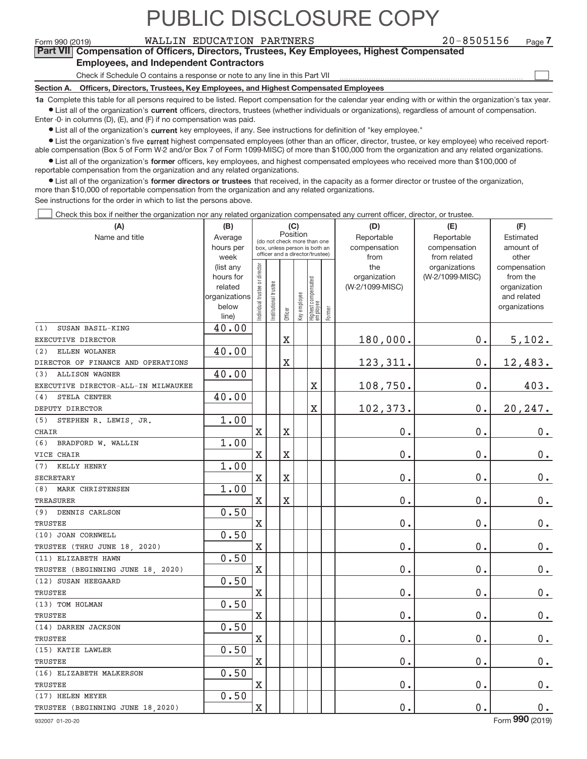# PUBLIC DISCLOSURE COPY

Form 990 (2019) WALLIN EDUCATION PARTNERS 20-8505156 Page 7

**Part VII Compensation of Officers, Directors, Trustees, Key Employees, Highest Compensated Employees, and Independent Contractors**

Check if Schedule O contains a response or note to any line in this Part VII ☐

**Section A. Officers, Directors, Trustees, Key Employees, and Highest Compensated Employees**

**1a** Complete this table for all persons required to be listed. Report compensation for the calendar year ending with or within the organization's tax year.

- List all of the organization's **current** officers, directors, trustees (whether individuals or organizations), regardless of amount of compensation. Enter -0- in columns (D), (E), and (F) if no compensation was paid.
- List all of the organization's **current** key employees, if any. See instructions for definition of "key employee."
- List the organization's five **current** highest compensated employees (other than an officer, director, trustee, or key employee) who received reportable compensation (Box 5 of Form W-2 and/or Box 7 of Form 1099-MISC) of more than $100,000 from the organization and any related organizations.
- List all of the organization's **former** officers, key employees, and highest compensated employees who received more than $100,000 of reportable compensation from the organization and any related organizations.
- List all of the organization's **former directors or trustees** that received, in the capacity as a former director or trustee of the organization, more than $10,000 of reportable compensation from the organization and any related organizations.

See instructions for the order in which to list the persons above.

☐ Check this box if neither the organization nor any related organization compensated any current officer, director, or trustee.

| (A) Name and title | (B) Average hours per week (list any hours for related organizations below line) | (C) Position: Individual trustee or director | Institutional trustee | Officer | Key employee | Highest compensated employee | Former | (D) Reportable compensation from the organization (W-2/1099-MISC) | (E) Reportable compensation from related organizations (W-2/1099-MISC) | (F) Estimated amount of other compensation from the organization and related organizations |
|---|---|---|---|---|---|---|---|---|---|---|
| (1) SUSAN BASIL-KING<br>EXECUTIVE DIRECTOR | 40.00 | | | X | | | | 180,000. | 0. | 5,102. |
| (2) ELLEN WOLANER<br>DIRECTOR OF FINANCE AND OPERATIONS | 40.00 | | | X | | | | 123,311. | 0. | 12,483. |
| (3) ALLISON WAGNER<br>EXECUTIVE DIRECTOR-ALL-IN MILWAUKEE | 40.00 | | | | | X | | 108,750. | 0. | 403. |
| (4) STELA CENTER<br>DEPUTY DIRECTOR | 40.00 | | | | | X | | 102,373. | 0. | 20,247. |
| (5) STEPHEN R. LEWIS, JR.<br>CHAIR | 1.00 | X | | X | | | | 0. | 0. | 0. |
| (6) BRADFORD W. WALLIN<br>VICE CHAIR | 1.00 | X | | X | | | | 0. | 0. | 0. |
| (7) KELLY HENRY<br>SECRETARY | 1.00 | X | | X | | | | 0. | 0. | 0. |
| (8) MARK CHRISTENSEN<br>TREASURER | 1.00 | X | | X | | | | 0. | 0. | 0. |
| (9) DENNIS CARLSON<br>TRUSTEE | 0.50 | X | | | | | | 0. | 0. | 0. |
| (10) JOAN CORNWELL<br>TRUSTEE (THRU JUNE 18, 2020) | 0.50 | X | | | | | | 0. | 0. | 0. |
| (11) ELIZABETH HAWN<br>TRUSTEE (BEGINNING JUNE 18, 2020) | 0.50 | X | | | | | | 0. | 0. | 0. |
| (12) SUSAN HEEGAARD<br>TRUSTEE | 0.50 | X | | | | | | 0. | 0. | 0. |
| (13) TOM HOLMAN<br>TRUSTEE | 0.50 | X | | | | | | 0. | 0. | 0. |
| (14) DARREN JACKSON<br>TRUSTEE | 0.50 | X | | | | | | 0. | 0. | 0. |
| (15) KATIE LAWLER<br>TRUSTEE | 0.50 | X | | | | | | 0. | 0. | 0. |
| (16) ELIZABETH MALKERSON<br>TRUSTEE | 0.50 | X | | | | | | 0. | 0. | 0. |
| (17) HELEN MEYER<br>TRUSTEE (BEGINNING JUNE 18,2020) | 0.50 | X | | | | | | 0. | 0. | 0. |

932007 01-20-20 Form **990** (2019)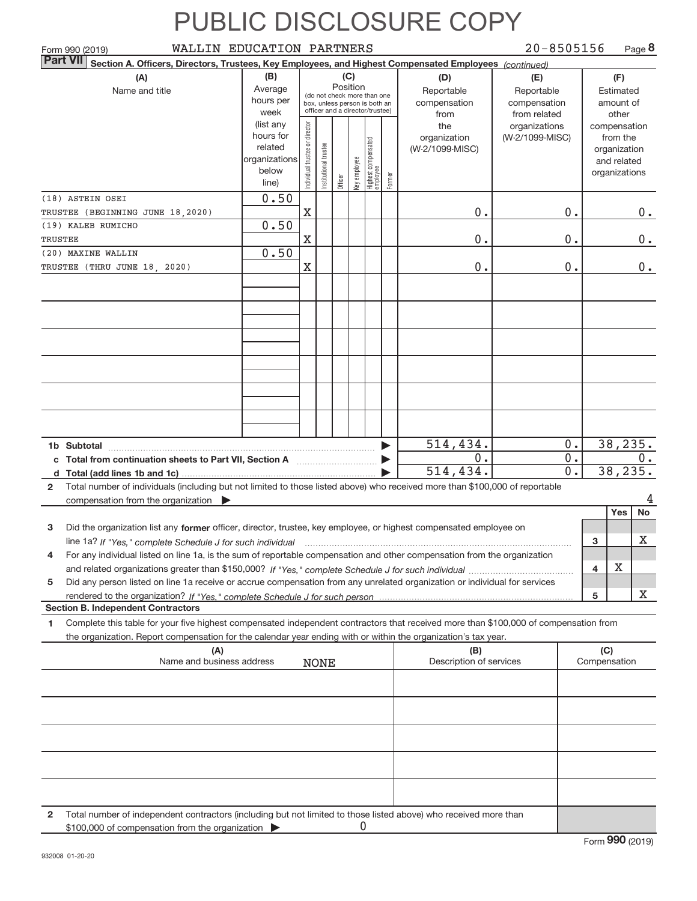# PUBLIC DISCLOSURE COPY

Form 990 (2019) WALLIN EDUCATION PARTNERS 20-8505156 Page **8**

**Part VII** **Section A. Officers, Directors, Trustees, Key Employees, and Highest Compensated Employees** *(continued)*

| (A) Name and title | (B) Average hours per week (list any hours for related organizations below line) | (C) Position: Individual trustee or director | Institutional trustee | Officer | Key employee | Highest compensated employee | Former | (D) Reportable compensation from the organization (W-2/1099-MISC) | (E) Reportable compensation from related organizations (W-2/1099-MISC) | (F) Estimated amount of other compensation from the organization and related organizations |
|---|---|---|---|---|---|---|---|---|---|---|
| (18) ASTEIN OSEI<br>TRUSTEE (BEGINNING JUNE 18,2020) | 0.50 | X | | | | | | 0. | 0. | 0. |
| (19) KALEB RUMICHO<br>TRUSTEE | 0.50 | X | | | | | | 0. | 0. | 0. |
| (20) MAXINE WALLIN<br>TRUSTEE (THRU JUNE 18, 2020) | 0.50 | X | | | | | | 0. | 0. | 0. |
| | | | | | | | | | | |
| **1b Subtotal** | | | | | | | | 514,434. | 0. | 38,235. |
| **c Total from continuation sheets to Part VII, Section A** | | | | | | | | 0. | 0. | 0. |
| **d Total (add lines 1b and 1c)** | | | | | | | | 514,434. | 0. | 38,235. |

**2** Total number of individuals (including but not limited to those listed above) who received more than $100,000 of reportable compensation from the organization ▶ 4

| | | Yes | No |
|---|---|---|---|
| **3** Did the organization list any **former** officer, director, trustee, key employee, or highest compensated employee on line 1a? *If "Yes," complete Schedule J for such individual* | 3 | | X |
| **4** For any individual listed on line 1a, is the sum of reportable compensation and other compensation from the organization and related organizations greater than $150,000? *If "Yes," complete Schedule J for such individual* | 4 | X | |
| **5** Did any person listed on line 1a receive or accrue compensation from any unrelated organization or individual for services rendered to the organization? *If "Yes," complete Schedule J for such person* | 5 | | X |

**Section B. Independent Contractors**

**1** Complete this table for your five highest compensated independent contractors that received more than $100,000 of compensation from the organization. Report compensation for the calendar year ending with or within the organization's tax year.

| (A) Name and business address | (B) Description of services | (C) Compensation |
|---|---|---|
| NONE | | |
| | | |
| | | |
| | | |
| | | |

**2** Total number of independent contractors (including but not limited to those listed above) who received more than $100,000 of compensation from the organization ▶ 0

Form **990** (2019)

932008 01-20-20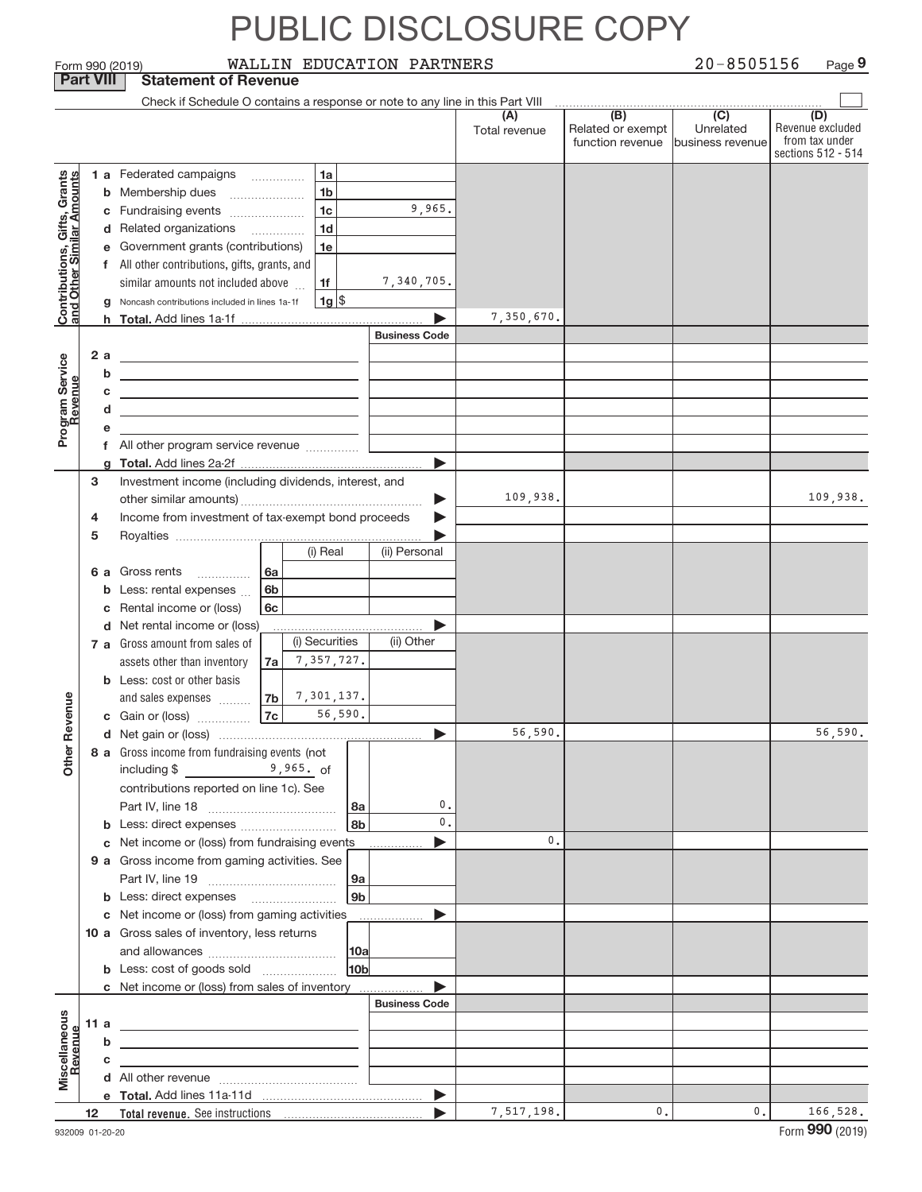# PUBLIC DISCLOSURE COPY

Form 990 (2019) WALLIN EDUCATION PARTNERS 20-8505156 Page **9**

**Part VIII Statement of Revenue**

Check if Schedule O contains a response or note to any line in this Part VIII ☐

| | | | (A) Total revenue | (B) Related or exempt function revenue | (C) Unrelated business revenue | (D) Revenue excluded from tax under sections 512 - 514 |
|---|---|---|---|---|---|---|
| **Contributions, Gifts, Grants and Other Similar Amounts** | 1 a Federated campaigns | 1a | | | | |
| | b Membership dues | 1b | | | | |
| | c Fundraising events | 1c 9,965. | | | | |
| | d Related organizations | 1d | | | | |
| | e Government grants (contributions) | 1e | | | | |
| | f All other contributions, gifts, grants, and similar amounts not included above | 1f 7,340,705. | | | | |
| | g Noncash contributions included in lines 1a-1f | 1g $ | | | | |
| | h **Total.** Add lines 1a-1f | | 7,350,670. | | | |
| **Program Service Revenue** | | Business Code | | | | |
| | 2 a | | | | | |
| | b | | | | | |
| | c | | | | | |
| | d | | | | | |
| | e | | | | | |
| | f All other program service revenue | | | | | |
| | g **Total.** Add lines 2a-2f | | | | | |
| **Other Revenue** | 3 Investment income (including dividends, interest, and other similar amounts) | | 109,938. | | | 109,938. |
| | 4 Income from investment of tax-exempt bond proceeds | | | | | |
| | 5 Royalties | | | | | |
| | | (i) Real / (ii) Personal | | | | |
| | 6 a Gross rents | 6a | | | | |
| | b Less: rental expenses | 6b | | | | |
| | c Rental income or (loss) | 6c | | | | |
| | d Net rental income or (loss) | | | | | |
| | | (i) Securities / (ii) Other | | | | |
| | 7 a Gross amount from sales of assets other than inventory | 7a 7,357,727. | | | | |
| | b Less: cost or other basis and sales expenses | 7b 7,301,137. | | | | |
| | c Gain or (loss) | 7c 56,590. | | | | |
| | d Net gain or (loss) | | 56,590. | | | 56,590. |
| | 8 a Gross income from fundraising events (not including $ 9,965. of contributions reported on line 1c). See Part IV, line 18 | 8a 0. | | | | |
| | b Less: direct expenses | 8b 0. | | | | |
| | c Net income or (loss) from fundraising events | | 0. | | | |
| | 9 a Gross income from gaming activities. See Part IV, line 19 | 9a | | | | |
| | b Less: direct expenses | 9b | | | | |
| | c Net income or (loss) from gaming activities | | | | | |
| | 10 a Gross sales of inventory, less returns and allowances | 10a | | | | |
| | b Less: cost of goods sold | 10b | | | | |
| | c Net income or (loss) from sales of inventory | | | | | |
| **Miscellaneous Revenue** | | Business Code | | | | |
| | 11 a | | | | | |
| | b | | | | | |
| | c | | | | | |
| | d All other revenue | | | | | |
| | e **Total.** Add lines 11a-11d | | | | | |
| | 12 **Total revenue.** See instructions | | 7,517,198. | 0. | 0. | 166,528. |

932009 01-20-20 Form **990** (2019)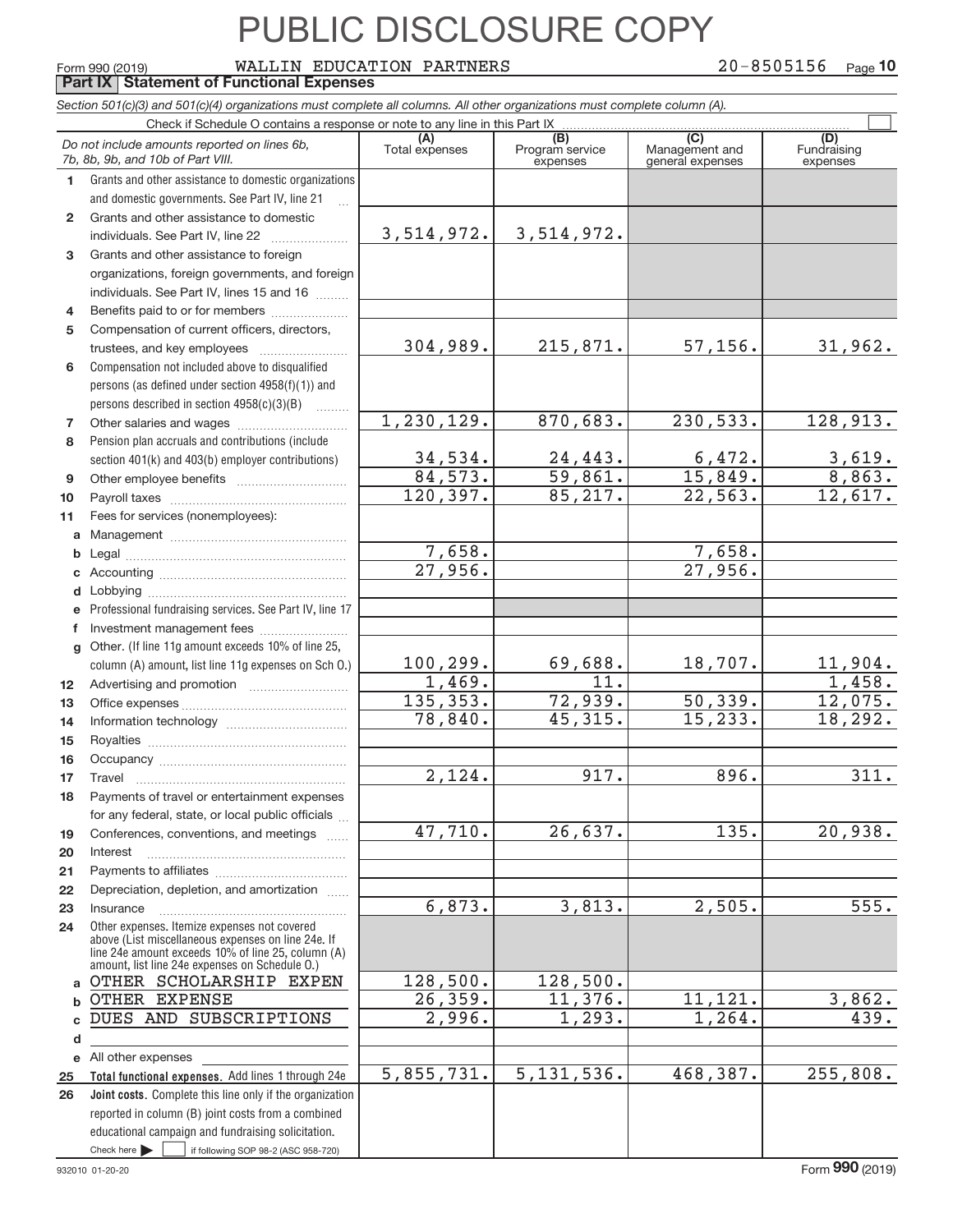# PUBLIC DISCLOSURE COPY

Form 990 (2019) WALLIN EDUCATION PARTNERS 20-8505156 Page **10**

**Part IX | Statement of Functional Expenses**

*Section 501(c)(3) and 501(c)(4) organizations must complete all columns. All other organizations must complete column (A).*

Check if Schedule O contains a response or note to any line in this Part IX ☐

| *Do not include amounts reported on lines 6b, 7b, 8b, 9b, and 10b of Part VIII.* | (A) Total expenses | (B) Program service expenses | (C) Management and general expenses | (D) Fundraising expenses |
|---|---|---|---|---|
| **1** Grants and other assistance to domestic organizations and domestic governments. See Part IV, line 21 | | | | |
| **2** Grants and other assistance to domestic individuals. See Part IV, line 22 | 3,514,972. | 3,514,972. | | |
| **3** Grants and other assistance to foreign organizations, foreign governments, and foreign individuals. See Part IV, lines 15 and 16 | | | | |
| **4** Benefits paid to or for members | | | | |
| **5** Compensation of current officers, directors, trustees, and key employees | 304,989. | 215,871. | 57,156. | 31,962. |
| **6** Compensation not included above to disqualified persons (as defined under section 4958(f)(1)) and persons described in section 4958(c)(3)(B) | | | | |
| **7** Other salaries and wages | 1,230,129. | 870,683. | 230,533. | 128,913. |
| **8** Pension plan accruals and contributions (include section 401(k) and 403(b) employer contributions) | 34,534. | 24,443. | 6,472. | 3,619. |
| **9** Other employee benefits | 84,573. | 59,861. | 15,849. | 8,863. |
| **10** Payroll taxes | 120,397. | 85,217. | 22,563. | 12,617. |
| **11** Fees for services (nonemployees): | | | | |
| **a** Management | | | | |
| **b** Legal | 7,658. | | 7,658. | |
| **c** Accounting | 27,956. | | 27,956. | |
| **d** Lobbying | | | | |
| **e** Professional fundraising services. See Part IV, line 17 | | | | |
| **f** Investment management fees | | | | |
| **g** Other. (If line 11g amount exceeds 10% of line 25, column (A) amount, list line 11g expenses on Sch O.) | 100,299. | 69,688. | 18,707. | 11,904. |
| **12** Advertising and promotion | 1,469. | 11. | | 1,458. |
| **13** Office expenses | 135,353. | 72,939. | 50,339. | 12,075. |
| **14** Information technology | 78,840. | 45,315. | 15,233. | 18,292. |
| **15** Royalties | | | | |
| **16** Occupancy | | | | |
| **17** Travel | 2,124. | 917. | 896. | 311. |
| **18** Payments of travel or entertainment expenses for any federal, state, or local public officials | | | | |
| **19** Conferences, conventions, and meetings | 47,710. | 26,637. | 135. | 20,938. |
| **20** Interest | | | | |
| **21** Payments to affiliates | | | | |
| **22** Depreciation, depletion, and amortization | | | | |
| **23** Insurance | 6,873. | 3,813. | 2,505. | 555. |
| **24** Other expenses. Itemize expenses not covered above (List miscellaneous expenses on line 24e. If line 24e amount exceeds 10% of line 25, column (A) amount, list line 24e expenses on Schedule O.) | | | | |
| **a** OTHER SCHOLARSHIP EXPEN | 128,500. | 128,500. | | |
| **b** OTHER EXPENSE | 26,359. | 11,376. | 11,121. | 3,862. |
| **c** DUES AND SUBSCRIPTIONS | 2,996. | 1,293. | 1,264. | 439. |
| **d** | | | | |
| **e** All other expenses | | | | |
| **25** **Total functional expenses.** Add lines 1 through 24e | 5,855,731. | 5,131,536. | 468,387. | 255,808. |
| **26** **Joint costs.** Complete this line only if the organization reported in column (B) joint costs from a combined educational campaign and fundraising solicitation. Check here ☐ if following SOP 98-2 (ASC 958-720) | | | | |

932010 01-20-20 Form **990** (2019)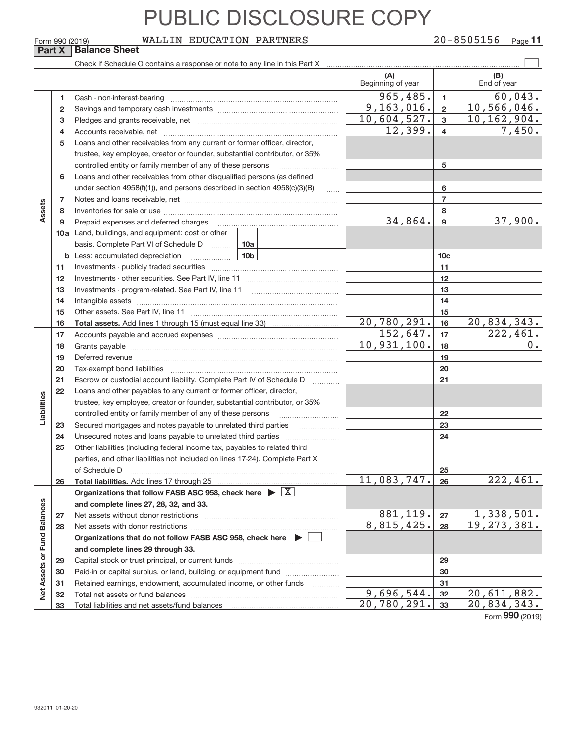# PUBLIC DISCLOSURE COPY

Form 990 (2019) WALLIN EDUCATION PARTNERS 20-8505156 Page 11

## Part X Balance Sheet

Check if Schedule O contains a response or note to any line in this Part X

| | | | (A) Beginning of year | | (B) End of year |
|---|---|---|---|---|---|
| Assets | 1 | Cash - non-interest-bearing | 965,485. | 1 | 60,043. |
| | 2 | Savings and temporary cash investments | 9,163,016. | 2 | 10,566,046. |
| | 3 | Pledges and grants receivable, net | 10,604,527. | 3 | 10,162,904. |
| | 4 | Accounts receivable, net | 12,399. | 4 | 7,450. |
| | 5 | Loans and other receivables from any current or former officer, director, trustee, key employee, creator or founder, substantial contributor, or 35% controlled entity or family member of any of these persons | | 5 | |
| | 6 | Loans and other receivables from other disqualified persons (as defined under section 4958(f)(1)), and persons described in section 4958(c)(3)(B) | | 6 | |
| | 7 | Notes and loans receivable, net | | 7 | |
| | 8 | Inventories for sale or use | | 8 | |
| | 9 | Prepaid expenses and deferred charges | 34,864. | 9 | 37,900. |
| | 10a | Land, buildings, and equipment: cost or other basis. Complete Part VI of Schedule D 10a | | | |
| | b | Less: accumulated depreciation 10b | | 10c | |
| | 11 | Investments - publicly traded securities | | 11 | |
| | 12 | Investments - other securities. See Part IV, line 11 | | 12 | |
| | 13 | Investments - program-related. See Part IV, line 11 | | 13 | |
| | 14 | Intangible assets | | 14 | |
| | 15 | Other assets. See Part IV, line 11 | | 15 | |
| | 16 | **Total assets.** Add lines 1 through 15 (must equal line 33) | 20,780,291. | 16 | 20,834,343. |
| Liabilities | 17 | Accounts payable and accrued expenses | 152,647. | 17 | 222,461. |
| | 18 | Grants payable | 10,931,100. | 18 | 0. |
| | 19 | Deferred revenue | | 19 | |
| | 20 | Tax-exempt bond liabilities | | 20 | |
| | 21 | Escrow or custodial account liability. Complete Part IV of Schedule D | | 21 | |
| | 22 | Loans and other payables to any current or former officer, director, trustee, key employee, creator or founder, substantial contributor, or 35% controlled entity or family member of any of these persons | | 22 | |
| | 23 | Secured mortgages and notes payable to unrelated third parties | | 23 | |
| | 24 | Unsecured notes and loans payable to unrelated third parties | | 24 | |
| | 25 | Other liabilities (including federal income tax, payables to related third parties, and other liabilities not included on lines 17-24). Complete Part X of Schedule D | | 25 | |
| | 26 | **Total liabilities.** Add lines 17 through 25 | 11,083,747. | 26 | 222,461. |
| Net Assets or Fund Balances | | **Organizations that follow FASB ASC 958, check here ▶ [X] and complete lines 27, 28, 32, and 33.** | | | |
| | 27 | Net assets without donor restrictions | 881,119. | 27 | 1,338,501. |
| | 28 | Net assets with donor restrictions | 8,815,425. | 28 | 19,273,381. |
| | | **Organizations that do not follow FASB ASC 958, check here ▶ [ ] and complete lines 29 through 33.** | | | |
| | 29 | Capital stock or trust principal, or current funds | | 29 | |
| | 30 | Paid-in or capital surplus, or land, building, or equipment fund | | 30 | |
| | 31 | Retained earnings, endowment, accumulated income, or other funds | | 31 | |
| | 32 | Total net assets or fund balances | 9,696,544. | 32 | 20,611,882. |
| | 33 | Total liabilities and net assets/fund balances | 20,780,291. | 33 | 20,834,343. |

Form **990** (2019)

932011 01-20-20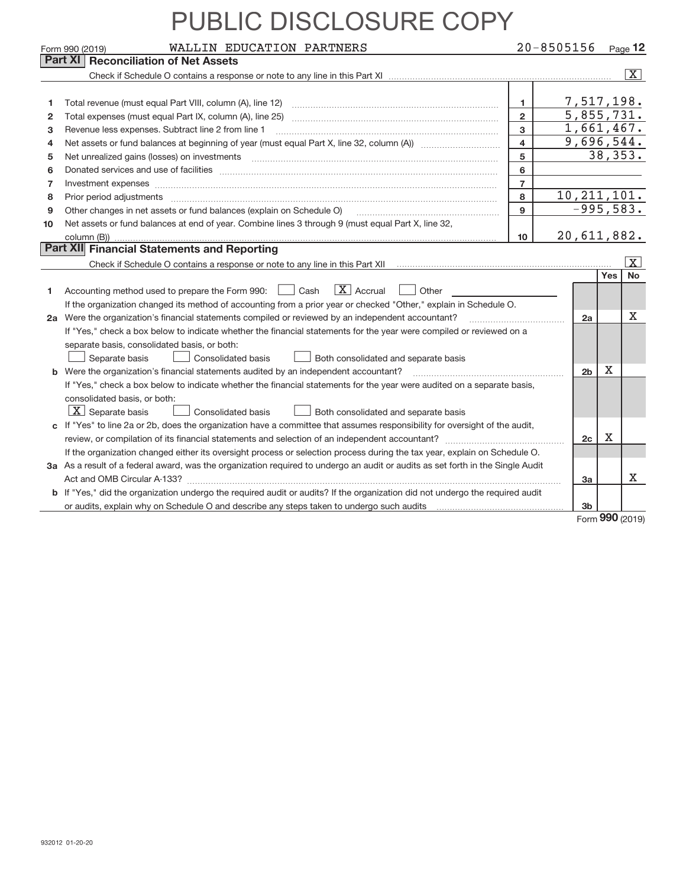# PUBLIC DISCLOSURE COPY

Form 990 (2019) WALLIN EDUCATION PARTNERS 20-8505156 Page **12**

## Part XI Reconciliation of Net Assets

Check if Schedule O contains a response or note to any line in this Part XI ..... [X]

| | | | |
|---|---|---|---|
| 1 | Total revenue (must equal Part VIII, column (A), line 12) | 1 | 7,517,198. |
| 2 | Total expenses (must equal Part IX, column (A), line 25) | 2 | 5,855,731. |
| 3 | Revenue less expenses. Subtract line 2 from line 1 | 3 | 1,661,467. |
| 4 | Net assets or fund balances at beginning of year (must equal Part X, line 32, column (A)) | 4 | 9,696,544. |
| 5 | Net unrealized gains (losses) on investments | 5 | 38,353. |
| 6 | Donated services and use of facilities | 6 | |
| 7 | Investment expenses | 7 | |
| 8 | Prior period adjustments | 8 | 10,211,101. |
| 9 | Other changes in net assets or fund balances (explain on Schedule O) | 9 | -995,583. |
| 10 | Net assets or fund balances at end of year. Combine lines 3 through 9 (must equal Part X, line 32, column (B)) | 10 | 20,611,882. |

## Part XII Financial Statements and Reporting

Check if Schedule O contains a response or note to any line in this Part XII ..... [X]

| | | | Yes | No |
|---|---|---|---|---|
| 1 | Accounting method used to prepare the Form 990: [ ] Cash [X] Accrual [ ] Other<br>If the organization changed its method of accounting from a prior year or checked "Other," explain in Schedule O. | | | |
| 2a | Were the organization's financial statements compiled or reviewed by an independent accountant?<br>If "Yes," check a box below to indicate whether the financial statements for the year were compiled or reviewed on a separate basis, consolidated basis, or both:<br>[ ] Separate basis [ ] Consolidated basis [ ] Both consolidated and separate basis | 2a | | X |
| b | Were the organization's financial statements audited by an independent accountant?<br>If "Yes," check a box below to indicate whether the financial statements for the year were audited on a separate basis, consolidated basis, or both:<br>[X] Separate basis [ ] Consolidated basis [ ] Both consolidated and separate basis | 2b | X | |
| c | If "Yes" to line 2a or 2b, does the organization have a committee that assumes responsibility for oversight of the audit, review, or compilation of its financial statements and selection of an independent accountant?<br>If the organization changed either its oversight process or selection process during the tax year, explain on Schedule O. | 2c | X | |
| 3a | As a result of a federal award, was the organization required to undergo an audit or audits as set forth in the Single Audit Act and OMB Circular A-133? | 3a | | X |
| b | If "Yes," did the organization undergo the required audit or audits? If the organization did not undergo the required audit or audits, explain why on Schedule O and describe any steps taken to undergo such audits | 3b | | |

Form **990** (2019)

932012 01-20-20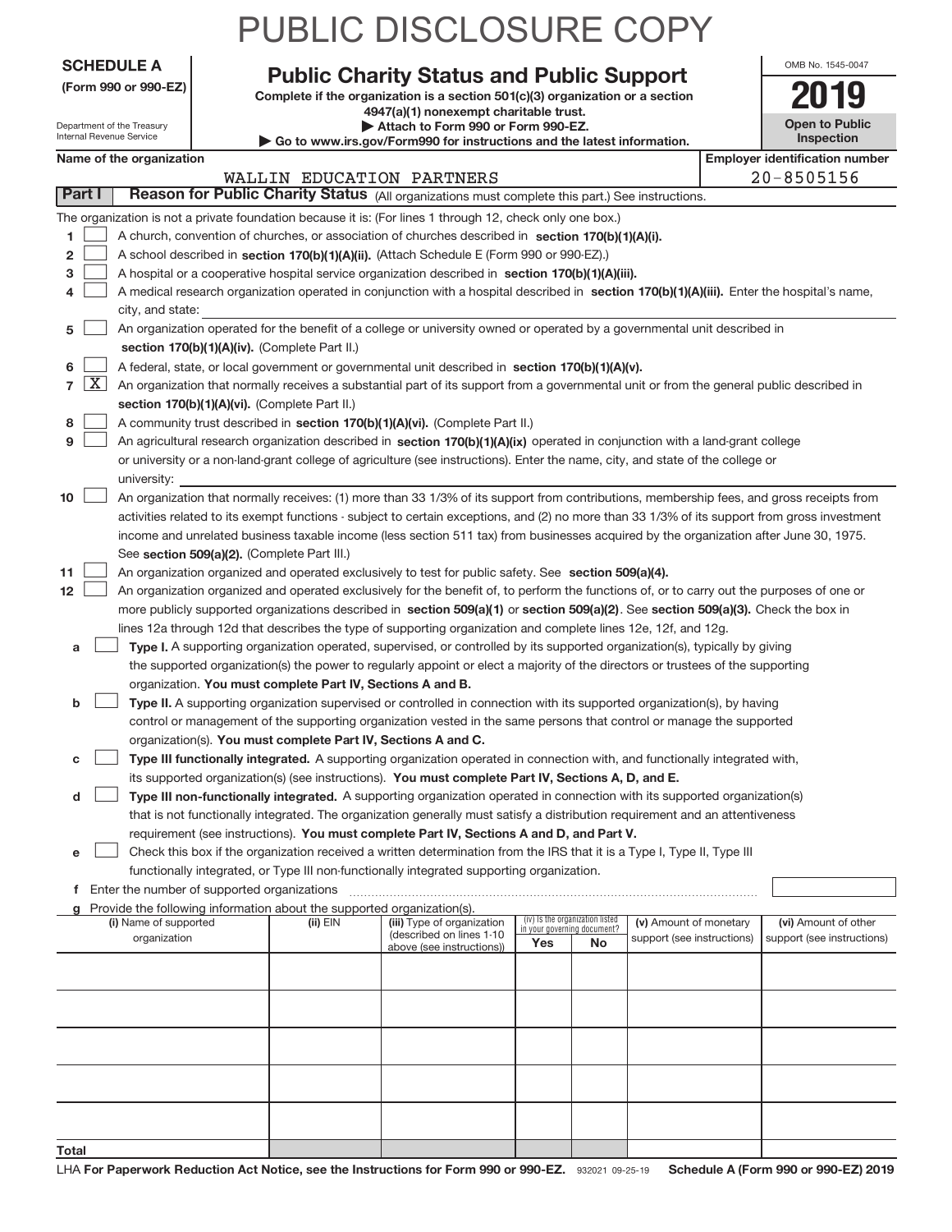# PUBLIC DISCLOSURE COPY

**SCHEDULE A**
**(Form 990 or 990-EZ)**

Department of the Treasury
Internal Revenue Service

## Public Charity Status and Public Support

**Complete if the organization is a section 501(c)(3) organization or a section 4947(a)(1) nonexempt charitable trust.**
**▶ Attach to Form 990 or Form 990-EZ.**
**▶ Go to www.irs.gov/Form990 for instructions and the latest information.**

OMB No. 1545-0047
**2019**
**Open to Public Inspection**

**Name of the organization**
WALLIN EDUCATION PARTNERS

**Employer identification number**
20-8505156

**Part I** **Reason for Public Charity Status** (All organizations must complete this part.) See instructions.

The organization is not a private foundation because it is: (For lines 1 through 12, check only one box.)

1. [ ] A church, convention of churches, or association of churches described in **section 170(b)(1)(A)(i).**
2. [ ] A school described in **section 170(b)(1)(A)(ii).** (Attach Schedule E (Form 990 or 990-EZ).)
3. [ ] A hospital or a cooperative hospital service organization described in **section 170(b)(1)(A)(iii).**
4. [ ] A medical research organization operated in conjunction with a hospital described in **section 170(b)(1)(A)(iii).** Enter the hospital's name, city, and state:
5. [ ] An organization operated for the benefit of a college or university owned or operated by a governmental unit described in **section 170(b)(1)(A)(iv).** (Complete Part II.)
6. [ ] A federal, state, or local government or governmental unit described in **section 170(b)(1)(A)(v).**
7. [X] An organization that normally receives a substantial part of its support from a governmental unit or from the general public described in **section 170(b)(1)(A)(vi).** (Complete Part II.)
8. [ ] A community trust described in **section 170(b)(1)(A)(vi).** (Complete Part II.)
9. [ ] An agricultural research organization described in **section 170(b)(1)(A)(ix)** operated in conjunction with a land-grant college or university or a non-land-grant college of agriculture (see instructions). Enter the name, city, and state of the college or university:
10. [ ] An organization that normally receives: (1) more than 33 1/3% of its support from contributions, membership fees, and gross receipts from activities related to its exempt functions - subject to certain exceptions, and (2) no more than 33 1/3% of its support from gross investment income and unrelated business taxable income (less section 511 tax) from businesses acquired by the organization after June 30, 1975. See **section 509(a)(2).** (Complete Part III.)
11. [ ] An organization organized and operated exclusively to test for public safety. See **section 509(a)(4).**
12. [ ] An organization organized and operated exclusively for the benefit of, to perform the functions of, or to carry out the purposes of one or more publicly supported organizations described in **section 509(a)(1)** or **section 509(a)(2)**. See **section 509(a)(3).** Check the box in lines 12a through 12d that describes the type of supporting organization and complete lines 12e, 12f, and 12g.
   - a [ ] **Type I.** A supporting organization operated, supervised, or controlled by its supported organization(s), typically by giving the supported organization(s) the power to regularly appoint or elect a majority of the directors or trustees of the supporting organization. **You must complete Part IV, Sections A and B.**
   - b [ ] **Type II.** A supporting organization supervised or controlled in connection with its supported organization(s), by having control or management of the supporting organization vested in the same persons that control or manage the supported organization(s). **You must complete Part IV, Sections A and C.**
   - c [ ] **Type III functionally integrated.** A supporting organization operated in connection with, and functionally integrated with, its supported organization(s) (see instructions). **You must complete Part IV, Sections A, D, and E.**
   - d [ ] **Type III non-functionally integrated.** A supporting organization operated in connection with its supported organization(s) that is not functionally integrated. The organization generally must satisfy a distribution requirement and an attentiveness requirement (see instructions). **You must complete Part IV, Sections A and D, and Part V.**
   - e [ ] Check this box if the organization received a written determination from the IRS that it is a Type I, Type II, Type III functionally integrated, or Type III non-functionally integrated supporting organization.
   - f Enter the number of supported organizations
   - g Provide the following information about the supported organization(s).

| (i) Name of supported organization | (ii) EIN | (iii) Type of organization (described on lines 1-10 above (see instructions)) | (iv) Is the organization listed in your governing document? Yes | No | (v) Amount of monetary support (see instructions) | (vi) Amount of other support (see instructions) |
|---|---|---|---|---|---|---|
| | | | | | | |
| | | | | | | |
| | | | | | | |
| | | | | | | |
| | | | | | | |
| **Total** | | | | | | |

LHA **For Paperwork Reduction Act Notice, see the Instructions for Form 990 or 990-EZ.** 932021 09-25-19 **Schedule A (Form 990 or 990-EZ) 2019**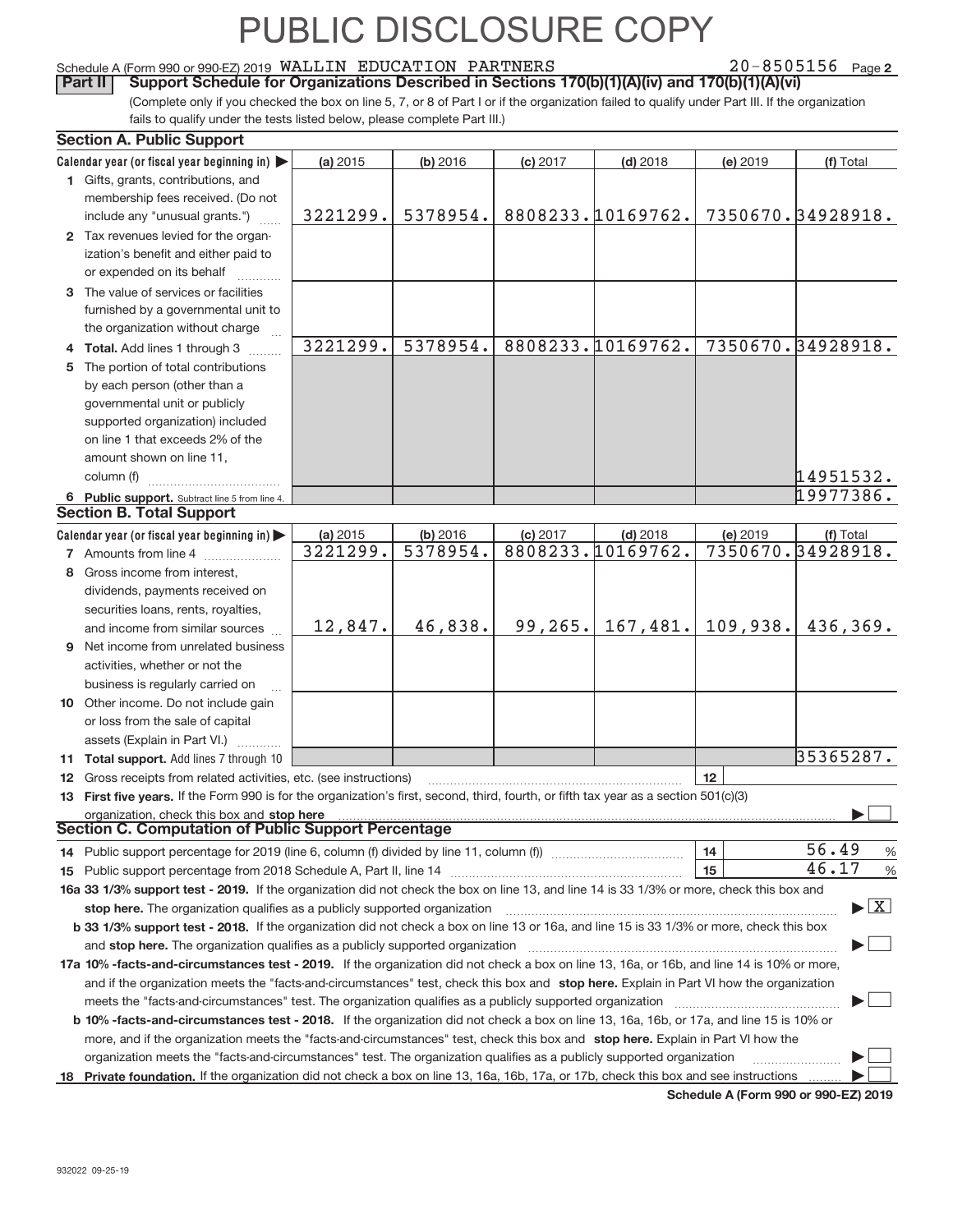# PUBLIC DISCLOSURE COPY

Schedule A (Form 990 or 990-EZ) 2019 WALLIN EDUCATION PARTNERS 20-8505156 Page **2**

**Part II | Support Schedule for Organizations Described in Sections 170(b)(1)(A)(iv) and 170(b)(1)(A)(vi)**

(Complete only if you checked the box on line 5, 7, or 8 of Part I or if the organization failed to qualify under Part III. If the organization fails to qualify under the tests listed below, please complete Part III.)

## Section A. Public Support

| Calendar year (or fiscal year beginning in) ▶ | (a) 2015 | (b) 2016 | (c) 2017 | (d) 2018 | (e) 2019 | (f) Total |
|---|---|---|---|---|---|---|
| **1** Gifts, grants, contributions, and membership fees received. (Do not include any "unusual grants.") | 3221299. | 5378954. | 8808233. | 10169762. | 7350670. | 34928918. |
| **2** Tax revenues levied for the organization's benefit and either paid to or expended on its behalf | | | | | | |
| **3** The value of services or facilities furnished by a governmental unit to the organization without charge | | | | | | |
| **4 Total.** Add lines 1 through 3 | 3221299. | 5378954. | 8808233. | 10169762. | 7350670. | 34928918. |
| **5** The portion of total contributions by each person (other than a governmental unit or publicly supported organization) included on line 1 that exceeds 2% of the amount shown on line 11, column (f) | | | | | | 14951532. |
| **6 Public support.** Subtract line 5 from line 4. | | | | | | 19977386. |

## Section B. Total Support

| Calendar year (or fiscal year beginning in) ▶ | (a) 2015 | (b) 2016 | (c) 2017 | (d) 2018 | (e) 2019 | (f) Total |
|---|---|---|---|---|---|---|
| **7** Amounts from line 4 | 3221299. | 5378954. | 8808233. | 10169762. | 7350670. | 34928918. |
| **8** Gross income from interest, dividends, payments received on securities loans, rents, royalties, and income from similar sources | 12,847. | 46,838. | 99,265. | 167,481. | 109,938. | 436,369. |
| **9** Net income from unrelated business activities, whether or not the business is regularly carried on | | | | | | |
| **10** Other income. Do not include gain or loss from the sale of capital assets (Explain in Part VI.) | | | | | | |
| **11 Total support.** Add lines 7 through 10 | | | | | | 35365287. |

**12** Gross receipts from related activities, etc. (see instructions) | **12** |

**13 First five years.** If the Form 990 is for the organization's first, second, third, fourth, or fifth tax year as a section 501(c)(3) organization, check this box and **stop here** ▶ ☐

## Section C. Computation of Public Support Percentage

**14** Public support percentage for 2019 (line 6, column (f) divided by line 11, column (f)) | **14** | 56.49 %

**15** Public support percentage from 2018 Schedule A, Part II, line 14 | **15** | 46.17 %

**16a 33 1/3% support test - 2019.** If the organization did not check the box on line 13, and line 14 is 33 1/3% or more, check this box and **stop here.** The organization qualifies as a publicly supported organization ▶ ☒

**b 33 1/3% support test - 2018.** If the organization did not check a box on line 13 or 16a, and line 15 is 33 1/3% or more, check this box and **stop here.** The organization qualifies as a publicly supported organization ▶ ☐

**17a 10% -facts-and-circumstances test - 2019.** If the organization did not check a box on line 13, 16a, or 16b, and line 14 is 10% or more, and if the organization meets the "facts-and-circumstances" test, check this box and **stop here.** Explain in Part VI how the organization meets the "facts-and-circumstances" test. The organization qualifies as a publicly supported organization ▶ ☐

**b 10% -facts-and-circumstances test - 2018.** If the organization did not check a box on line 13, 16a, 16b, or 17a, and line 15 is 10% or more, and if the organization meets the "facts-and-circumstances" test, check this box and **stop here.** Explain in Part VI how the organization meets the "facts-and-circumstances" test. The organization qualifies as a publicly supported organization ▶ ☐

**18 Private foundation.** If the organization did not check a box on line 13, 16a, 16b, 17a, or 17b, check this box and see instructions ▶ ☐

**Schedule A (Form 990 or 990-EZ) 2019**

932022 09-25-19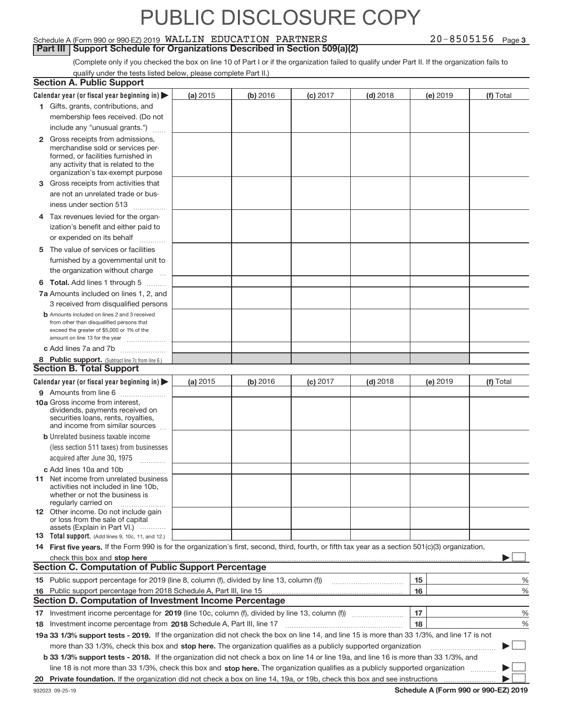# PUBLIC DISCLOSURE COPY

Schedule A (Form 990 or 990-EZ) 2019 WALLIN EDUCATION PARTNERS 20-8505156 Page 3

**Part III | Support Schedule for Organizations Described in Section 509(a)(2)**

(Complete only if you checked the box on line 10 of Part I or if the organization failed to qualify under Part II. If the organization fails to qualify under the tests listed below, please complete Part II.)

## Section A. Public Support

| Calendar year (or fiscal year beginning in) ▶ | (a) 2015 | (b) 2016 | (c) 2017 | (d) 2018 | (e) 2019 | (f) Total |
|---|---|---|---|---|---|---|
| 1 Gifts, grants, contributions, and membership fees received. (Do not include any "unusual grants.") | | | | | | |
| 2 Gross receipts from admissions, merchandise sold or services performed, or facilities furnished in any activity that is related to the organization's tax-exempt purpose | | | | | | |
| 3 Gross receipts from activities that are not an unrelated trade or business under section 513 | | | | | | |
| 4 Tax revenues levied for the organization's benefit and either paid to or expended on its behalf | | | | | | |
| 5 The value of services or facilities furnished by a governmental unit to the organization without charge | | | | | | |
| 6 **Total.** Add lines 1 through 5 | | | | | | |
| 7a Amounts included on lines 1, 2, and 3 received from disqualified persons | | | | | | |
| b Amounts included on lines 2 and 3 received from other than disqualified persons that exceed the greater of $5,000 or 1% of the amount on line 13 for the year | | | | | | |
| c Add lines 7a and 7b | | | | | | |
| 8 **Public support.** (Subtract line 7c from line 6.) | | | | | | |

## Section B. Total Support

| Calendar year (or fiscal year beginning in) ▶ | (a) 2015 | (b) 2016 | (c) 2017 | (d) 2018 | (e) 2019 | (f) Total |
|---|---|---|---|---|---|---|
| 9 Amounts from line 6 | | | | | | |
| 10a Gross income from interest, dividends, payments received on securities loans, rents, royalties, and income from similar sources | | | | | | |
| b Unrelated business taxable income (less section 511 taxes) from businesses acquired after June 30, 1975 | | | | | | |
| c Add lines 10a and 10b | | | | | | |
| 11 Net income from unrelated business activities not included in line 10b, whether or not the business is regularly carried on | | | | | | |
| 12 Other income. Do not include gain or loss from the sale of capital assets (Explain in Part VI.) | | | | | | |
| 13 **Total support.** (Add lines 9, 10c, 11, and 12.) | | | | | | |

14 **First five years.** If the Form 990 is for the organization's first, second, third, fourth, or fifth tax year as a section 501(c)(3) organization, check this box and **stop here** ▶ ☐

## Section C. Computation of Public Support Percentage

| | | | |
|---|---|---|---|
| 15 | Public support percentage for 2019 (line 8, column (f), divided by line 13, column (f)) | 15 | % |
| 16 | Public support percentage from 2018 Schedule A, Part III, line 15 | 16 | % |

## Section D. Computation of Investment Income Percentage

| | | | |
|---|---|---|---|
| 17 | Investment income percentage for **2019** (line 10c, column (f), divided by line 13, column (f)) | 17 | % |
| 18 | Investment income percentage from **2018** Schedule A, Part III, line 17 | 18 | % |

**19a 33 1/3% support tests - 2019.** If the organization did not check the box on line 14, and line 15 is more than 33 1/3%, and line 17 is not more than 33 1/3%, check this box and **stop here.** The organization qualifies as a publicly supported organization ▶ ☐

**b 33 1/3% support tests - 2018.** If the organization did not check a box on line 14 or line 19a, and line 16 is more than 33 1/3%, and line 18 is not more than 33 1/3%, check this box and **stop here.** The organization qualifies as a publicly supported organization ▶ ☐

**20 Private foundation.** If the organization did not check a box on line 14, 19a, or 19b, check this box and see instructions ▶ ☐

932023 09-25-19 **Schedule A (Form 990 or 990-EZ) 2019**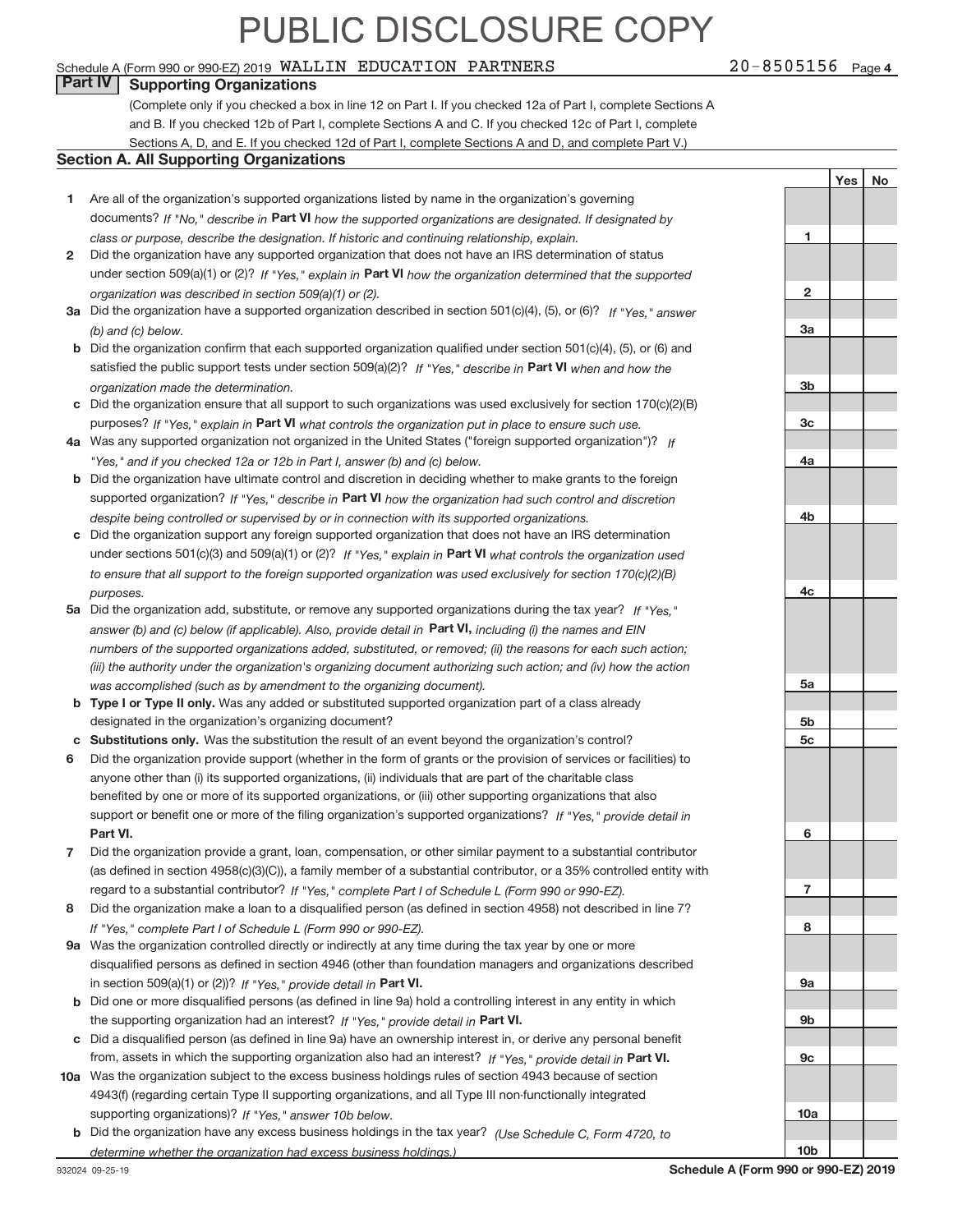# PUBLIC DISCLOSURE COPY

Schedule A (Form 990 or 990-EZ) 2019 WALLIN EDUCATION PARTNERS 20-8505156 Page 4

**Part IV | Supporting Organizations**

(Complete only if you checked a box in line 12 on Part I. If you checked 12a of Part I, complete Sections A and B. If you checked 12b of Part I, complete Sections A and C. If you checked 12c of Part I, complete Sections A, D, and E. If you checked 12d of Part I, complete Sections A and D, and complete Part V.)

## Section A. All Supporting Organizations

| | | | Yes | No |
|---|---|---|---|---|
| **1** | Are all of the organization's supported organizations listed by name in the organization's governing documents? *If "No," describe in* **Part VI** *how the supported organizations are designated. If designated by class or purpose, describe the designation. If historic and continuing relationship, explain.* | 1 | | |
| **2** | Did the organization have any supported organization that does not have an IRS determination of status under section 509(a)(1) or (2)? *If "Yes," explain in* **Part VI** *how the organization determined that the supported organization was described in section 509(a)(1) or (2).* | 2 | | |
| **3a** | Did the organization have a supported organization described in section 501(c)(4), (5), or (6)? *If "Yes," answer (b) and (c) below.* | 3a | | |
| **b** | Did the organization confirm that each supported organization qualified under section 501(c)(4), (5), or (6) and satisfied the public support tests under section 509(a)(2)? *If "Yes," describe in* **Part VI** *when and how the organization made the determination.* | 3b | | |
| **c** | Did the organization ensure that all support to such organizations was used exclusively for section 170(c)(2)(B) purposes? *If "Yes," explain in* **Part VI** *what controls the organization put in place to ensure such use.* | 3c | | |
| **4a** | Was any supported organization not organized in the United States ("foreign supported organization")? *If "Yes," and if you checked 12a or 12b in Part I, answer (b) and (c) below.* | 4a | | |
| **b** | Did the organization have ultimate control and discretion in deciding whether to make grants to the foreign supported organization? *If "Yes," describe in* **Part VI** *how the organization had such control and discretion despite being controlled or supervised by or in connection with its supported organizations.* | 4b | | |
| **c** | Did the organization support any foreign supported organization that does not have an IRS determination under sections 501(c)(3) and 509(a)(1) or (2)? *If "Yes," explain in* **Part VI** *what controls the organization used to ensure that all support to the foreign supported organization was used exclusively for section 170(c)(2)(B) purposes.* | 4c | | |
| **5a** | Did the organization add, substitute, or remove any supported organizations during the tax year? *If "Yes," answer (b) and (c) below (if applicable). Also, provide detail in* **Part VI,** *including (i) the names and EIN numbers of the supported organizations added, substituted, or removed; (ii) the reasons for each such action; (iii) the authority under the organization's organizing document authorizing such action; and (iv) how the action was accomplished (such as by amendment to the organizing document).* | 5a | | |
| **b** | **Type I or Type II only.** Was any added or substituted supported organization part of a class already designated in the organization's organizing document? | 5b | | |
| **c** | **Substitutions only.** Was the substitution the result of an event beyond the organization's control? | 5c | | |
| **6** | Did the organization provide support (whether in the form of grants or the provision of services or facilities) to anyone other than (i) its supported organizations, (ii) individuals that are part of the charitable class benefited by one or more of its supported organizations, or (iii) other supporting organizations that also support or benefit one or more of the filing organization's supported organizations? *If "Yes," provide detail in* **Part VI.** | 6 | | |
| **7** | Did the organization provide a grant, loan, compensation, or other similar payment to a substantial contributor (as defined in section 4958(c)(3)(C)), a family member of a substantial contributor, or a 35% controlled entity with regard to a substantial contributor? *If "Yes," complete Part I of Schedule L (Form 990 or 990-EZ).* | 7 | | |
| **8** | Did the organization make a loan to a disqualified person (as defined in section 4958) not described in line 7? *If "Yes," complete Part I of Schedule L (Form 990 or 990-EZ).* | 8 | | |
| **9a** | Was the organization controlled directly or indirectly at any time during the tax year by one or more disqualified persons as defined in section 4946 (other than foundation managers and organizations described in section 509(a)(1) or (2))? *If "Yes," provide detail in* **Part VI.** | 9a | | |
| **b** | Did one or more disqualified persons (as defined in line 9a) hold a controlling interest in any entity in which the supporting organization had an interest? *If "Yes," provide detail in* **Part VI.** | 9b | | |
| **c** | Did a disqualified person (as defined in line 9a) have an ownership interest in, or derive any personal benefit from, assets in which the supporting organization also had an interest? *If "Yes," provide detail in* **Part VI.** | 9c | | |
| **10a** | Was the organization subject to the excess business holdings rules of section 4943 because of section 4943(f) (regarding certain Type II supporting organizations, and all Type III non-functionally integrated supporting organizations)? *If "Yes," answer 10b below.* | 10a | | |
| **b** | Did the organization have any excess business holdings in the tax year? *(Use Schedule C, Form 4720, to determine whether the organization had excess business holdings.)* | 10b | | |

932024 09-25-19 **Schedule A (Form 990 or 990-EZ) 2019**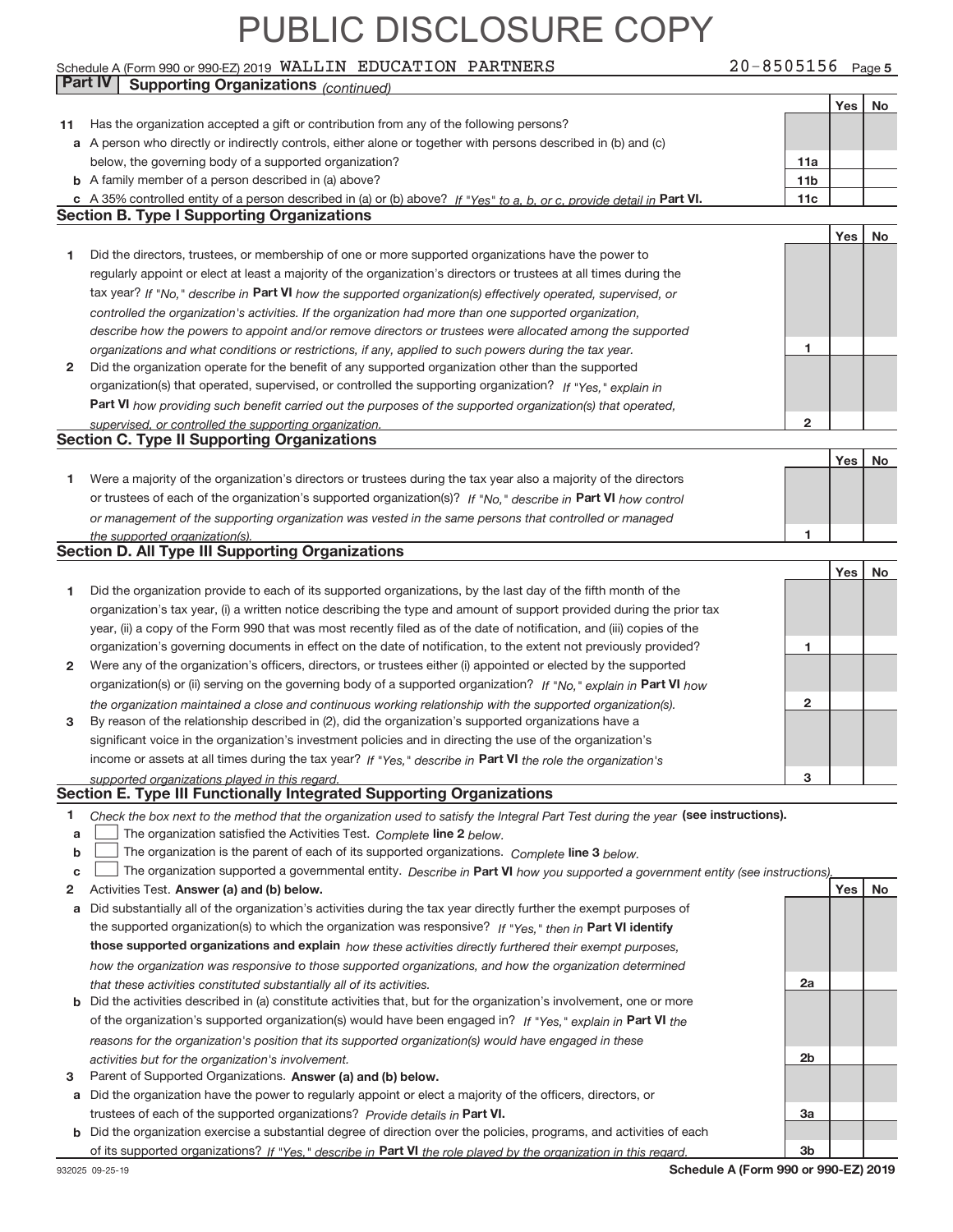# PUBLIC DISCLOSURE COPY

Schedule A (Form 990 or 990-EZ) 2019 WALLIN EDUCATION PARTNERS 20-8505156 Page 5

**Part IV | Supporting Organizations** *(continued)*

| | | | Yes | No |
|---|---|---|---|---|
| **11** | Has the organization accepted a gift or contribution from any of the following persons? | | | |
| **a** | A person who directly or indirectly controls, either alone or together with persons described in (b) and (c) below, the governing body of a supported organization? | **11a** | | |
| **b** | A family member of a person described in (a) above? | **11b** | | |
| **c** | A 35% controlled entity of a person described in (a) or (b) above? *If "Yes" to a, b, or c, provide detail in* **Part VI.** | **11c** | | |

## Section B. Type I Supporting Organizations

| | | | Yes | No |
|---|---|---|---|---|
| **1** | Did the directors, trustees, or membership of one or more supported organizations have the power to regularly appoint or elect at least a majority of the organization's directors or trustees at all times during the tax year? *If "No," describe in* **Part VI** *how the supported organization(s) effectively operated, supervised, or controlled the organization's activities. If the organization had more than one supported organization, describe how the powers to appoint and/or remove directors or trustees were allocated among the supported organizations and what conditions or restrictions, if any, applied to such powers during the tax year.* | **1** | | |
| **2** | Did the organization operate for the benefit of any supported organization other than the supported organization(s) that operated, supervised, or controlled the supporting organization? *If "Yes," explain in* **Part VI** *how providing such benefit carried out the purposes of the supported organization(s) that operated, supervised, or controlled the supporting organization.* | **2** | | |

## Section C. Type II Supporting Organizations

| | | | Yes | No |
|---|---|---|---|---|
| **1** | Were a majority of the organization's directors or trustees during the tax year also a majority of the directors or trustees of each of the organization's supported organization(s)? *If "No," describe in* **Part VI** *how control or management of the supporting organization was vested in the same persons that controlled or managed the supported organization(s).* | **1** | | |

## Section D. All Type III Supporting Organizations

| | | | Yes | No |
|---|---|---|---|---|
| **1** | Did the organization provide to each of its supported organizations, by the last day of the fifth month of the organization's tax year, (i) a written notice describing the type and amount of support provided during the prior tax year, (ii) a copy of the Form 990 that was most recently filed as of the date of notification, and (iii) copies of the organization's governing documents in effect on the date of notification, to the extent not previously provided? | **1** | | |
| **2** | Were any of the organization's officers, directors, or trustees either (i) appointed or elected by the supported organization(s) or (ii) serving on the governing body of a supported organization? *If "No," explain in* **Part VI** *how the organization maintained a close and continuous working relationship with the supported organization(s).* | **2** | | |
| **3** | By reason of the relationship described in (2), did the organization's supported organizations have a significant voice in the organization's investment policies and in directing the use of the organization's income or assets at all times during the tax year? *If "Yes," describe in* **Part VI** *the role the organization's supported organizations played in this regard.* | **3** | | |

## Section E. Type III Functionally Integrated Supporting Organizations

**1** *Check the box next to the method that the organization used to satisfy the Integral Part Test during the year* **(see instructions).**

**a** ☐ The organization satisfied the Activities Test. *Complete* **line 2** *below.*

**b** ☐ The organization is the parent of each of its supported organizations. *Complete* **line 3** *below.*

**c** ☐ The organization supported a governmental entity. *Describe in* **Part VI** *how you supported a government entity (see instructions).*

| | | | Yes | No |
|---|---|---|---|---|
| **2** | Activities Test. **Answer (a) and (b) below.** | | | |
| **a** | Did substantially all of the organization's activities during the tax year directly further the exempt purposes of the supported organization(s) to which the organization was responsive? *If "Yes," then in* **Part VI identify those supported organizations and explain** *how these activities directly furthered their exempt purposes, how the organization was responsive to those supported organizations, and how the organization determined that these activities constituted substantially all of its activities.* | **2a** | | |
| **b** | Did the activities described in (a) constitute activities that, but for the organization's involvement, one or more of the organization's supported organization(s) would have been engaged in? *If "Yes," explain in* **Part VI** *the reasons for the organization's position that its supported organization(s) would have engaged in these activities but for the organization's involvement.* | **2b** | | |
| **3** | Parent of Supported Organizations. **Answer (a) and (b) below.** | | | |
| **a** | Did the organization have the power to regularly appoint or elect a majority of the officers, directors, or trustees of each of the supported organizations? *Provide details in* **Part VI.** | **3a** | | |
| **b** | Did the organization exercise a substantial degree of direction over the policies, programs, and activities of each of its supported organizations? *If "Yes," describe in* **Part VI** *the role played by the organization in this regard.* | **3b** | | |

932025 09-25-19 **Schedule A (Form 990 or 990-EZ) 2019**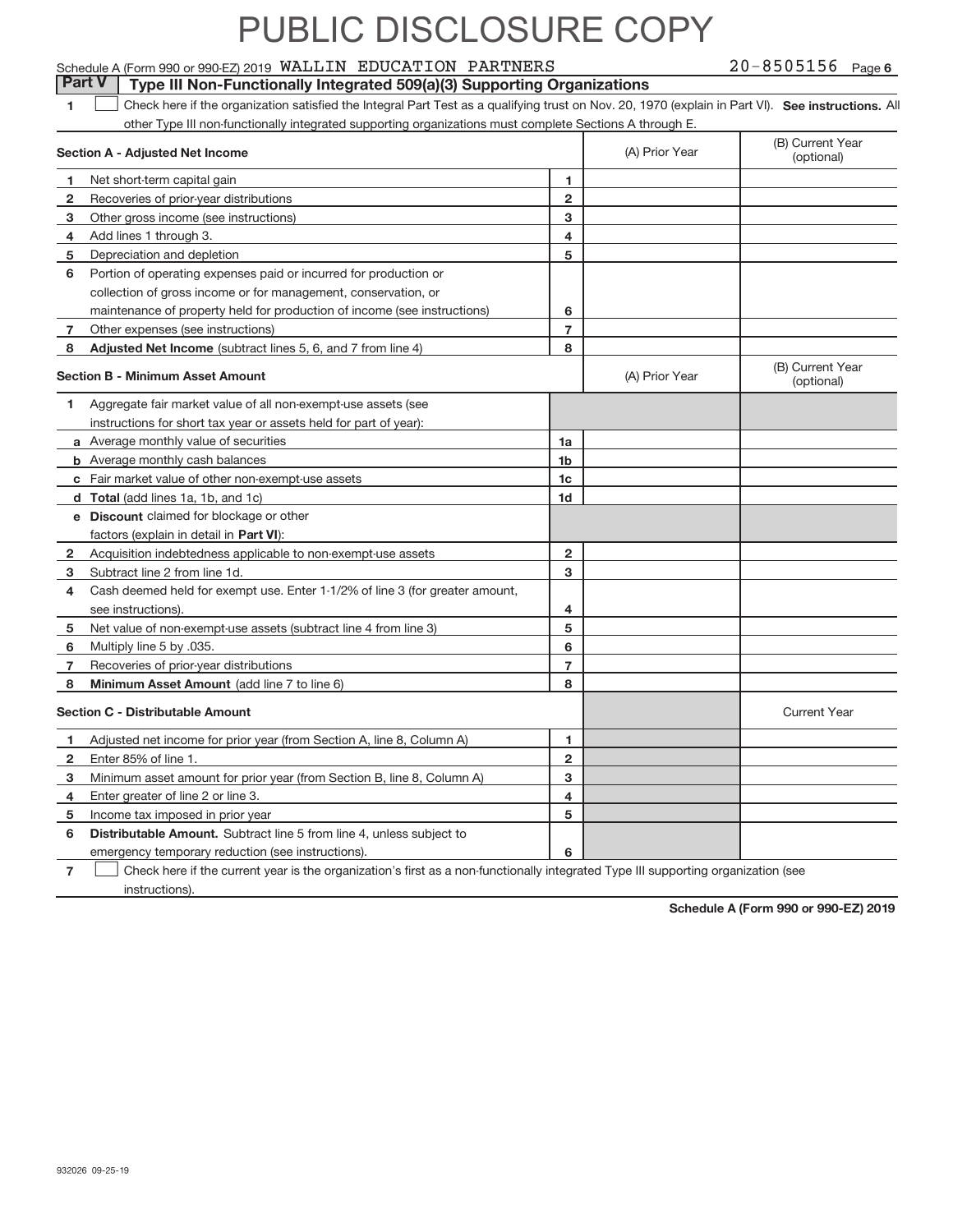# PUBLIC DISCLOSURE COPY

Schedule A (Form 990 or 990-EZ) 2019 WALLIN EDUCATION PARTNERS 20-8505156 Page 6

**Part V** | **Type III Non-Functionally Integrated 509(a)(3) Supporting Organizations**

1 ☐ Check here if the organization satisfied the Integral Part Test as a qualifying trust on Nov. 20, 1970 (explain in Part VI). **See instructions.** All other Type III non-functionally integrated supporting organizations must complete Sections A through E.

| **Section A - Adjusted Net Income** | | (A) Prior Year | (B) Current Year (optional) |
|---|---|---|---|
| 1 Net short-term capital gain | 1 | | |
| 2 Recoveries of prior-year distributions | 2 | | |
| 3 Other gross income (see instructions) | 3 | | |
| 4 Add lines 1 through 3. | 4 | | |
| 5 Depreciation and depletion | 5 | | |
| 6 Portion of operating expenses paid or incurred for production or collection of gross income or for management, conservation, or maintenance of property held for production of income (see instructions) | 6 | | |
| 7 Other expenses (see instructions) | 7 | | |
| 8 **Adjusted Net Income** (subtract lines 5, 6, and 7 from line 4) | 8 | | |

| **Section B - Minimum Asset Amount** | | (A) Prior Year | (B) Current Year (optional) |
|---|---|---|---|
| 1 Aggregate fair market value of all non-exempt-use assets (see instructions for short tax year or assets held for part of year): | | | |
| a Average monthly value of securities | 1a | | |
| b Average monthly cash balances | 1b | | |
| c Fair market value of other non-exempt-use assets | 1c | | |
| d **Total** (add lines 1a, 1b, and 1c) | 1d | | |
| e **Discount** claimed for blockage or other factors (explain in detail in **Part VI**): | | | |
| 2 Acquisition indebtedness applicable to non-exempt-use assets | 2 | | |
| 3 Subtract line 2 from line 1d. | 3 | | |
| 4 Cash deemed held for exempt use. Enter 1-1/2% of line 3 (for greater amount, see instructions). | 4 | | |
| 5 Net value of non-exempt-use assets (subtract line 4 from line 3) | 5 | | |
| 6 Multiply line 5 by .035. | 6 | | |
| 7 Recoveries of prior-year distributions | 7 | | |
| 8 **Minimum Asset Amount** (add line 7 to line 6) | 8 | | |

| **Section C - Distributable Amount** | | | Current Year |
|---|---|---|---|
| 1 Adjusted net income for prior year (from Section A, line 8, Column A) | 1 | | |
| 2 Enter 85% of line 1. | 2 | | |
| 3 Minimum asset amount for prior year (from Section B, line 8, Column A) | 3 | | |
| 4 Enter greater of line 2 or line 3. | 4 | | |
| 5 Income tax imposed in prior year | 5 | | |
| 6 **Distributable Amount.** Subtract line 5 from line 4, unless subject to emergency temporary reduction (see instructions). | 6 | | |

7 ☐ Check here if the current year is the organization's first as a non-functionally integrated Type III supporting organization (see instructions).

**Schedule A (Form 990 or 990-EZ) 2019**

932026 09-25-19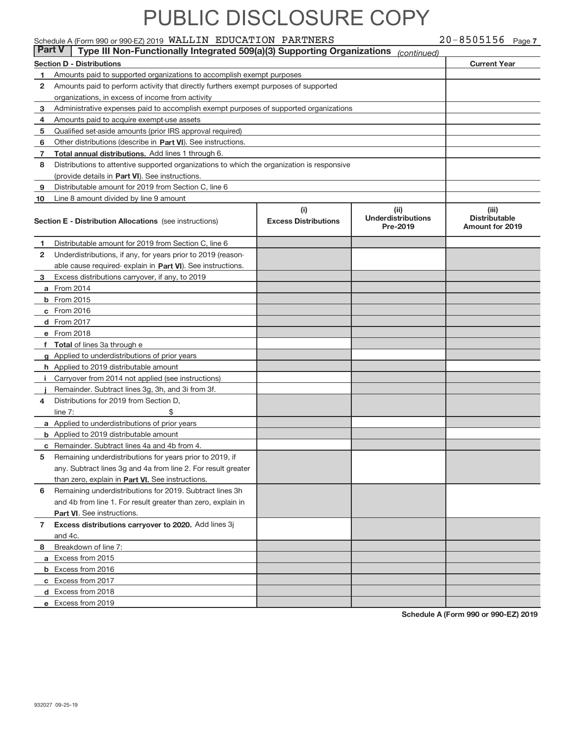# PUBLIC DISCLOSURE COPY

Schedule A (Form 990 or 990-EZ) 2019 WALLIN EDUCATION PARTNERS 20-8505156 Page 7

**Part V | Type III Non-Functionally Integrated 509(a)(3) Supporting Organizations** *(continued)*

| **Section D - Distributions** | | **Current Year** |
|---|---|---|
| 1 | Amounts paid to supported organizations to accomplish exempt purposes | |
| 2 | Amounts paid to perform activity that directly furthers exempt purposes of supported organizations, in excess of income from activity | |
| 3 | Administrative expenses paid to accomplish exempt purposes of supported organizations | |
| 4 | Amounts paid to acquire exempt-use assets | |
| 5 | Qualified set-aside amounts (prior IRS approval required) | |
| 6 | Other distributions (describe in **Part VI**). See instructions. | |
| 7 | **Total annual distributions.** Add lines 1 through 6. | |
| 8 | Distributions to attentive supported organizations to which the organization is responsive (provide details in **Part VI**). See instructions. | |
| 9 | Distributable amount for 2019 from Section C, line 6 | |
| 10 | Line 8 amount divided by line 9 amount | |

| **Section E - Distribution Allocations** (see instructions) | (i) Excess Distributions | (ii) Underdistributions Pre-2019 | (iii) Distributable Amount for 2019 |
|---|---|---|---|
| **1** Distributable amount for 2019 from Section C, line 6 | | | |
| **2** Underdistributions, if any, for years prior to 2019 (reasonable cause required- explain in **Part VI**). See instructions. | | | |
| **3** Excess distributions carryover, if any, to 2019 | | | |
| **a** From 2014 | | | |
| **b** From 2015 | | | |
| **c** From 2016 | | | |
| **d** From 2017 | | | |
| **e** From 2018 | | | |
| **f** **Total** of lines 3a through e | | | |
| **g** Applied to underdistributions of prior years | | | |
| **h** Applied to 2019 distributable amount | | | |
| **i** Carryover from 2014 not applied (see instructions) | | | |
| **j** Remainder. Subtract lines 3g, 3h, and 3i from 3f. | | | |
| **4** Distributions for 2019 from Section D, line 7: $ | | | |
| **a** Applied to underdistributions of prior years | | | |
| **b** Applied to 2019 distributable amount | | | |
| **c** Remainder. Subtract lines 4a and 4b from 4. | | | |
| **5** Remaining underdistributions for years prior to 2019, if any. Subtract lines 3g and 4a from line 2. For result greater than zero, explain in **Part VI.** See instructions. | | | |
| **6** Remaining underdistributions for 2019. Subtract lines 3h and 4b from line 1. For result greater than zero, explain in **Part VI**. See instructions. | | | |
| **7** **Excess distributions carryover to 2020.** Add lines 3j and 4c. | | | |
| **8** Breakdown of line 7: | | | |
| **a** Excess from 2015 | | | |
| **b** Excess from 2016 | | | |
| **c** Excess from 2017 | | | |
| **d** Excess from 2018 | | | |
| **e** Excess from 2019 | | | |

**Schedule A (Form 990 or 990-EZ) 2019**

932027 09-25-19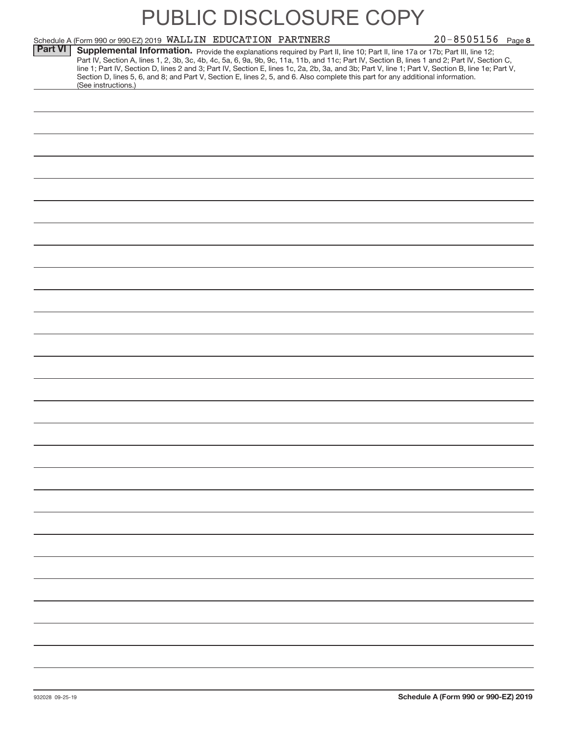# PUBLIC DISCLOSURE COPY

Schedule A (Form 990 or 990-EZ) 2019 WALLIN EDUCATION PARTNERS 20-8505156 Page **8**

**Part VI** **Supplemental Information.** Provide the explanations required by Part II, line 10; Part II, line 17a or 17b; Part III, line 12; Part IV, Section A, lines 1, 2, 3b, 3c, 4b, 4c, 5a, 6, 9a, 9b, 9c, 11a, 11b, and 11c; Part IV, Section B, lines 1 and 2; Part IV, Section C, line 1; Part IV, Section D, lines 2 and 3; Part IV, Section E, lines 1c, 2a, 2b, 3a, and 3b; Part V, line 1; Part V, Section B, line 1e; Part V, Section D, lines 5, 6, and 8; and Part V, Section E, lines 2, 5, and 6. Also complete this part for any additional information. (See instructions.)

932028 09-25-19

**Schedule A (Form 990 or 990-EZ) 2019**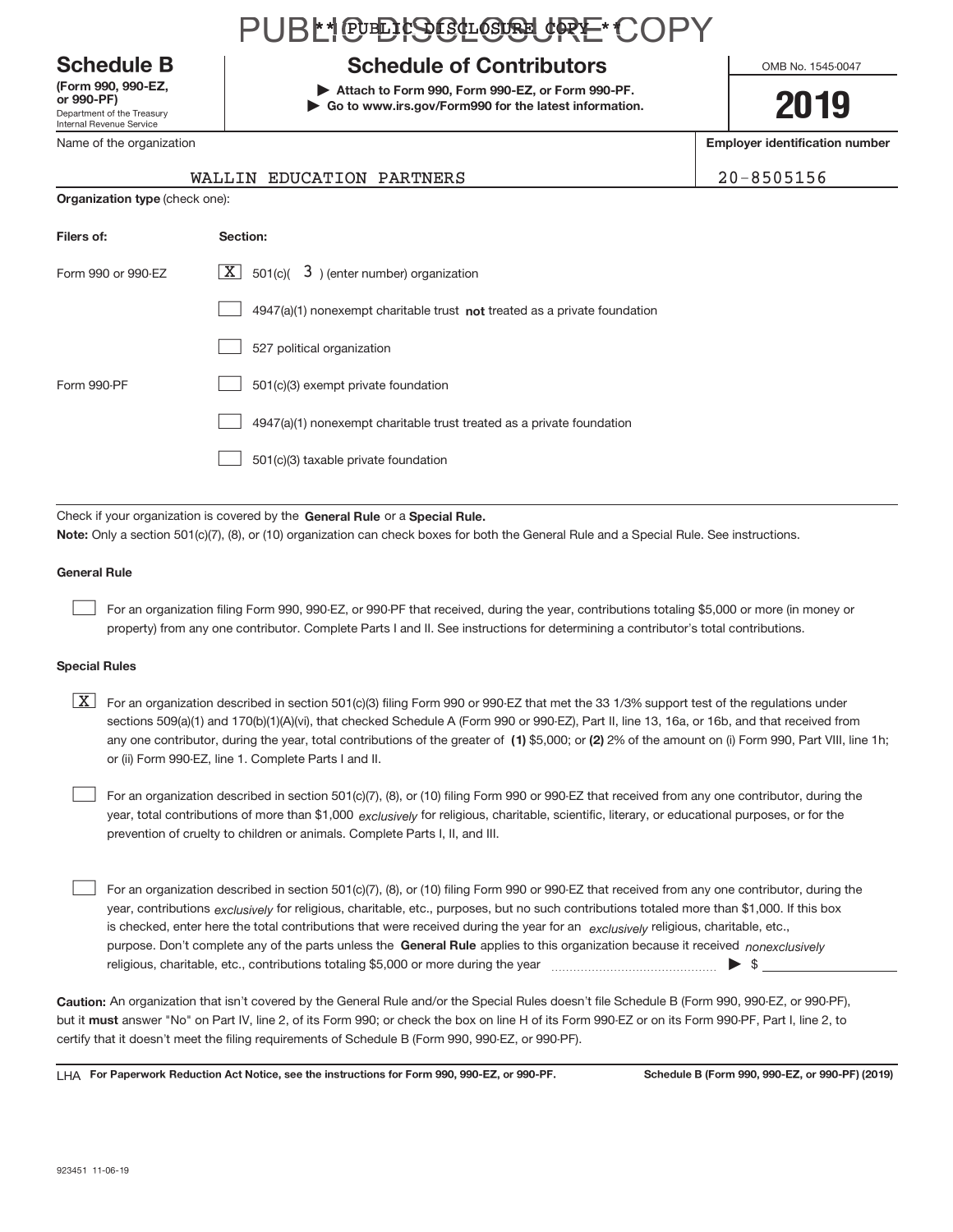**PUBLIC DISCLOSURE COPY**

# Schedule B

**(Form 990, 990-EZ, or 990-PF)**
Department of the Treasury
Internal Revenue Service

## Schedule of Contributors

▶ **Attach to Form 990, Form 990-EZ, or Form 990-PF.**
▶ **Go to www.irs.gov/Form990 for the latest information.**

OMB No. 1545-0047

**2019**

Name of the organization: WALLIN EDUCATION PARTNERS

**Employer identification number:** 20-8505156

**Organization type** (check one):

| **Filers of:** | **Section:** |
|---|---|
| Form 990 or 990-EZ | [X] 501(c)( 3 ) (enter number) organization |
| | [ ] 4947(a)(1) nonexempt charitable trust **not** treated as a private foundation |
| | [ ] 527 political organization |
| Form 990-PF | [ ] 501(c)(3) exempt private foundation |
| | [ ] 4947(a)(1) nonexempt charitable trust treated as a private foundation |
| | [ ] 501(c)(3) taxable private foundation |

Check if your organization is covered by the **General Rule** or a **Special Rule.**

**Note:** Only a section 501(c)(7), (8), or (10) organization can check boxes for both the General Rule and a Special Rule. See instructions.

### General Rule

[ ] For an organization filing Form 990, 990-EZ, or 990-PF that received, during the year, contributions totaling $5,000 or more (in money or property) from any one contributor. Complete Parts I and II. See instructions for determining a contributor's total contributions.

### Special Rules

[X] For an organization described in section 501(c)(3) filing Form 990 or 990-EZ that met the 33 1/3% support test of the regulations under sections 509(a)(1) and 170(b)(1)(A)(vi), that checked Schedule A (Form 990 or 990-EZ), Part II, line 13, 16a, or 16b, and that received from any one contributor, during the year, total contributions of the greater of **(1)** $5,000; or **(2)** 2% of the amount on (i) Form 990, Part VIII, line 1h; or (ii) Form 990-EZ, line 1. Complete Parts I and II.

[ ] For an organization described in section 501(c)(7), (8), or (10) filing Form 990 or 990-EZ that received from any one contributor, during the year, total contributions of more than $1,000 *exclusively* for religious, charitable, scientific, literary, or educational purposes, or for the prevention of cruelty to children or animals. Complete Parts I, II, and III.

[ ] For an organization described in section 501(c)(7), (8), or (10) filing Form 990 or 990-EZ that received from any one contributor, during the year, contributions *exclusively* for religious, charitable, etc., purposes, but no such contributions totaled more than $1,000. If this box is checked, enter here the total contributions that were received during the year for an *exclusively* religious, charitable, etc., purpose. Don't complete any of the parts unless the **General Rule** applies to this organization because it received *nonexclusively* religious, charitable, etc., contributions totaling $5,000 or more during the year ▶ $ ________

**Caution:** An organization that isn't covered by the General Rule and/or the Special Rules doesn't file Schedule B (Form 990, 990-EZ, or 990-PF), but it **must** answer "No" on Part IV, line 2, of its Form 990; or check the box on line H of its Form 990-EZ or on its Form 990-PF, Part I, line 2, to certify that it doesn't meet the filing requirements of Schedule B (Form 990, 990-EZ, or 990-PF).

LHA **For Paperwork Reduction Act Notice, see the instructions for Form 990, 990-EZ, or 990-PF.** **Schedule B (Form 990, 990-EZ, or 990-PF) (2019)**

923451 11-06-19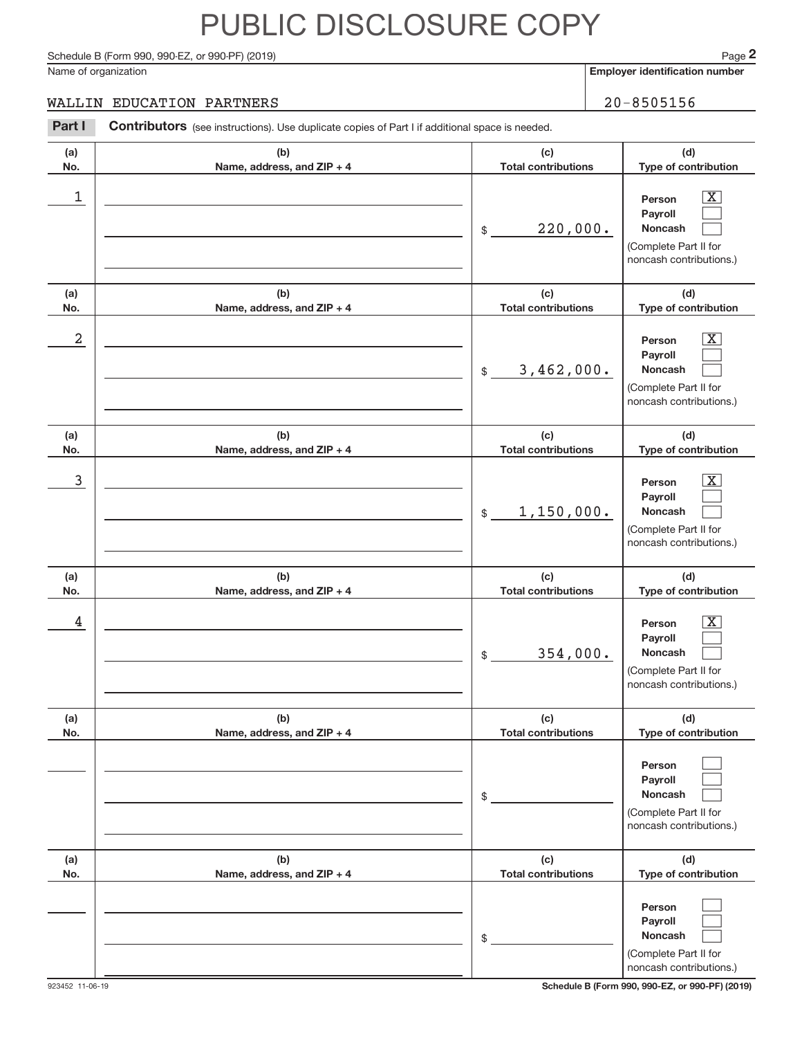# PUBLIC DISCLOSURE COPY

Schedule B (Form 990, 990-EZ, or 990-PF) (2019) Page **2**

| Name of organization | Employer identification number |
|---|---|
| WALLIN EDUCATION PARTNERS | 20-8505156 |

**Part I** **Contributors** (see instructions). Use duplicate copies of Part I if additional space is needed.

| (a) No. | (b) Name, address, and ZIP + 4 | (c) Total contributions | (d) Type of contribution |
|---|---|---|---|
| 1 | | $ 220,000. | Person [X] Payroll [ ] Noncash [ ] (Complete Part II for noncash contributions.) |
| 2 | | $ 3,462,000. | Person [X] Payroll [ ] Noncash [ ] (Complete Part II for noncash contributions.) |
| 3 | | $ 1,150,000. | Person [X] Payroll [ ] Noncash [ ] (Complete Part II for noncash contributions.) |
| 4 | | $ 354,000. | Person [X] Payroll [ ] Noncash [ ] (Complete Part II for noncash contributions.) |
| | | $ | Person [ ] Payroll [ ] Noncash [ ] (Complete Part II for noncash contributions.) |
| | | $ | Person [ ] Payroll [ ] Noncash [ ] (Complete Part II for noncash contributions.) |

923452 11-06-19 **Schedule B (Form 990, 990-EZ, or 990-PF) (2019)**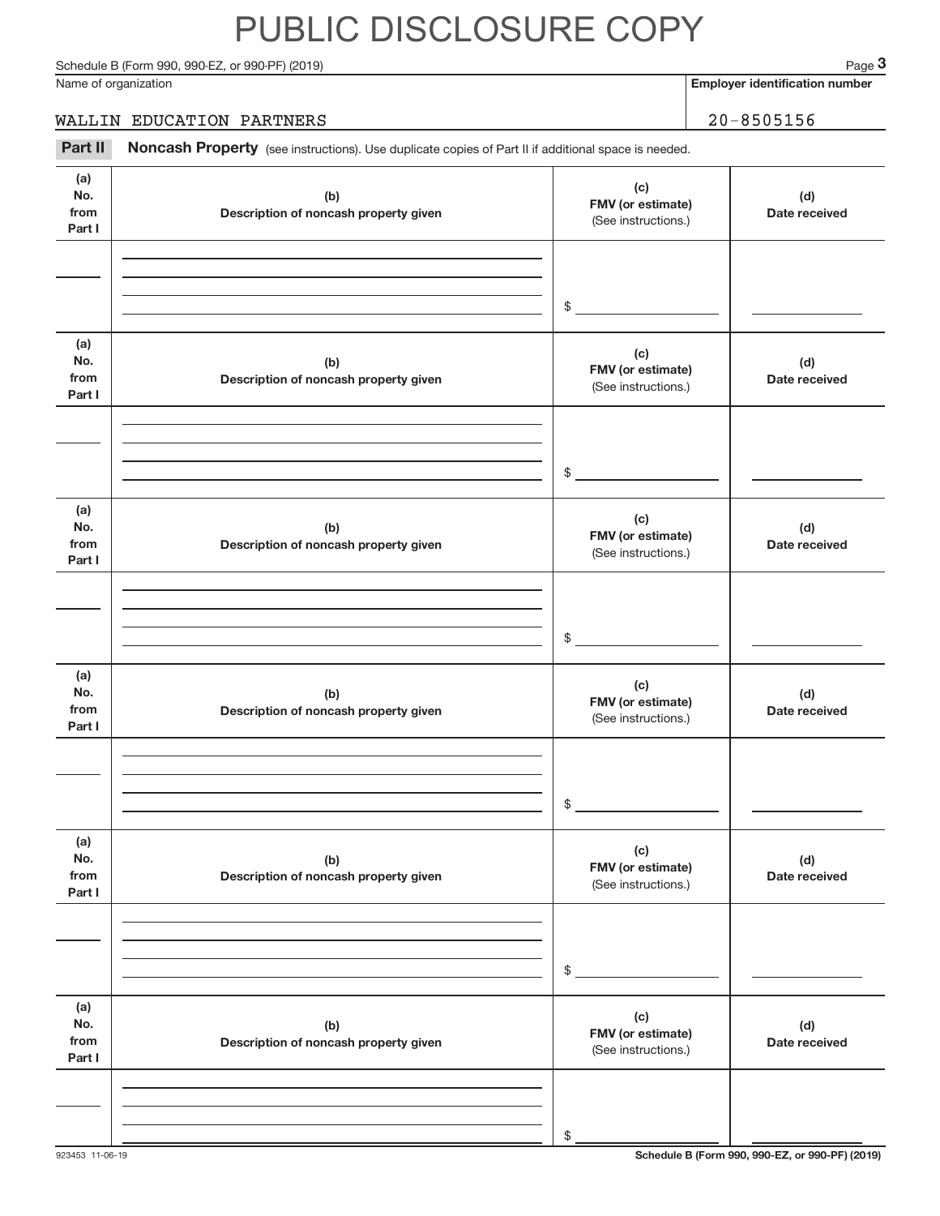# PUBLIC DISCLOSURE COPY

Schedule B (Form 990, 990-EZ, or 990-PF) (2019) Page **3**

| Name of organization | Employer identification number |
|---|---|
| WALLIN EDUCATION PARTNERS | 20-8505156 |

**Part II** **Noncash Property** (see instructions). Use duplicate copies of Part II if additional space is needed.

| (a) No. from Part I | (b) Description of noncash property given | (c) FMV (or estimate) (See instructions.) | (d) Date received |
|---|---|---|---|
| | | $ | |

| (a) No. from Part I | (b) Description of noncash property given | (c) FMV (or estimate) (See instructions.) | (d) Date received |
|---|---|---|---|
| | | $ | |

| (a) No. from Part I | (b) Description of noncash property given | (c) FMV (or estimate) (See instructions.) | (d) Date received |
|---|---|---|---|
| | | $ | |

| (a) No. from Part I | (b) Description of noncash property given | (c) FMV (or estimate) (See instructions.) | (d) Date received |
|---|---|---|---|
| | | $ | |

| (a) No. from Part I | (b) Description of noncash property given | (c) FMV (or estimate) (See instructions.) | (d) Date received |
|---|---|---|---|
| | | $ | |

| (a) No. from Part I | (b) Description of noncash property given | (c) FMV (or estimate) (See instructions.) | (d) Date received |
|---|---|---|---|
| | | $ | |

923453 11-06-19 **Schedule B (Form 990, 990-EZ, or 990-PF) (2019)**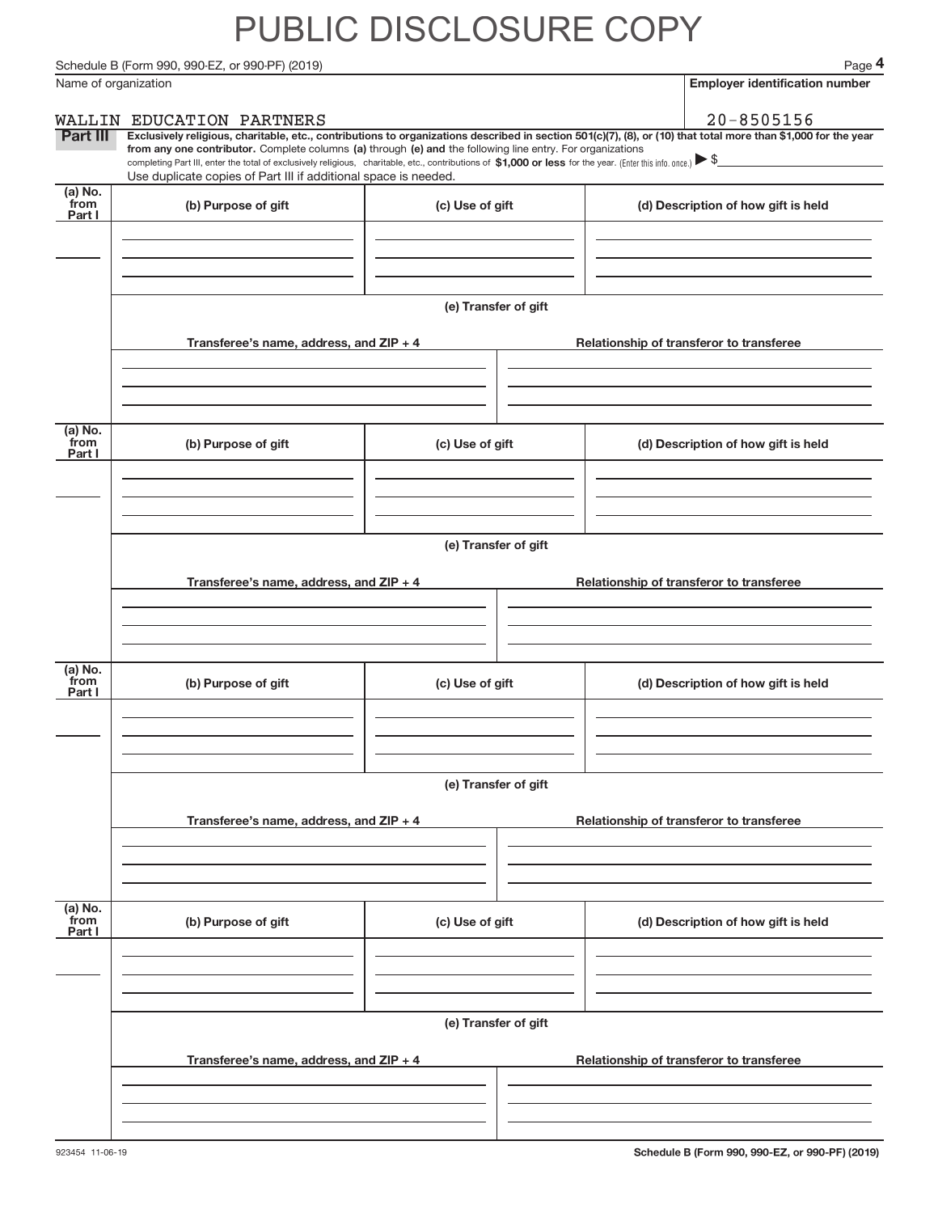# PUBLIC DISCLOSURE COPY

Schedule B (Form 990, 990-EZ, or 990-PF) (2019) Page **4**

Name of organization: WALLIN EDUCATION PARTNERS

Employer identification number: 20-8505156

**Part III** **Exclusively religious, charitable, etc., contributions to organizations described in section 501(c)(7), (8), or (10) that total more than $1,000 for the year from any one contributor.** Complete columns **(a)** through **(e) and** the following line entry. For organizations completing Part III, enter the total of exclusively religious, charitable, etc., contributions of **$1,000 or less** for the year. (Enter this info. once.) ▶ $

Use duplicate copies of Part III if additional space is needed.

| (a) No. from Part I | (b) Purpose of gift | (c) Use of gift | (d) Description of how gift is held |
|---|---|---|---|
| | | | |

(e) Transfer of gift

| Transferee's name, address, and ZIP + 4 | Relationship of transferor to transferee |
|---|---|
| | |

| (a) No. from Part I | (b) Purpose of gift | (c) Use of gift | (d) Description of how gift is held |
|---|---|---|---|
| | | | |

(e) Transfer of gift

| Transferee's name, address, and ZIP + 4 | Relationship of transferor to transferee |
|---|---|
| | |

| (a) No. from Part I | (b) Purpose of gift | (c) Use of gift | (d) Description of how gift is held |
|---|---|---|---|
| | | | |

(e) Transfer of gift

| Transferee's name, address, and ZIP + 4 | Relationship of transferor to transferee |
|---|---|
| | |

| (a) No. from Part I | (b) Purpose of gift | (c) Use of gift | (d) Description of how gift is held |
|---|---|---|---|
| | | | |

(e) Transfer of gift

| Transferee's name, address, and ZIP + 4 | Relationship of transferor to transferee |
|---|---|
| | |

923454 11-06-19 **Schedule B (Form 990, 990-EZ, or 990-PF) (2019)**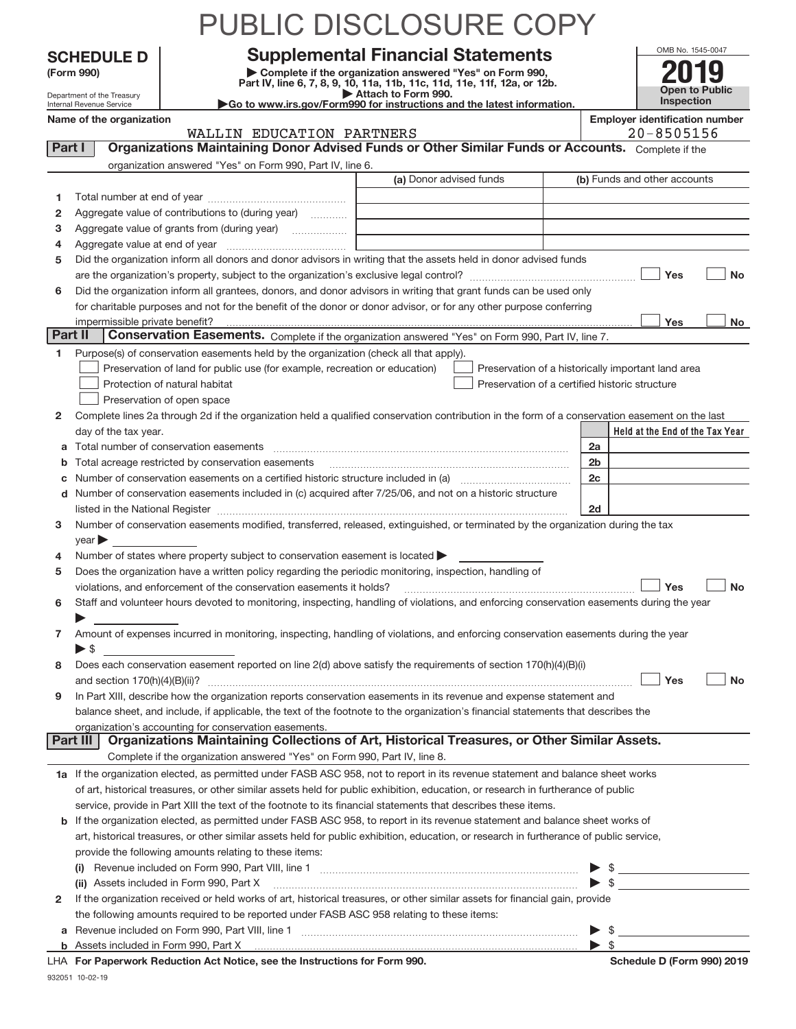# PUBLIC DISCLOSURE COPY

**SCHEDULE D**
**(Form 990)**

Department of the Treasury
Internal Revenue Service

## Supplemental Financial Statements

▶ Complete if the organization answered "Yes" on Form 990, Part IV, line 6, 7, 8, 9, 10, 11a, 11b, 11c, 11d, 11e, 11f, 12a, or 12b.
▶ Attach to Form 990.
▶Go to www.irs.gov/Form990 for instructions and the latest information.

OMB No. 1545-0047
**2019**
**Open to Public Inspection**

**Name of the organization**
WALLIN EDUCATION PARTNERS

**Employer identification number**
20-8505156

**Part I** **Organizations Maintaining Donor Advised Funds or Other Similar Funds or Accounts.** Complete if the organization answered "Yes" on Form 990, Part IV, line 6.

| | | (a) Donor advised funds | (b) Funds and other accounts |
|---|---|---|---|
| 1 | Total number at end of year | | |
| 2 | Aggregate value of contributions to (during year) | | |
| 3 | Aggregate value of grants from (during year) | | |
| 4 | Aggregate value at end of year | | |

5 Did the organization inform all donors and donor advisors in writing that the assets held in donor advised funds are the organization's property, subject to the organization's exclusive legal control? ☐ Yes ☐ No

6 Did the organization inform all grantees, donors, and donor advisors in writing that grant funds can be used only for charitable purposes and not for the benefit of the donor or donor advisor, or for any other purpose conferring impermissible private benefit? ☐ Yes ☐ No

**Part II** **Conservation Easements.** Complete if the organization answered "Yes" on Form 990, Part IV, line 7.

1 Purpose(s) of conservation easements held by the organization (check all that apply).

☐ Preservation of land for public use (for example, recreation or education)
☐ Protection of natural habitat
☐ Preservation of open space
☐ Preservation of a historically important land area
☐ Preservation of a certified historic structure

2 Complete lines 2a through 2d if the organization held a qualified conservation contribution in the form of a conservation easement on the last day of the tax year.

| | | | Held at the End of the Tax Year |
|---|---|---|---|
| a | Total number of conservation easements | 2a | |
| b | Total acreage restricted by conservation easements | 2b | |
| c | Number of conservation easements on a certified historic structure included in (a) | 2c | |
| d | Number of conservation easements included in (c) acquired after 7/25/06, and not on a historic structure listed in the National Register | 2d | |

3 Number of conservation easements modified, transferred, released, extinguished, or terminated by the organization during the tax year ▶

4 Number of states where property subject to conservation easement is located ▶

5 Does the organization have a written policy regarding the periodic monitoring, inspection, handling of violations, and enforcement of the conservation easements it holds? ☐ Yes ☐ No

6 Staff and volunteer hours devoted to monitoring, inspecting, handling of violations, and enforcing conservation easements during the year ▶

7 Amount of expenses incurred in monitoring, inspecting, handling of violations, and enforcing conservation easements during the year ▶ $

8 Does each conservation easement reported on line 2(d) above satisfy the requirements of section 170(h)(4)(B)(i) and section 170(h)(4)(B)(ii)? ☐ Yes ☐ No

9 In Part XIII, describe how the organization reports conservation easements in its revenue and expense statement and balance sheet, and include, if applicable, the text of the footnote to the organization's financial statements that describes the organization's accounting for conservation easements.

**Part III** **Organizations Maintaining Collections of Art, Historical Treasures, or Other Similar Assets.** Complete if the organization answered "Yes" on Form 990, Part IV, line 8.

1a If the organization elected, as permitted under FASB ASC 958, not to report in its revenue statement and balance sheet works of art, historical treasures, or other similar assets held for public exhibition, education, or research in furtherance of public service, provide in Part XIII the text of the footnote to its financial statements that describes these items.

b If the organization elected, as permitted under FASB ASC 958, to report in its revenue statement and balance sheet works of art, historical treasures, or other similar assets held for public exhibition, education, or research in furtherance of public service, provide the following amounts relating to these items:

(i) Revenue included on Form 990, Part VIII, line 1 ▶ $

(ii) Assets included in Form 990, Part X ▶ $

2 If the organization received or held works of art, historical treasures, or other similar assets for financial gain, provide the following amounts required to be reported under FASB ASC 958 relating to these items:

a Revenue included on Form 990, Part VIII, line 1 ▶ $

b Assets included in Form 990, Part X ▶ $

LHA **For Paperwork Reduction Act Notice, see the Instructions for Form 990.** **Schedule D (Form 990) 2019**

932051 10-02-19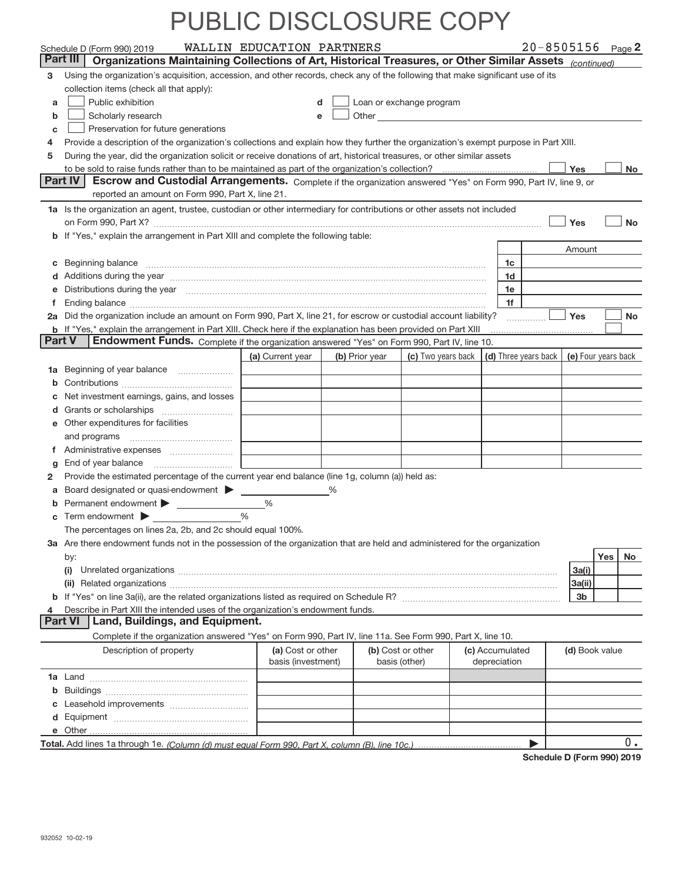# PUBLIC DISCLOSURE COPY

Schedule D (Form 990) 2019 WALLIN EDUCATION PARTNERS 20-8505156 Page **2**

**Part III** **Organizations Maintaining Collections of Art, Historical Treasures, or Other Similar Assets** *(continued)*

**3** Using the organization's acquisition, accession, and other records, check any of the following that make significant use of its collection items (check all that apply):

- **a** ☐ Public exhibition
- **b** ☐ Scholarly research
- **c** ☐ Preservation for future generations
- **d** ☐ Loan or exchange program
- **e** ☐ Other

**4** Provide a description of the organization's collections and explain how they further the organization's exempt purpose in Part XIII.

**5** During the year, did the organization solicit or receive donations of art, historical treasures, or other similar assets to be sold to raise funds rather than to be maintained as part of the organization's collection? ☐ Yes ☐ No

**Part IV** **Escrow and Custodial Arrangements.** Complete if the organization answered "Yes" on Form 990, Part IV, line 9, or reported an amount on Form 990, Part X, line 21.

**1a** Is the organization an agent, trustee, custodian or other intermediary for contributions or other assets not included on Form 990, Part X? ☐ Yes ☐ No

**b** If "Yes," explain the arrangement in Part XIII and complete the following table:

| | | Amount |
|---|---|---|
| **c** Beginning balance | 1c | |
| **d** Additions during the year | 1d | |
| **e** Distributions during the year | 1e | |
| **f** Ending balance | 1f | |

**2a** Did the organization include an amount on Form 990, Part X, line 21, for escrow or custodial account liability? ☐ Yes ☐ No

**b** If "Yes," explain the arrangement in Part XIII. Check here if the explanation has been provided on Part XIII ☐

**Part V** **Endowment Funds.** Complete if the organization answered "Yes" on Form 990, Part IV, line 10.

| | (a) Current year | (b) Prior year | (c) Two years back | (d) Three years back | (e) Four years back |
|---|---|---|---|---|---|
| **1a** Beginning of year balance | | | | | |
| **b** Contributions | | | | | |
| **c** Net investment earnings, gains, and losses | | | | | |
| **d** Grants or scholarships | | | | | |
| **e** Other expenditures for facilities and programs | | | | | |
| **f** Administrative expenses | | | | | |
| **g** End of year balance | | | | | |

**2** Provide the estimated percentage of the current year end balance (line 1g, column (a)) held as:

- **a** Board designated or quasi-endowment ▶ %
- **b** Permanent endowment ▶ %
- **c** Term endowment ▶ %

The percentages on lines 2a, 2b, and 2c should equal 100%.

**3a** Are there endowment funds not in the possession of the organization that are held and administered for the organization by:

| | | Yes | No |
|---|---|---|---|
| **(i)** Unrelated organizations | 3a(i) | | |
| **(ii)** Related organizations | 3a(ii) | | |
| **b** If "Yes" on line 3a(ii), are the related organizations listed as required on Schedule R? | 3b | | |

**4** Describe in Part XIII the intended uses of the organization's endowment funds.

**Part VI** **Land, Buildings, and Equipment.**

Complete if the organization answered "Yes" on Form 990, Part IV, line 11a. See Form 990, Part X, line 10.

| Description of property | (a) Cost or other basis (investment) | (b) Cost or other basis (other) | (c) Accumulated depreciation | (d) Book value |
|---|---|---|---|---|
| **1a** Land | | | | |
| **b** Buildings | | | | |
| **c** Leasehold improvements | | | | |
| **d** Equipment | | | | |
| **e** Other | | | | |
| **Total.** Add lines 1a through 1e. *(Column (d) must equal Form 990, Part X, column (B), line 10c.)* | | | | 0. |

**Schedule D (Form 990) 2019**

932052 10-02-19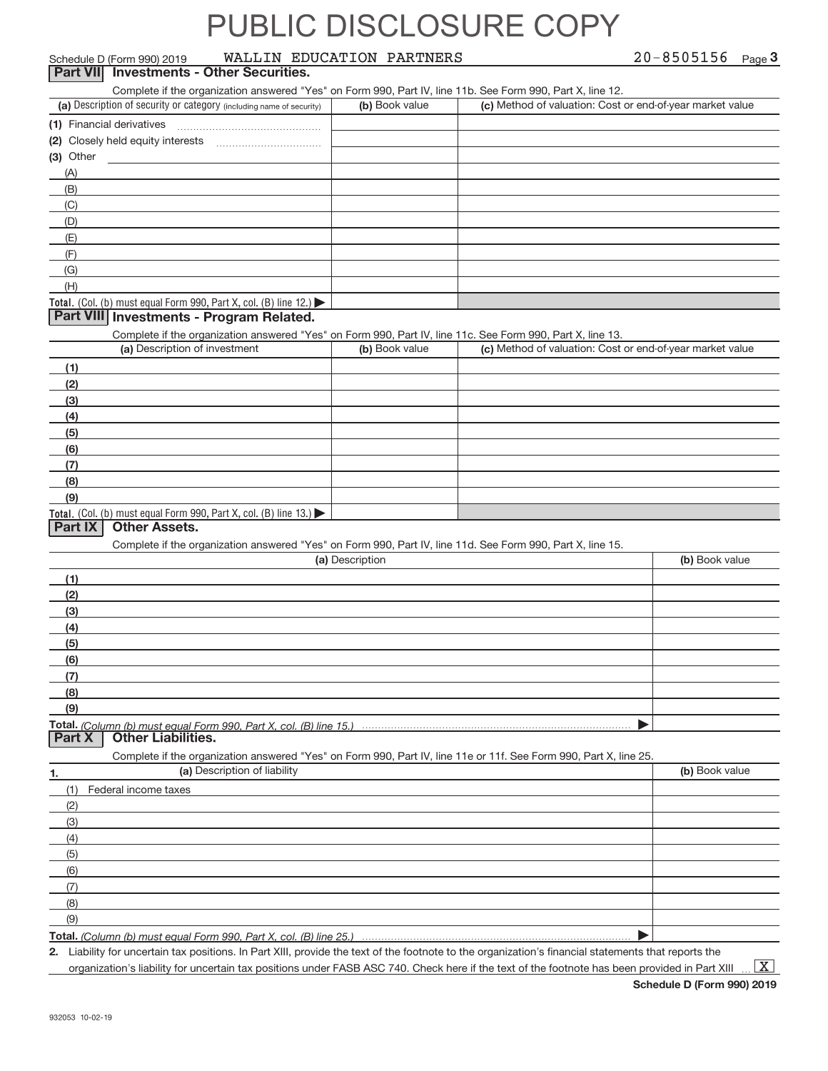# PUBLIC DISCLOSURE COPY

Schedule D (Form 990) 2019 WALLIN EDUCATION PARTNERS 20-8505156 Page 3

## Part VII Investments - Other Securities.

Complete if the organization answered "Yes" on Form 990, Part IV, line 11b. See Form 990, Part X, line 12.

| (a) Description of security or category (including name of security) | (b) Book value | (c) Method of valuation: Cost or end-of-year market value |
|---|---|---|
| (1) Financial derivatives | | |
| (2) Closely held equity interests | | |
| (3) Other | | |
| (A) | | |
| (B) | | |
| (C) | | |
| (D) | | |
| (E) | | |
| (F) | | |
| (G) | | |
| (H) | | |
| **Total.** (Col. (b) must equal Form 990, Part X, col. (B) line 12.) ▶ | | |

## Part VIII Investments - Program Related.

Complete if the organization answered "Yes" on Form 990, Part IV, line 11c. See Form 990, Part X, line 13.

| (a) Description of investment | (b) Book value | (c) Method of valuation: Cost or end-of-year market value |
|---|---|---|
| (1) | | |
| (2) | | |
| (3) | | |
| (4) | | |
| (5) | | |
| (6) | | |
| (7) | | |
| (8) | | |
| (9) | | |
| **Total.** (Col. (b) must equal Form 990, Part X, col. (B) line 13.) ▶ | | |

## Part IX Other Assets.

Complete if the organization answered "Yes" on Form 990, Part IV, line 11d. See Form 990, Part X, line 15.

| (a) Description | (b) Book value |
|---|---|
| (1) | |
| (2) | |
| (3) | |
| (4) | |
| (5) | |
| (6) | |
| (7) | |
| (8) | |
| (9) | |
| **Total.** *(Column (b) must equal Form 990, Part X, col. (B) line 15.)* ▶ | |

## Part X Other Liabilities.

Complete if the organization answered "Yes" on Form 990, Part IV, line 11e or 11f. See Form 990, Part X, line 25.

| 1. (a) Description of liability | (b) Book value |
|---|---|
| (1) Federal income taxes | |
| (2) | |
| (3) | |
| (4) | |
| (5) | |
| (6) | |
| (7) | |
| (8) | |
| (9) | |
| **Total.** *(Column (b) must equal Form 990, Part X, col. (B) line 25.)* ▶ | |

**2.** Liability for uncertain tax positions. In Part XIII, provide the text of the footnote to the organization's financial statements that reports the organization's liability for uncertain tax positions under FASB ASC 740. Check here if the text of the footnote has been provided in Part XIII ... [X]

**Schedule D (Form 990) 2019**

932053 10-02-19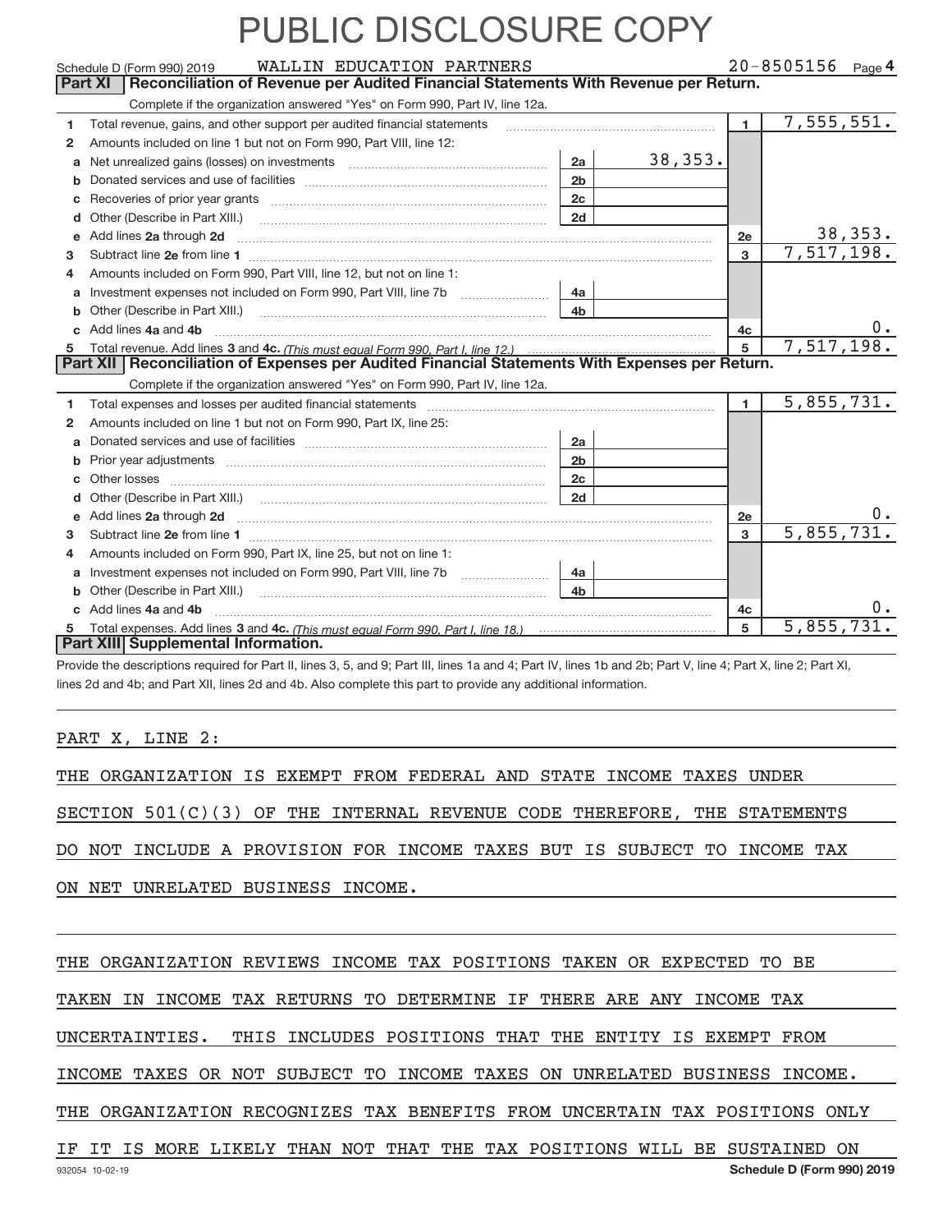# PUBLIC DISCLOSURE COPY

Schedule D (Form 990) 2019 WALLIN EDUCATION PARTNERS 20-8505156 Page 4

## Part XI Reconciliation of Revenue per Audited Financial Statements With Revenue per Return.

Complete if the organization answered "Yes" on Form 990, Part IV, line 12a.

| | | | | | |
|---|---|---|---|---|---|
| 1 | Total revenue, gains, and other support per audited financial statements | | | 1 | 7,555,551. |
| 2 | Amounts included on line 1 but not on Form 990, Part VIII, line 12: | | | | |
| a | Net unrealized gains (losses) on investments | 2a | 38,353. | | |
| b | Donated services and use of facilities | 2b | | | |
| c | Recoveries of prior year grants | 2c | | | |
| d | Other (Describe in Part XIII.) | 2d | | | |
| e | Add lines 2a through 2d | | | 2e | 38,353. |
| 3 | Subtract line 2e from line 1 | | | 3 | 7,517,198. |
| 4 | Amounts included on Form 990, Part VIII, line 12, but not on line 1: | | | | |
| a | Investment expenses not included on Form 990, Part VIII, line 7b | 4a | | | |
| b | Other (Describe in Part XIII.) | 4b | | | |
| c | Add lines 4a and 4b | | | 4c | 0. |
| 5 | Total revenue. Add lines 3 and 4c. *(This must equal Form 990, Part I, line 12.)* | | | 5 | 7,517,198. |

## Part XII Reconciliation of Expenses per Audited Financial Statements With Expenses per Return.

Complete if the organization answered "Yes" on Form 990, Part IV, line 12a.

| | | | | | |
|---|---|---|---|---|---|
| 1 | Total expenses and losses per audited financial statements | | | 1 | 5,855,731. |
| 2 | Amounts included on line 1 but not on Form 990, Part IX, line 25: | | | | |
| a | Donated services and use of facilities | 2a | | | |
| b | Prior year adjustments | 2b | | | |
| c | Other losses | 2c | | | |
| d | Other (Describe in Part XIII.) | 2d | | | |
| e | Add lines 2a through 2d | | | 2e | 0. |
| 3 | Subtract line 2e from line 1 | | | 3 | 5,855,731. |
| 4 | Amounts included on Form 990, Part IX, line 25, but not on line 1: | | | | |
| a | Investment expenses not included on Form 990, Part VIII, line 7b | 4a | | | |
| b | Other (Describe in Part XIII.) | 4b | | | |
| c | Add lines 4a and 4b | | | 4c | 0. |
| 5 | Total expenses. Add lines 3 and 4c. *(This must equal Form 990, Part I, line 18.)* | | | 5 | 5,855,731. |

## Part XIII Supplemental Information.

Provide the descriptions required for Part II, lines 3, 5, and 9; Part III, lines 1a and 4; Part IV, lines 1b and 2b; Part V, line 4; Part X, line 2; Part XI, lines 2d and 4b; and Part XII, lines 2d and 4b. Also complete this part to provide any additional information.

PART X, LINE 2:

THE ORGANIZATION IS EXEMPT FROM FEDERAL AND STATE INCOME TAXES UNDER SECTION 501(C)(3) OF THE INTERNAL REVENUE CODE THEREFORE, THE STATEMENTS DO NOT INCLUDE A PROVISION FOR INCOME TAXES BUT IS SUBJECT TO INCOME TAX ON NET UNRELATED BUSINESS INCOME.

THE ORGANIZATION REVIEWS INCOME TAX POSITIONS TAKEN OR EXPECTED TO BE TAKEN IN INCOME TAX RETURNS TO DETERMINE IF THERE ARE ANY INCOME TAX UNCERTAINTIES. THIS INCLUDES POSITIONS THAT THE ENTITY IS EXEMPT FROM INCOME TAXES OR NOT SUBJECT TO INCOME TAXES ON UNRELATED BUSINESS INCOME. THE ORGANIZATION RECOGNIZES TAX BENEFITS FROM UNCERTAIN TAX POSITIONS ONLY IF IT IS MORE LIKELY THAN NOT THAT THE TAX POSITIONS WILL BE SUSTAINED ON

932054 10-02-19 **Schedule D (Form 990) 2019**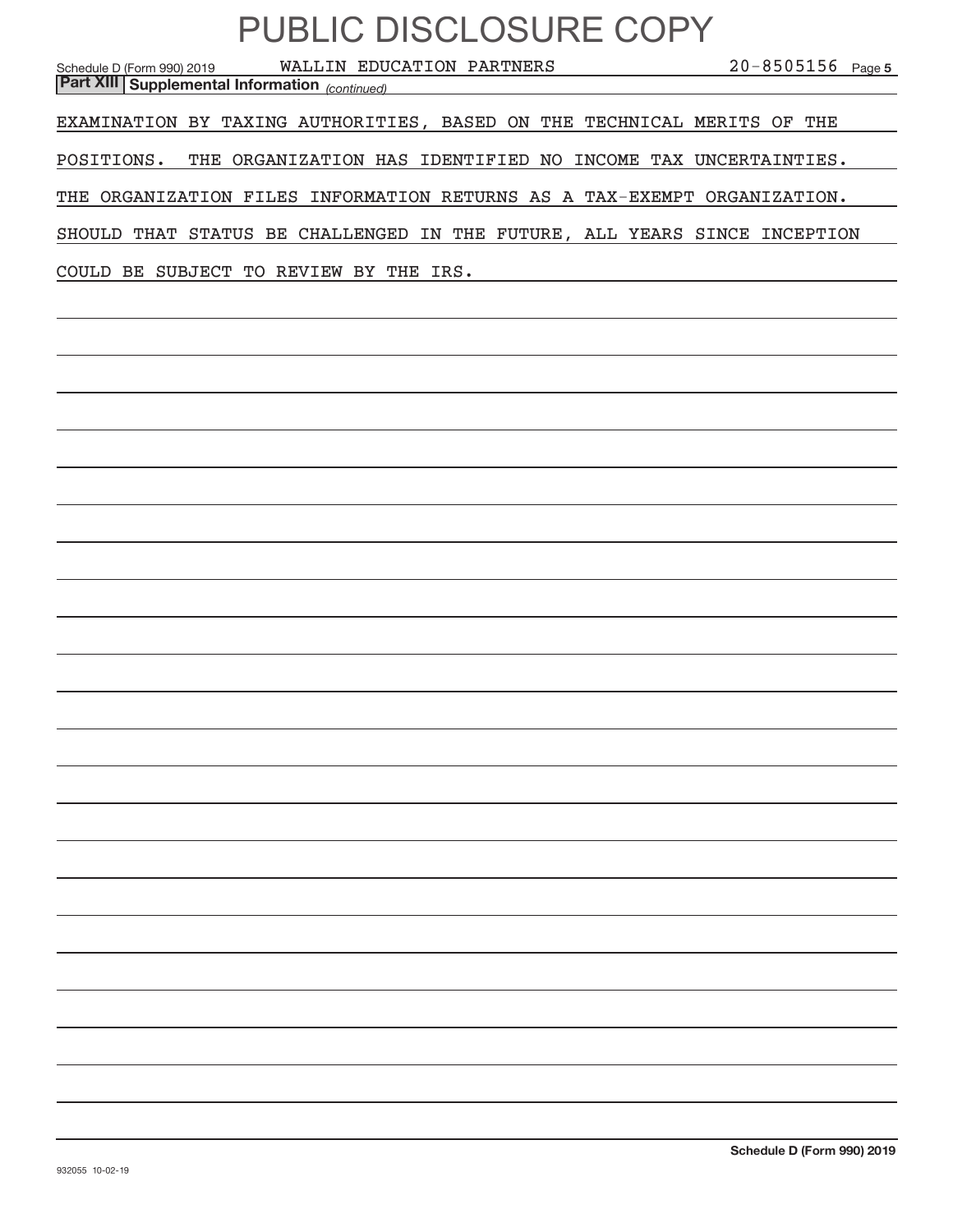# PUBLIC DISCLOSURE COPY

Schedule D (Form 990) 2019 WALLIN EDUCATION PARTNERS 20-8505156 Page 5

**Part XIII Supplemental Information** *(continued)*

EXAMINATION BY TAXING AUTHORITIES, BASED ON THE TECHNICAL MERITS OF THE POSITIONS. THE ORGANIZATION HAS IDENTIFIED NO INCOME TAX UNCERTAINTIES. THE ORGANIZATION FILES INFORMATION RETURNS AS A TAX-EXEMPT ORGANIZATION. SHOULD THAT STATUS BE CHALLENGED IN THE FUTURE, ALL YEARS SINCE INCEPTION COULD BE SUBJECT TO REVIEW BY THE IRS.

**Schedule D (Form 990) 2019**

932055 10-02-19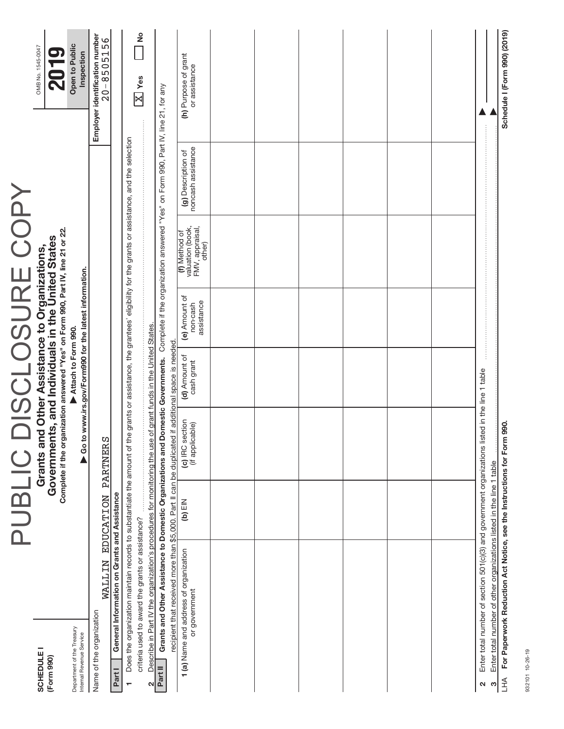# PUBLIC DISCLOSURE COPY

**SCHEDULE I (Form 990)**

Department of the Treasury
Internal Revenue Service

## Grants and Other Assistance to Organizations, Governments, and Individuals in the United States

**Complete if the organization answered "Yes" on Form 990, Part IV, line 21 or 22.**

▶ Attach to Form 990.

▶ Go to www.irs.gov/Form990 for the latest information.

OMB No. 1545-0047

**2019**

**Open to Public Inspection**

Name of the organization: WALLIN EDUCATION PARTNERS

Employer identification number: 20-8505156

**Part I — General Information on Grants and Assistance**

1 Does the organization maintain records to substantiate the amount of the grants or assistance, the grantees' eligibility for the grants or assistance, and the selection criteria used to award the grants or assistance? [X] Yes [ ] No

2 Describe in Part IV the organization's procedures for monitoring the use of grant funds in the United States.

**Part II — Grants and Other Assistance to Domestic Organizations and Domestic Governments.** Complete if the organization answered "Yes" on Form 990, Part IV, line 21, for any recipient that received more than $5,000. Part II can be duplicated if additional space is needed.

| 1 (a) Name and address of organization or government | (b) EIN | (c) IRC section (if applicable) | (d) Amount of cash grant | (e) Amount of non-cash assistance | (f) Method of valuation (book, FMV, appraisal, other) | (g) Description of noncash assistance | (h) Purpose of grant or assistance |
|---|---|---|---|---|---|---|---|
| | | | | | | | |
| | | | | | | | |
| | | | | | | | |
| | | | | | | | |
| | | | | | | | |
| | | | | | | | |
| | | | | | | | |

2 Enter total number of section 501(c)(3) and government organizations listed in the line 1 table ▶

3 Enter total number of other organizations listed in the line 1 table ▶

LHA **For Paperwork Reduction Act Notice, see the Instructions for Form 990.** **Schedule I (Form 990) (2019)**

932101 10-26-19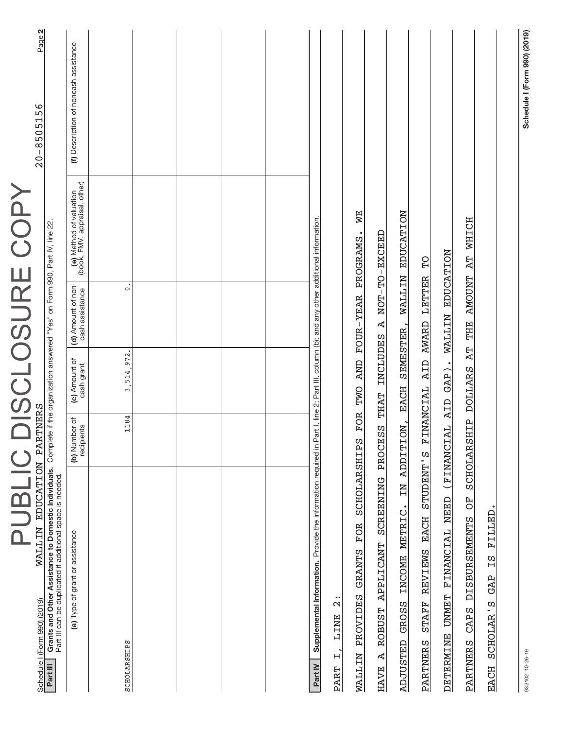# PUBLIC DISCLOSURE COPY

Schedule I (Form 990) (2019) WALLIN EDUCATION PARTNERS 20-8505156 Page 2

**Part III** **Grants and Other Assistance to Domestic Individuals.** Complete if the organization answered "Yes" on Form 990, Part IV, line 22.
Part III can be duplicated if additional space is needed.

| (a) Type of grant or assistance | (b) Number of recipients | (c) Amount of cash grant | (d) Amount of non-cash assistance | (e) Method of valuation (book, FMV, appraisal, other) | (f) Description of noncash assistance |
|---|---|---|---|---|---|
| SCHOLARSHIPS | 1184 | 3,514,972. | 0. | | |
| | | | | | |
| | | | | | |
| | | | | | |
| | | | | | |

**Part IV** **Supplemental Information.** Provide the information required in Part I, line 2; Part III, column (b); and any other additional information.

PART I, LINE 2:

WALLIN PROVIDES GRANTS FOR SCHOLARSHIPS FOR TWO AND FOUR-YEAR PROGRAMS. WE HAVE A ROBUST APPLICANT SCREENING PROCESS THAT INCLUDES A NOT-TO-EXCEED ADJUSTED GROSS INCOME METRIC. IN ADDITION, EACH SEMESTER, WALLIN EDUCATION PARTNERS STAFF REVIEWS EACH STUDENT'S FINANCIAL AID AWARD LETTER TO DETERMINE UNMET FINANCIAL NEED (FINANCIAL AID GAP). WALLIN EDUCATION PARTNERS CAPS DISBURSEMENTS OF SCHOLARSHIP DOLLARS AT THE AMOUNT AT WHICH EACH SCHOLAR'S GAP IS FILLED.

932102 10-26-19 Schedule I (Form 990) (2019)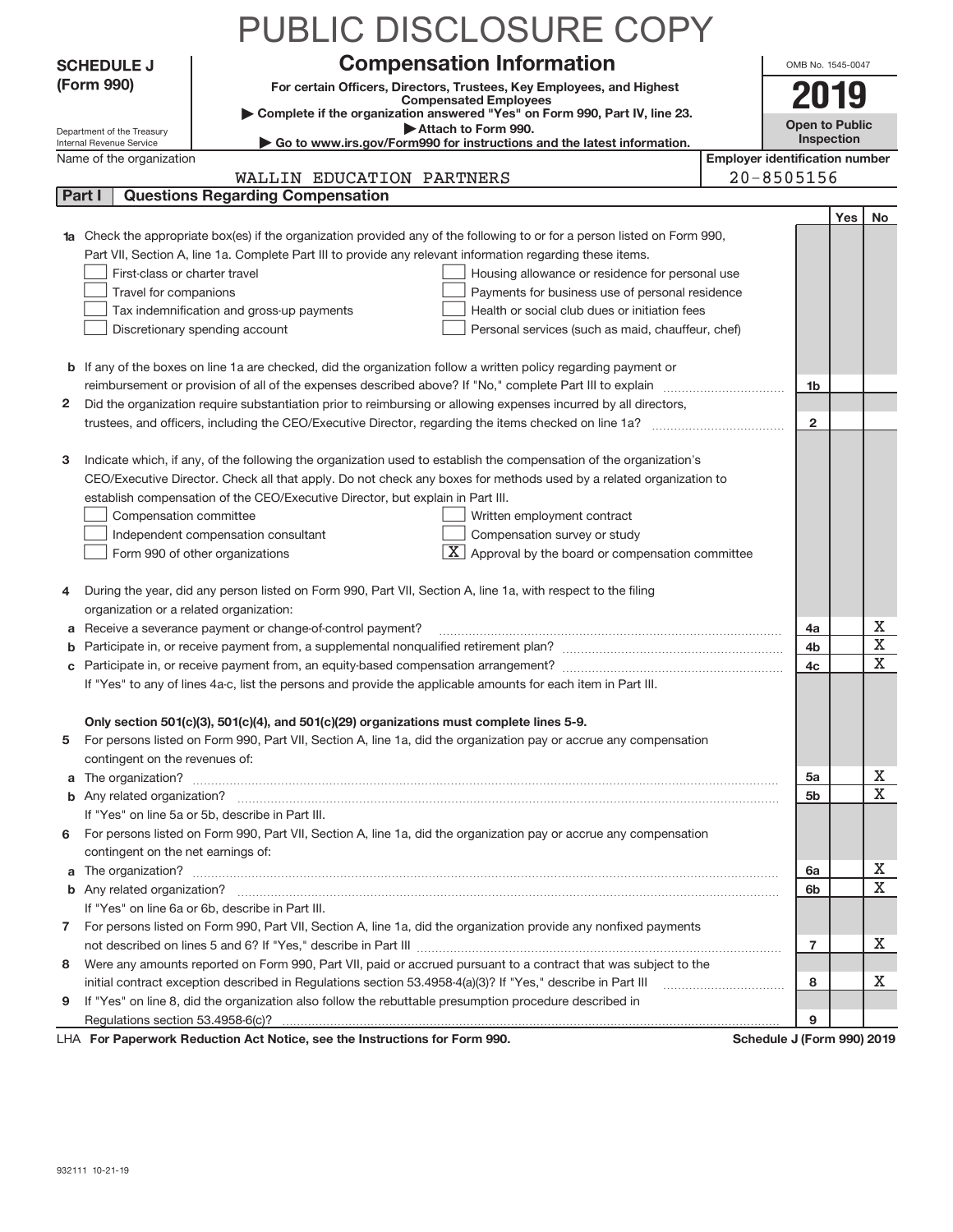# PUBLIC DISCLOSURE COPY

**SCHEDULE J (Form 990)**

Department of the Treasury
Internal Revenue Service

## Compensation Information

**For certain Officers, Directors, Trustees, Key Employees, and Highest Compensated Employees**

▶ Complete if the organization answered "Yes" on Form 990, Part IV, line 23.
▶ Attach to Form 990.
▶ Go to www.irs.gov/Form990 for instructions and the latest information.

OMB No. 1545-0047

**2019**

**Open to Public Inspection**

Name of the organization: WALLIN EDUCATION PARTNERS

Employer identification number: 20-8505156

### Part I Questions Regarding Compensation

| | | | Yes | No |
|---|---|---|---|---|
| **1a** | Check the appropriate box(es) if the organization provided any of the following to or for a person listed on Form 990, Part VII, Section A, line 1a. Complete Part III to provide any relevant information regarding these items.<br>☐ First-class or charter travel ☐ Housing allowance or residence for personal use<br>☐ Travel for companions ☐ Payments for business use of personal residence<br>☐ Tax indemnification and gross-up payments ☐ Health or social club dues or initiation fees<br>☐ Discretionary spending account ☐ Personal services (such as maid, chauffeur, chef) | | | |
| **b** | If any of the boxes on line 1a are checked, did the organization follow a written policy regarding payment or reimbursement or provision of all of the expenses described above? If "No," complete Part III to explain | 1b | | |
| **2** | Did the organization require substantiation prior to reimbursing or allowing expenses incurred by all directors, trustees, and officers, including the CEO/Executive Director, regarding the items checked on line 1a? | 2 | | |
| **3** | Indicate which, if any, of the following the organization used to establish the compensation of the organization's CEO/Executive Director. Check all that apply. Do not check any boxes for methods used by a related organization to establish compensation of the CEO/Executive Director, but explain in Part III.<br>☐ Compensation committee ☐ Written employment contract<br>☐ Independent compensation consultant ☐ Compensation survey or study<br>☐ Form 990 of other organizations ☒ Approval by the board or compensation committee | | | |
| **4** | During the year, did any person listed on Form 990, Part VII, Section A, line 1a, with respect to the filing organization or a related organization: | | | |
| **a** | Receive a severance payment or change-of-control payment? | 4a | | X |
| **b** | Participate in, or receive payment from, a supplemental nonqualified retirement plan? | 4b | | X |
| **c** | Participate in, or receive payment from, an equity-based compensation arrangement?<br>If "Yes" to any of lines 4a-c, list the persons and provide the applicable amounts for each item in Part III. | 4c | | X |
| | **Only section 501(c)(3), 501(c)(4), and 501(c)(29) organizations must complete lines 5-9.** | | | |
| **5** | For persons listed on Form 990, Part VII, Section A, line 1a, did the organization pay or accrue any compensation contingent on the revenues of: | | | |
| **a** | The organization? | 5a | | X |
| **b** | Any related organization?<br>If "Yes" on line 5a or 5b, describe in Part III. | 5b | | X |
| **6** | For persons listed on Form 990, Part VII, Section A, line 1a, did the organization pay or accrue any compensation contingent on the net earnings of: | | | |
| **a** | The organization? | 6a | | X |
| **b** | Any related organization?<br>If "Yes" on line 6a or 6b, describe in Part III. | 6b | | X |
| **7** | For persons listed on Form 990, Part VII, Section A, line 1a, did the organization provide any nonfixed payments not described on lines 5 and 6? If "Yes," describe in Part III | 7 | | X |
| **8** | Were any amounts reported on Form 990, Part VII, paid or accrued pursuant to a contract that was subject to the initial contract exception described in Regulations section 53.4958-4(a)(3)? If "Yes," describe in Part III | 8 | | X |
| **9** | If "Yes" on line 8, did the organization also follow the rebuttable presumption procedure described in Regulations section 53.4958-6(c)? | 9 | | |

LHA **For Paperwork Reduction Act Notice, see the Instructions for Form 990.** **Schedule J (Form 990) 2019**

932111 10-21-19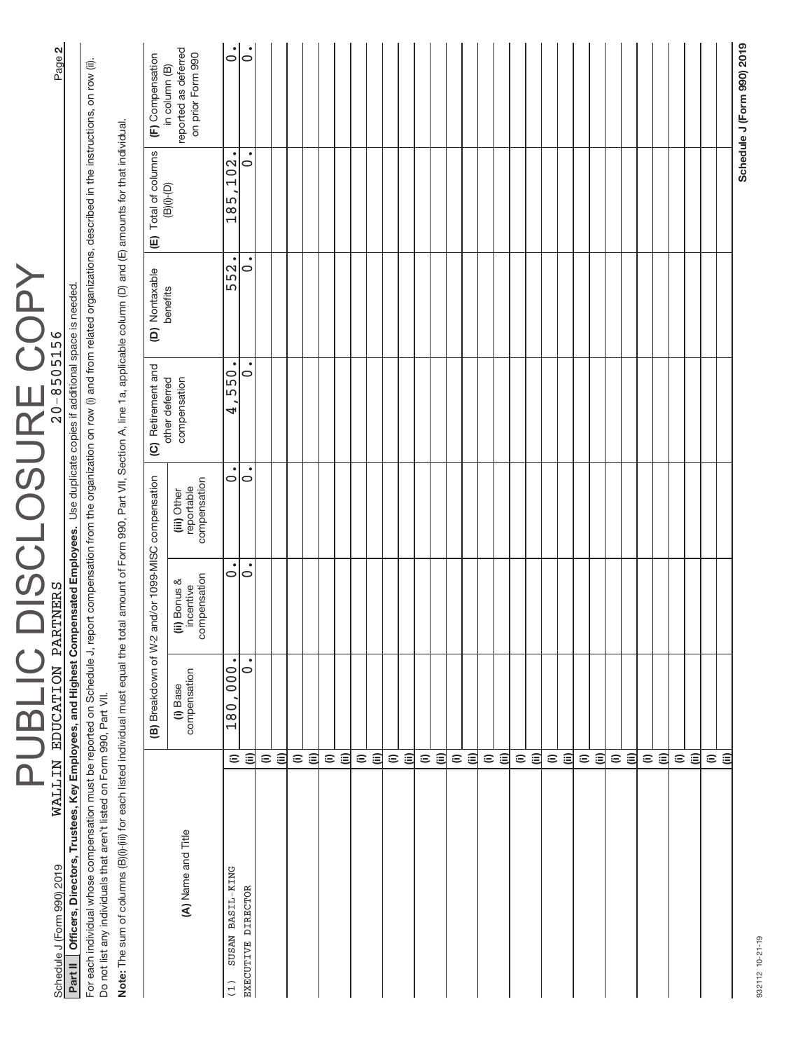# PUBLIC DISCLOSURE COPY

Schedule J (Form 990) 2019 WALLIN EDUCATION PARTNERS 20-8505156

**Part II Officers, Directors, Trustees, Key Employees, and Highest Compensated Employees.** Use duplicate copies if additional space is needed.

For each individual whose compensation must be reported on Schedule J, report compensation from the organization on row (i) and from related organizations, described in the instructions, on row (ii). Do not list any individuals that aren't listed on Form 990, Part VII.

**Note:** The sum of columns (B)(i)-(iii) for each listed individual must equal the total amount of Form 990, Part VII, Section A, line 1a, applicable column (D) and (E) amounts for that individual.

| (A) Name and Title | | (B) Breakdown of W-2 and/or 1099-MISC compensation | | | (C) Retirement and other deferred compensation | (D) Nontaxable benefits | (E) Total of columns (B)(i)-(D) | (F) Compensation in column (B) reported as deferred on prior Form 990 |
|---|---|---|---|---|---|---|---|---|
| | | (i) Base compensation | (ii) Bonus & incentive compensation | (iii) Other reportable compensation | | | | |
| (1) SUSAN BASIL-KING | (i) | 180,000. | 0. | 0. | 4,550. | 552. | 185,102. | 0. |
| EXECUTIVE DIRECTOR | (ii) | 0. | 0. | 0. | 0. | 0. | 0. | 0. |
| | (i) | | | | | | | |
| | (ii) | | | | | | | |
| | (i) | | | | | | | |
| | (ii) | | | | | | | |
| | (i) | | | | | | | |
| | (ii) | | | | | | | |
| | (i) | | | | | | | |
| | (ii) | | | | | | | |
| | (i) | | | | | | | |
| | (ii) | | | | | | | |
| | (i) | | | | | | | |
| | (ii) | | | | | | | |
| | (i) | | | | | | | |
| | (ii) | | | | | | | |
| | (i) | | | | | | | |
| | (ii) | | | | | | | |
| | (i) | | | | | | | |
| | (ii) | | | | | | | |
| | (i) | | | | | | | |
| | (ii) | | | | | | | |
| | (i) | | | | | | | |
| | (ii) | | | | | | | |
| | (i) | | | | | | | |
| | (ii) | | | | | | | |
| | (i) | | | | | | | |
| | (ii) | | | | | | | |
| | (i) | | | | | | | |
| | (ii) | | | | | | | |
| | (i) | | | | | | | |
| | (ii) | | | | | | | |

932112 10-21-19

Schedule J (Form 990) 2019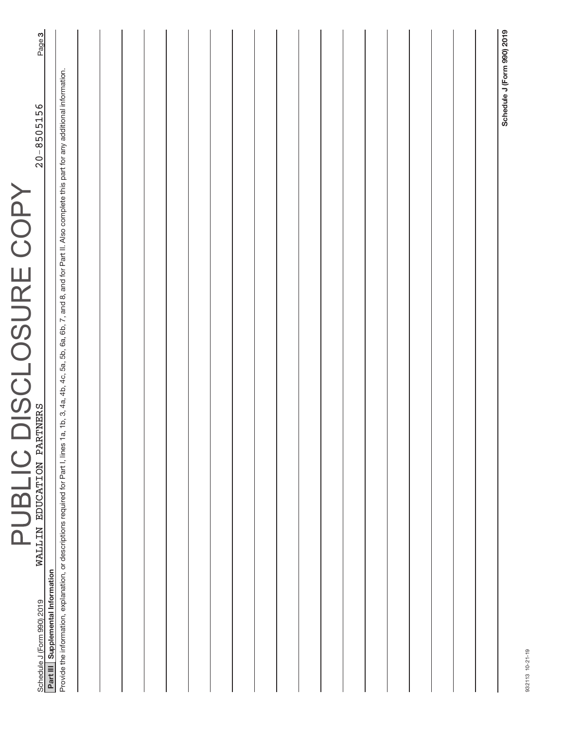PUBLIC DISCLOSURE COPY

Schedule J (Form 990) 2019 WALLIN EDUCATION PARTNERS 20-8505156 Page 3

## Part III Supplemental Information

Provide the information, explanation, or descriptions required for Part I, lines 1a, 1b, 3, 4a, 4b, 4c, 5a, 5b, 6a, 6b, 7, and 8, and for Part II. Also complete this part for any additional information.

Schedule J (Form 990) 2019

932113 10-21-19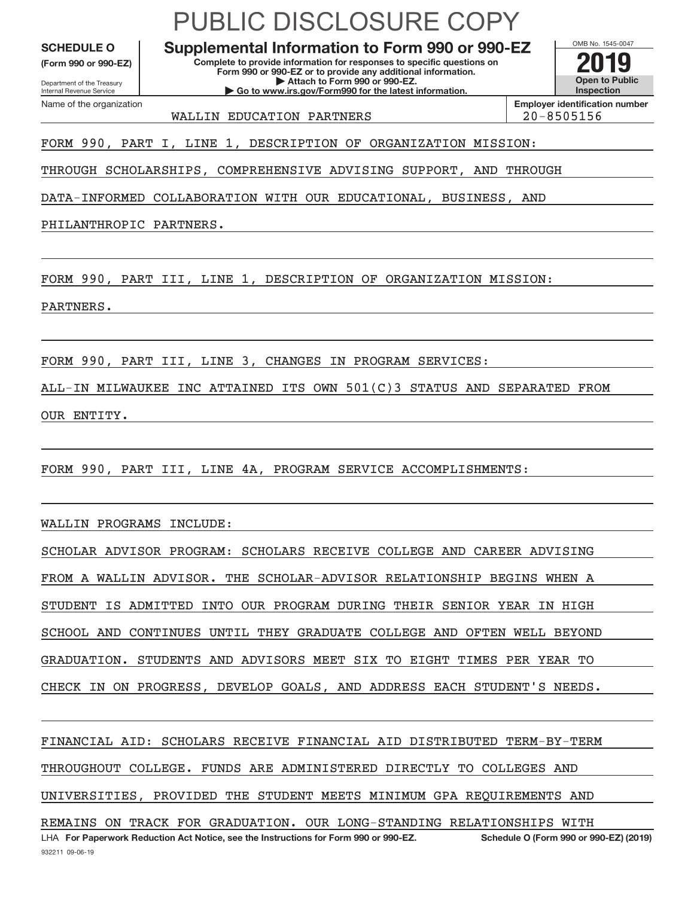PUBLIC DISCLOSURE COPY

**SCHEDULE O** (Form 990 or 990-EZ)

Department of the Treasury
Internal Revenue Service

# Supplemental Information to Form 990 or 990-EZ

**Complete to provide information for responses to specific questions on Form 990 or 990-EZ or to provide any additional information.**
**▶ Attach to Form 990 or 990-EZ.**
**▶ Go to www.irs.gov/Form990 for the latest information.**

OMB No. 1545-0047

**2019**

**Open to Public Inspection**

| Name of the organization | Employer identification number |
|---|---|
| WALLIN EDUCATION PARTNERS | 20-8505156 |

FORM 990, PART I, LINE 1, DESCRIPTION OF ORGANIZATION MISSION:

THROUGH SCHOLARSHIPS, COMPREHENSIVE ADVISING SUPPORT, AND THROUGH DATA-INFORMED COLLABORATION WITH OUR EDUCATIONAL, BUSINESS, AND PHILANTHROPIC PARTNERS.

FORM 990, PART III, LINE 1, DESCRIPTION OF ORGANIZATION MISSION:

PARTNERS.

FORM 990, PART III, LINE 3, CHANGES IN PROGRAM SERVICES:

ALL-IN MILWAUKEE INC ATTAINED ITS OWN 501(C)3 STATUS AND SEPARATED FROM OUR ENTITY.

FORM 990, PART III, LINE 4A, PROGRAM SERVICE ACCOMPLISHMENTS:

WALLIN PROGRAMS INCLUDE:

SCHOLAR ADVISOR PROGRAM: SCHOLARS RECEIVE COLLEGE AND CAREER ADVISING FROM A WALLIN ADVISOR. THE SCHOLAR-ADVISOR RELATIONSHIP BEGINS WHEN A STUDENT IS ADMITTED INTO OUR PROGRAM DURING THEIR SENIOR YEAR IN HIGH SCHOOL AND CONTINUES UNTIL THEY GRADUATE COLLEGE AND OFTEN WELL BEYOND GRADUATION. STUDENTS AND ADVISORS MEET SIX TO EIGHT TIMES PER YEAR TO CHECK IN ON PROGRESS, DEVELOP GOALS, AND ADDRESS EACH STUDENT'S NEEDS.

FINANCIAL AID: SCHOLARS RECEIVE FINANCIAL AID DISTRIBUTED TERM-BY-TERM THROUGHOUT COLLEGE. FUNDS ARE ADMINISTERED DIRECTLY TO COLLEGES AND UNIVERSITIES, PROVIDED THE STUDENT MEETS MINIMUM GPA REQUIREMENTS AND REMAINS ON TRACK FOR GRADUATION. OUR LONG-STANDING RELATIONSHIPS WITH

LHA **For Paperwork Reduction Act Notice, see the Instructions for Form 990 or 990-EZ.** **Schedule O (Form 990 or 990-EZ) (2019)**

932211 09-06-19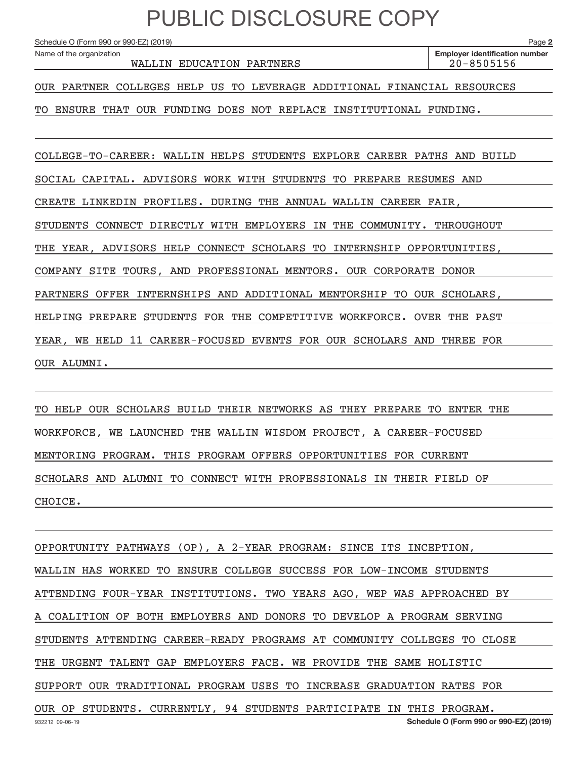# PUBLIC DISCLOSURE COPY

Schedule O (Form 990 or 990-EZ) (2019)

Name of the organization: WALLIN EDUCATION PARTNERS

Employer identification number: 20-8505156

OUR PARTNER COLLEGES HELP US TO LEVERAGE ADDITIONAL FINANCIAL RESOURCES TO ENSURE THAT OUR FUNDING DOES NOT REPLACE INSTITUTIONAL FUNDING.

COLLEGE-TO-CAREER: WALLIN HELPS STUDENTS EXPLORE CAREER PATHS AND BUILD SOCIAL CAPITAL. ADVISORS WORK WITH STUDENTS TO PREPARE RESUMES AND CREATE LINKEDIN PROFILES. DURING THE ANNUAL WALLIN CAREER FAIR, STUDENTS CONNECT DIRECTLY WITH EMPLOYERS IN THE COMMUNITY. THROUGHOUT THE YEAR, ADVISORS HELP CONNECT SCHOLARS TO INTERNSHIP OPPORTUNITIES, COMPANY SITE TOURS, AND PROFESSIONAL MENTORS. OUR CORPORATE DONOR PARTNERS OFFER INTERNSHIPS AND ADDITIONAL MENTORSHIP TO OUR SCHOLARS, HELPING PREPARE STUDENTS FOR THE COMPETITIVE WORKFORCE. OVER THE PAST YEAR, WE HELD 11 CAREER-FOCUSED EVENTS FOR OUR SCHOLARS AND THREE FOR OUR ALUMNI.

TO HELP OUR SCHOLARS BUILD THEIR NETWORKS AS THEY PREPARE TO ENTER THE WORKFORCE, WE LAUNCHED THE WALLIN WISDOM PROJECT, A CAREER-FOCUSED MENTORING PROGRAM. THIS PROGRAM OFFERS OPPORTUNITIES FOR CURRENT SCHOLARS AND ALUMNI TO CONNECT WITH PROFESSIONALS IN THEIR FIELD OF CHOICE.

OPPORTUNITY PATHWAYS (OP), A 2-YEAR PROGRAM: SINCE ITS INCEPTION, WALLIN HAS WORKED TO ENSURE COLLEGE SUCCESS FOR LOW-INCOME STUDENTS ATTENDING FOUR-YEAR INSTITUTIONS. TWO YEARS AGO, WEP WAS APPROACHED BY A COALITION OF BOTH EMPLOYERS AND DONORS TO DEVELOP A PROGRAM SERVING STUDENTS ATTENDING CAREER-READY PROGRAMS AT COMMUNITY COLLEGES TO CLOSE THE URGENT TALENT GAP EMPLOYERS FACE. WE PROVIDE THE SAME HOLISTIC SUPPORT OUR TRADITIONAL PROGRAM USES TO INCREASE GRADUATION RATES FOR OUR OP STUDENTS. CURRENTLY, 94 STUDENTS PARTICIPATE IN THIS PROGRAM.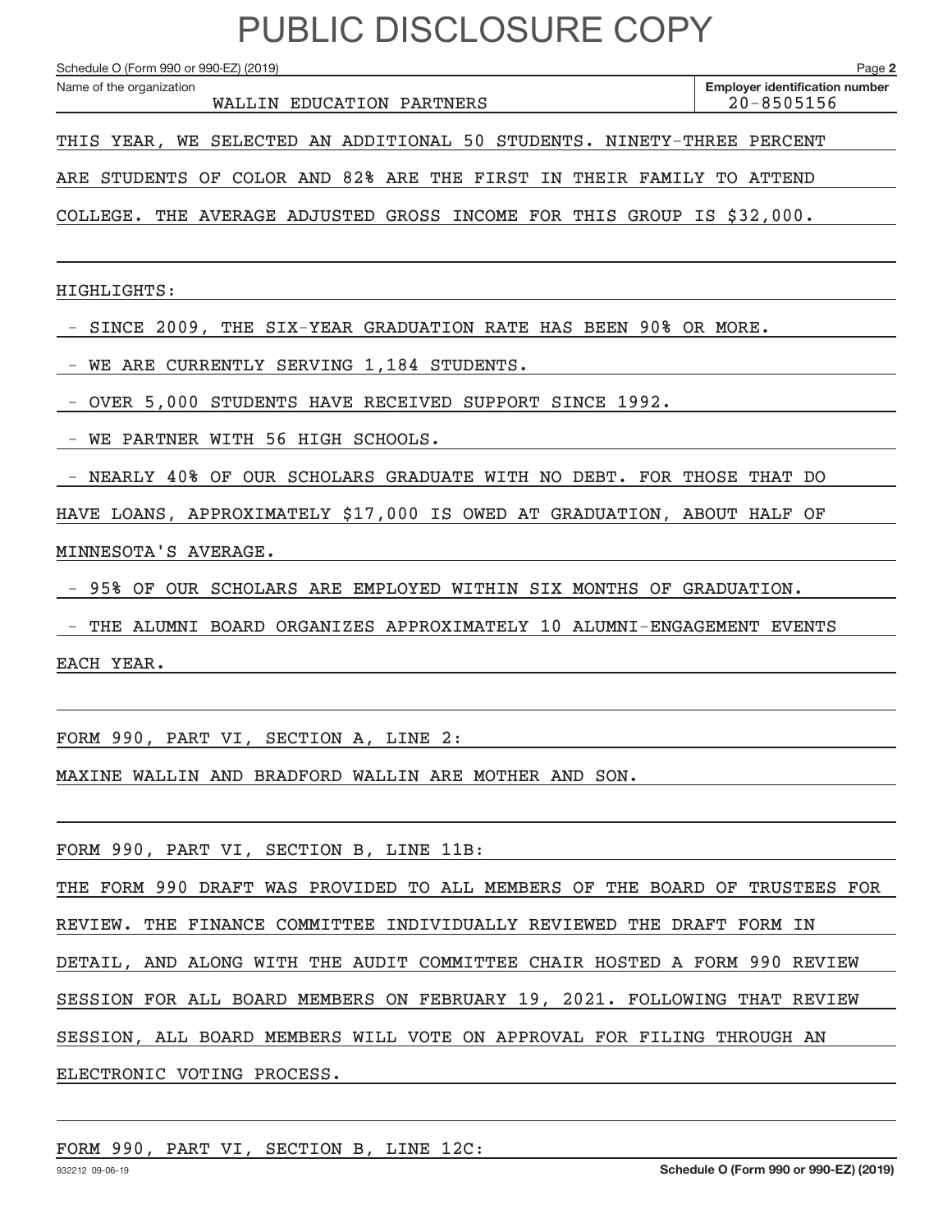# PUBLIC DISCLOSURE COPY

Schedule O (Form 990 or 990-EZ) (2019)

Name of the organization: WALLIN EDUCATION PARTNERS

Employer identification number: 20-8505156

THIS YEAR, WE SELECTED AN ADDITIONAL 50 STUDENTS. NINETY-THREE PERCENT ARE STUDENTS OF COLOR AND 82% ARE THE FIRST IN THEIR FAMILY TO ATTEND COLLEGE. THE AVERAGE ADJUSTED GROSS INCOME FOR THIS GROUP IS $32,000.

HIGHLIGHTS:

- SINCE 2009, THE SIX-YEAR GRADUATION RATE HAS BEEN 90% OR MORE.
- WE ARE CURRENTLY SERVING 1,184 STUDENTS.
- OVER 5,000 STUDENTS HAVE RECEIVED SUPPORT SINCE 1992.
- WE PARTNER WITH 56 HIGH SCHOOLS.
- NEARLY 40% OF OUR SCHOLARS GRADUATE WITH NO DEBT. FOR THOSE THAT DO HAVE LOANS, APPROXIMATELY $17,000 IS OWED AT GRADUATION, ABOUT HALF OF MINNESOTA'S AVERAGE.
- 95% OF OUR SCHOLARS ARE EMPLOYED WITHIN SIX MONTHS OF GRADUATION.
- THE ALUMNI BOARD ORGANIZES APPROXIMATELY 10 ALUMNI-ENGAGEMENT EVENTS EACH YEAR.

FORM 990, PART VI, SECTION A, LINE 2:

MAXINE WALLIN AND BRADFORD WALLIN ARE MOTHER AND SON.

FORM 990, PART VI, SECTION B, LINE 11B:

THE FORM 990 DRAFT WAS PROVIDED TO ALL MEMBERS OF THE BOARD OF TRUSTEES FOR REVIEW. THE FINANCE COMMITTEE INDIVIDUALLY REVIEWED THE DRAFT FORM IN DETAIL, AND ALONG WITH THE AUDIT COMMITTEE CHAIR HOSTED A FORM 990 REVIEW SESSION FOR ALL BOARD MEMBERS ON FEBRUARY 19, 2021. FOLLOWING THAT REVIEW SESSION, ALL BOARD MEMBERS WILL VOTE ON APPROVAL FOR FILING THROUGH AN ELECTRONIC VOTING PROCESS.

FORM 990, PART VI, SECTION B, LINE 12C: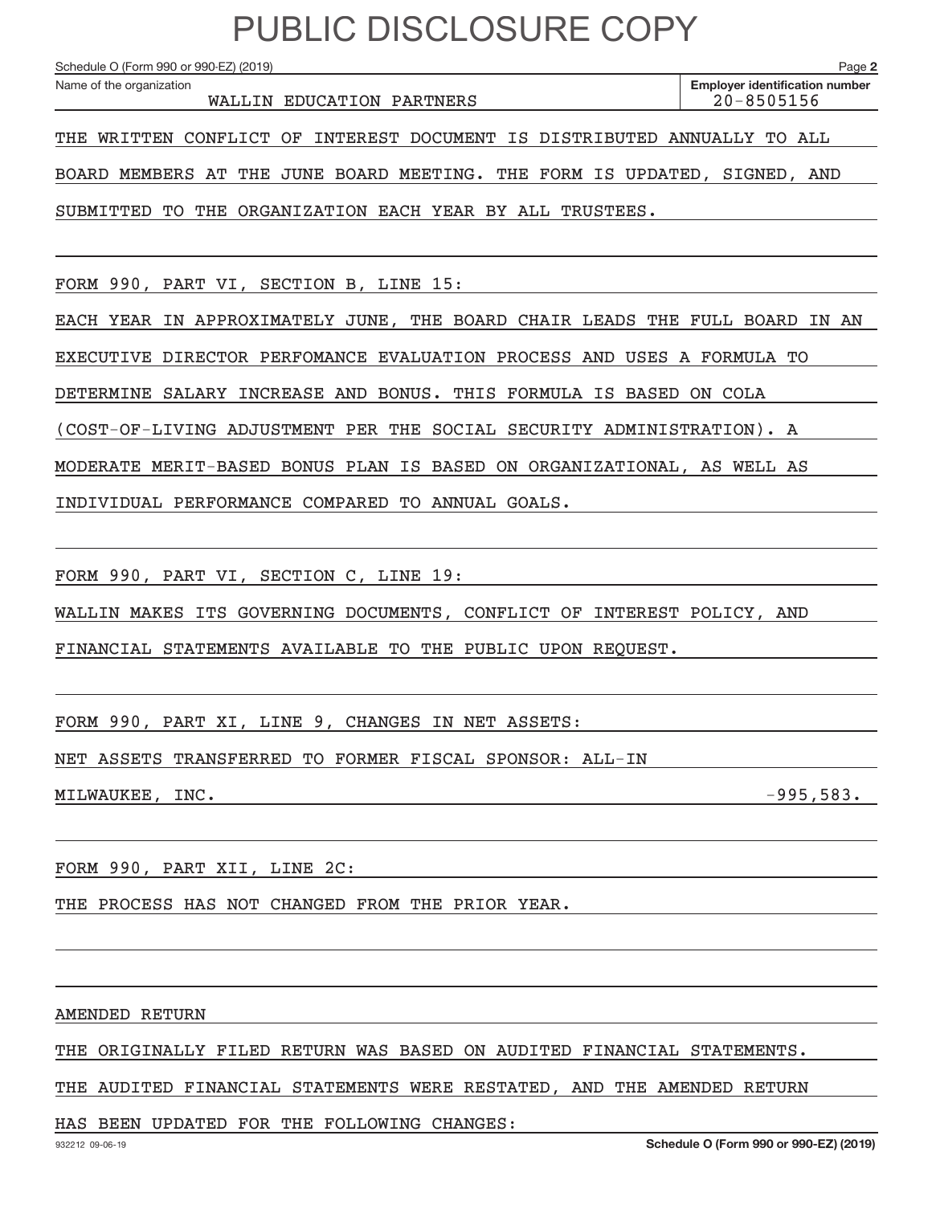# PUBLIC DISCLOSURE COPY

Schedule O (Form 990 or 990-EZ) (2019) Page **2**

| Name of the organization | Employer identification number |
|---|---|
| WALLIN EDUCATION PARTNERS | 20-8505156 |

THE WRITTEN CONFLICT OF INTEREST DOCUMENT IS DISTRIBUTED ANNUALLY TO ALL BOARD MEMBERS AT THE JUNE BOARD MEETING. THE FORM IS UPDATED, SIGNED, AND SUBMITTED TO THE ORGANIZATION EACH YEAR BY ALL TRUSTEES.

FORM 990, PART VI, SECTION B, LINE 15:

EACH YEAR IN APPROXIMATELY JUNE, THE BOARD CHAIR LEADS THE FULL BOARD IN AN EXECUTIVE DIRECTOR PERFOMANCE EVALUATION PROCESS AND USES A FORMULA TO DETERMINE SALARY INCREASE AND BONUS. THIS FORMULA IS BASED ON COLA (COST-OF-LIVING ADJUSTMENT PER THE SOCIAL SECURITY ADMINISTRATION). A MODERATE MERIT-BASED BONUS PLAN IS BASED ON ORGANIZATIONAL, AS WELL AS INDIVIDUAL PERFORMANCE COMPARED TO ANNUAL GOALS.

FORM 990, PART VI, SECTION C, LINE 19:

WALLIN MAKES ITS GOVERNING DOCUMENTS, CONFLICT OF INTEREST POLICY, AND FINANCIAL STATEMENTS AVAILABLE TO THE PUBLIC UPON REQUEST.

FORM 990, PART XI, LINE 9, CHANGES IN NET ASSETS:

| | |
|---|---|
| NET ASSETS TRANSFERRED TO FORMER FISCAL SPONSOR: ALL-IN MILWAUKEE, INC. | -995,583. |

FORM 990, PART XII, LINE 2C:

THE PROCESS HAS NOT CHANGED FROM THE PRIOR YEAR.

AMENDED RETURN

THE ORIGINALLY FILED RETURN WAS BASED ON AUDITED FINANCIAL STATEMENTS. THE AUDITED FINANCIAL STATEMENTS WERE RESTATED, AND THE AMENDED RETURN HAS BEEN UPDATED FOR THE FOLLOWING CHANGES:

932212 09-06-19 **Schedule O (Form 990 or 990-EZ) (2019)**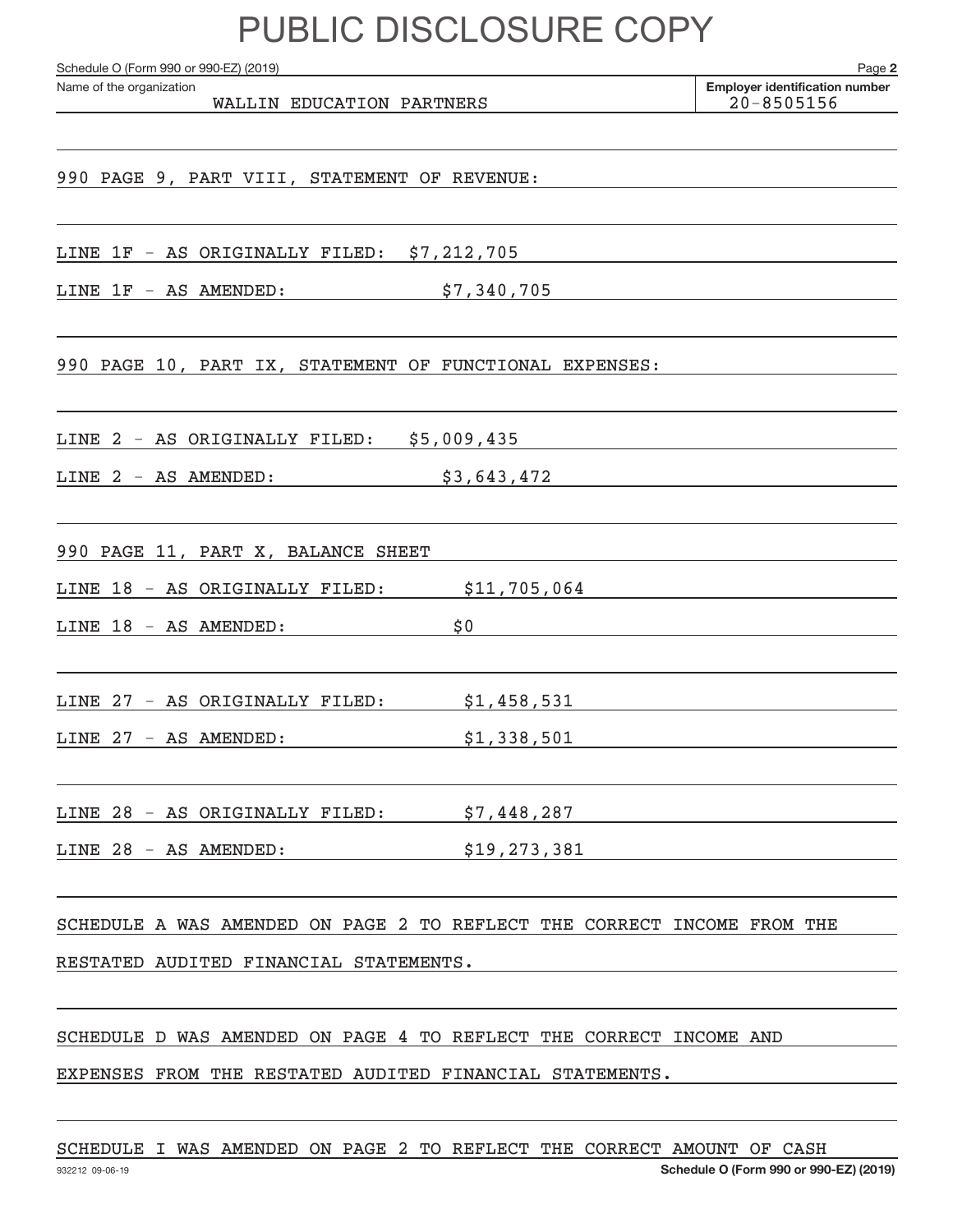# PUBLIC DISCLOSURE COPY

Schedule O (Form 990 or 990-EZ) (2019) Page **2**

Name of the organization: WALLIN EDUCATION PARTNERS

**Employer identification number:** 20-8505156

990 PAGE 9, PART VIII, STATEMENT OF REVENUE:

LINE 1F - AS ORIGINALLY FILED: $7,212,705

LINE 1F - AS AMENDED: $7,340,705

990 PAGE 10, PART IX, STATEMENT OF FUNCTIONAL EXPENSES:

LINE 2 - AS ORIGINALLY FILED: $5,009,435

LINE 2 - AS AMENDED: $3,643,472

990 PAGE 11, PART X, BALANCE SHEET

LINE 18 - AS ORIGINALLY FILED: $11,705,064

LINE 18 - AS AMENDED: $0

LINE 27 - AS ORIGINALLY FILED: $1,458,531

LINE 27 - AS AMENDED: $1,338,501

LINE 28 - AS ORIGINALLY FILED: $7,448,287

LINE 28 - AS AMENDED: $19,273,381

SCHEDULE A WAS AMENDED ON PAGE 2 TO REFLECT THE CORRECT INCOME FROM THE RESTATED AUDITED FINANCIAL STATEMENTS.

SCHEDULE D WAS AMENDED ON PAGE 4 TO REFLECT THE CORRECT INCOME AND EXPENSES FROM THE RESTATED AUDITED FINANCIAL STATEMENTS.

SCHEDULE I WAS AMENDED ON PAGE 2 TO REFLECT THE CORRECT AMOUNT OF CASH

932212 09-06-19 **Schedule O (Form 990 or 990-EZ) (2019)**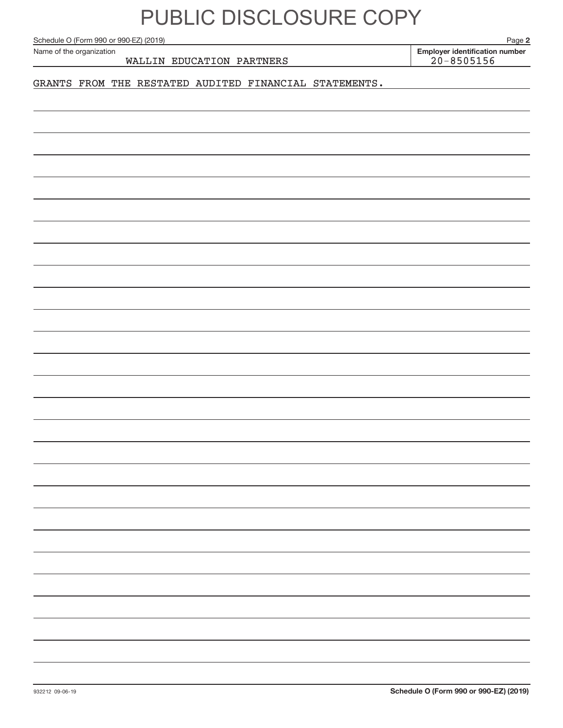PUBLIC DISCLOSURE COPY

Schedule O (Form 990 or 990-EZ) (2019) Page **2**

Name of the organization: WALLIN EDUCATION PARTNERS

**Employer identification number**: 20-8505156

GRANTS FROM THE RESTATED AUDITED FINANCIAL STATEMENTS.

932212 09-06-19

**Schedule O (Form 990 or 990-EZ) (2019)**